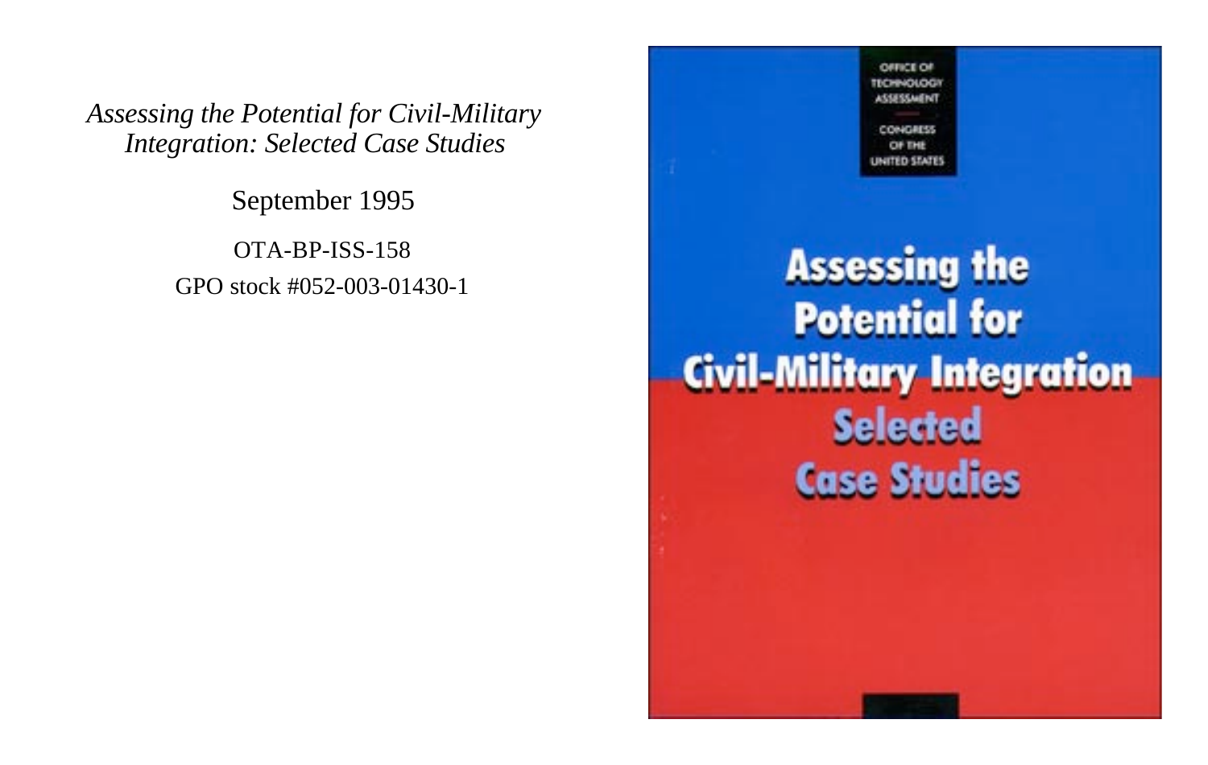*Assessing the Potential for Civil-Military Integration: Selected Case Studies*

September 1995

OTA-BP-ISS-158

GPO stock #052-003-01430-1

OFFICE OF TECHNOLOGY ASSESSMENT

CONGRESS OF THE UNITED STATES

# Assessing the Potential for Civil-Military Integration

## Selected Case Studies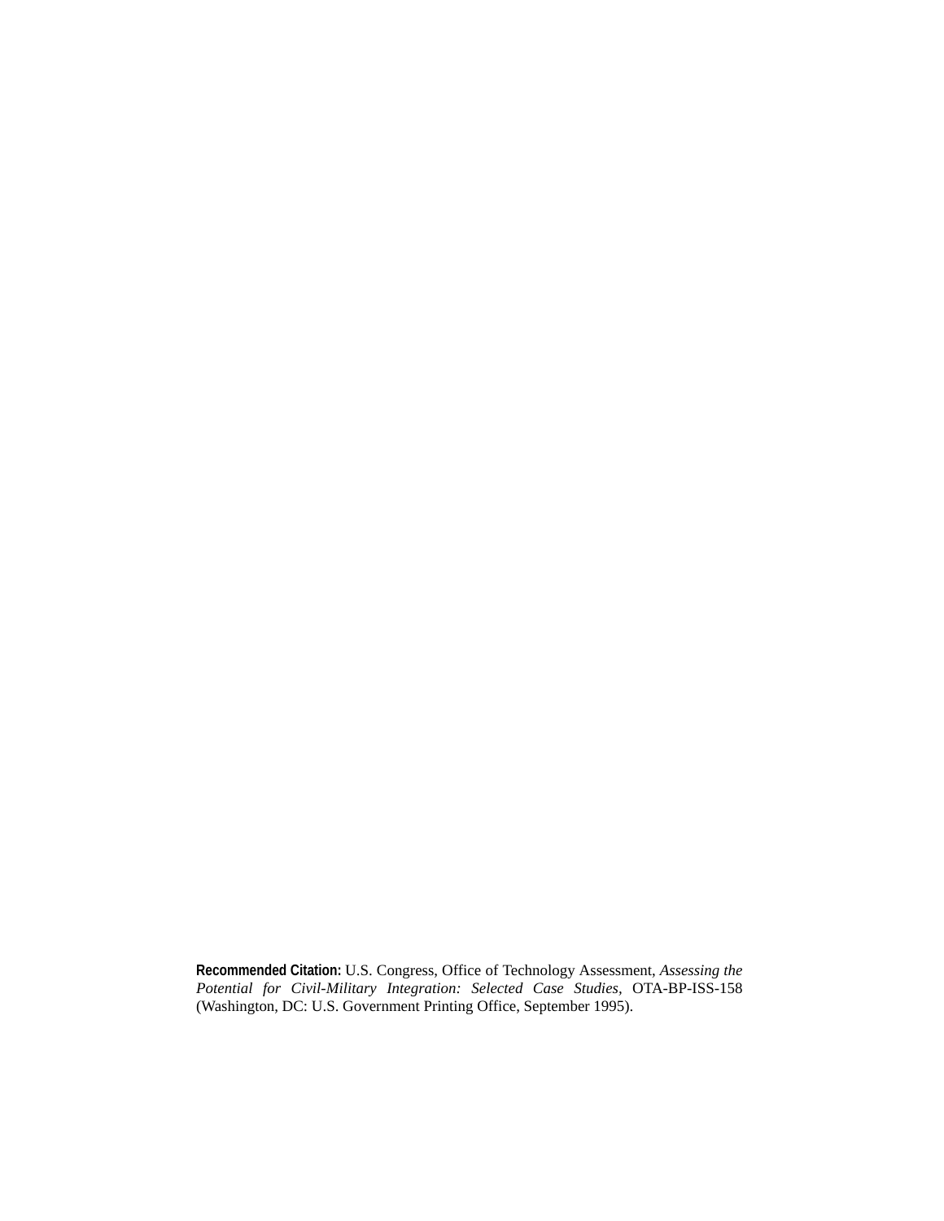**Recommended Citation:** U.S. Congress, Office of Technology Assessment, *Assessing the Potential for Civil-Military Integration: Selected Case Studies,* OTA-BP-ISS-158 (Washington, DC: U.S. Government Printing Office, September 1995).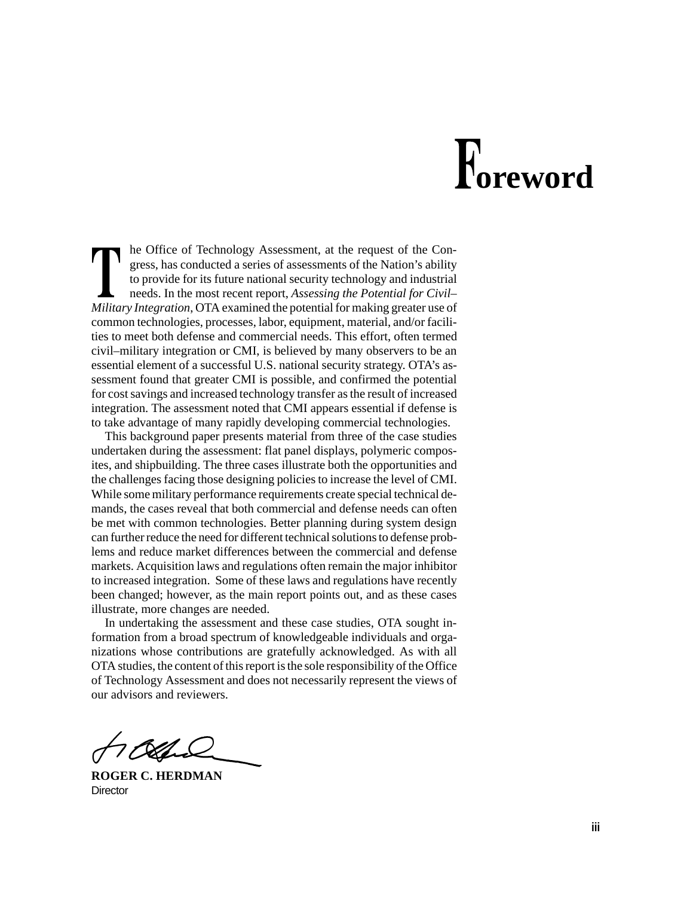# Foreword

The Office of Technology Assessment, at the request of the Congress, has conducted a series of assessments of the Nation's ability to provide for its future national security technology and industrial needs. In the most recent report, *Assessing the Potential for Civil–Military Integration*, OTA examined the potential for making greater use of common technologies, processes, labor, equipment, material, and/or facilities to meet both defense and commercial needs. This effort, often termed civil–military integration or CMI, is believed by many observers to be an essential element of a successful U.S. national security strategy. OTA's assessment found that greater CMI is possible, and confirmed the potential for cost savings and increased technology transfer as the result of increased integration. The assessment noted that CMI appears essential if defense is to take advantage of many rapidly developing commercial technologies.

This background paper presents material from three of the case studies undertaken during the assessment: flat panel displays, polymeric composites, and shipbuilding. The three cases illustrate both the opportunities and the challenges facing those designing policies to increase the level of CMI. While some military performance requirements create special technical demands, the cases reveal that both commercial and defense needs can often be met with common technologies. Better planning during system design can further reduce the need for different technical solutions to defense problems and reduce market differences between the commercial and defense markets. Acquisition laws and regulations often remain the major inhibitor to increased integration. Some of these laws and regulations have recently been changed; however, as the main report points out, and as these cases illustrate, more changes are needed.

In undertaking the assessment and these case studies, OTA sought information from a broad spectrum of knowledgeable individuals and organizations whose contributions are gratefully acknowledged. As with all OTA studies, the content of this report is the sole responsibility of the Office of Technology Assessment and does not necessarily represent the views of our advisors and reviewers.

**ROGER C. HERDMAN**
Director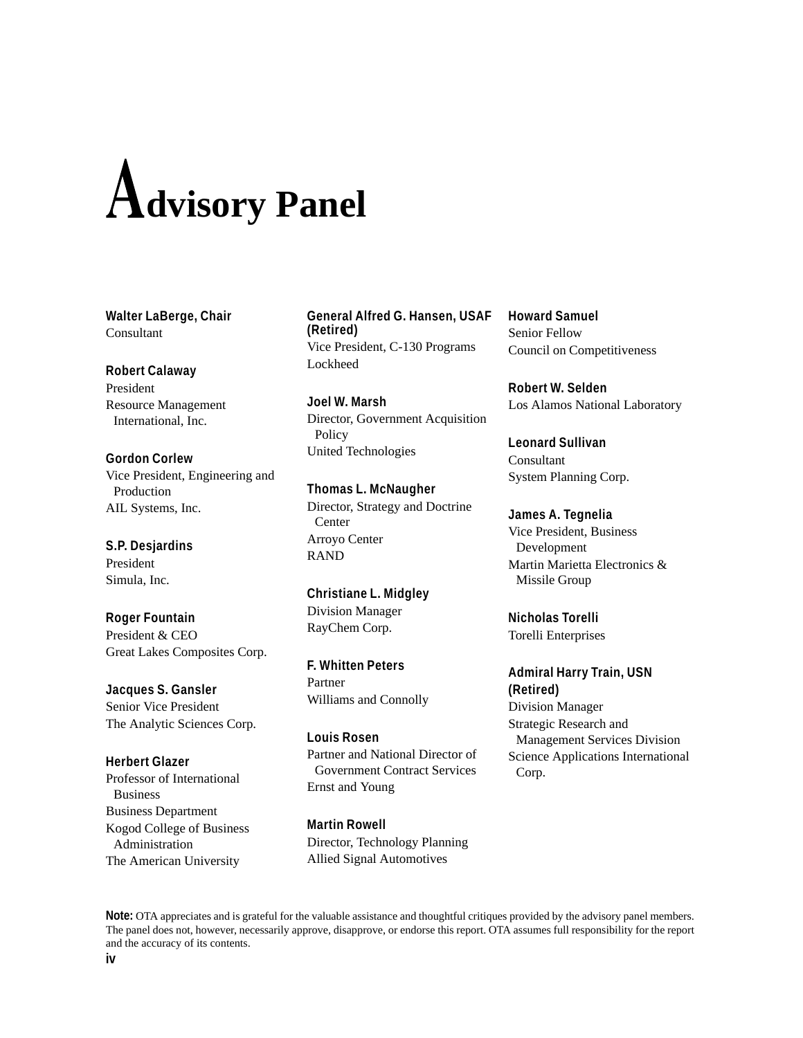# Advisory Panel

**Walter LaBerge, Chair**
Consultant

**Robert Calaway**
President
Resource Management International, Inc.

**Gordon Corlew**
Vice President, Engineering and Production
AIL Systems, Inc.

**S.P. Desjardins**
President
Simula, Inc.

**Roger Fountain**
President & CEO
Great Lakes Composites Corp.

**Jacques S. Gansler**
Senior Vice President
The Analytic Sciences Corp.

**Herbert Glazer**
Professor of International Business
Business Department
Kogod College of Business Administration
The American University

**General Alfred G. Hansen, USAF (Retired)**
Vice President, C-130 Programs
Lockheed

**Joel W. Marsh**
Director, Government Acquisition Policy
United Technologies

**Thomas L. McNaugher**
Director, Strategy and Doctrine Center
Arroyo Center
RAND

**Christiane L. Midgley**
Division Manager
RayChem Corp.

**F. Whitten Peters**
Partner
Williams and Connolly

**Louis Rosen**
Partner and National Director of Government Contract Services
Ernst and Young

**Martin Rowell**
Director, Technology Planning
Allied Signal Automotives

**Howard Samuel**
Senior Fellow
Council on Competitiveness

**Robert W. Selden**
Los Alamos National Laboratory

**Leonard Sullivan**
Consultant
System Planning Corp.

**James A. Tegnelia**
Vice President, Business Development
Martin Marietta Electronics & Missile Group

**Nicholas Torelli**
Torelli Enterprises

**Admiral Harry Train, USN (Retired)**
Division Manager
Strategic Research and Management Services Division
Science Applications International Corp.

**Note:** OTA appreciates and is grateful for the valuable assistance and thoughtful critiques provided by the advisory panel members. The panel does not, however, necessarily approve, disapprove, or endorse this report. OTA assumes full responsibility for the report and the accuracy of its contents.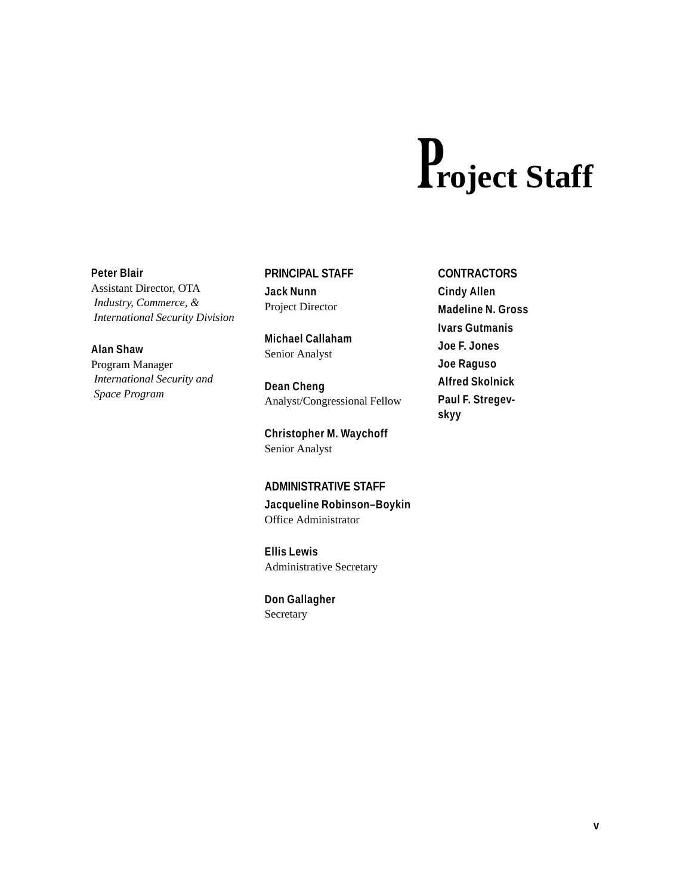# Project Staff

**Peter Blair**
Assistant Director, OTA
*Industry, Commerce, &*
*International Security Division*

**Alan Shaw**
Program Manager
*International Security and*
*Space Program*

**PRINCIPAL STAFF**

**Jack Nunn**
Project Director

**Michael Callaham**
Senior Analyst

**Dean Cheng**
Analyst/Congressional Fellow

**Christopher M. Waychoff**
Senior Analyst

**ADMINISTRATIVE STAFF**

**Jacqueline Robinson–Boykin**
Office Administrator

**Ellis Lewis**
Administrative Secretary

**Don Gallagher**
Secretary

**CONTRACTORS**

**Cindy Allen**

**Madeline N. Gross**

**Ivars Gutmanis**

**Joe F. Jones**

**Joe Raguso**

**Alfred Skolnick**

**Paul F. Stregevskyy**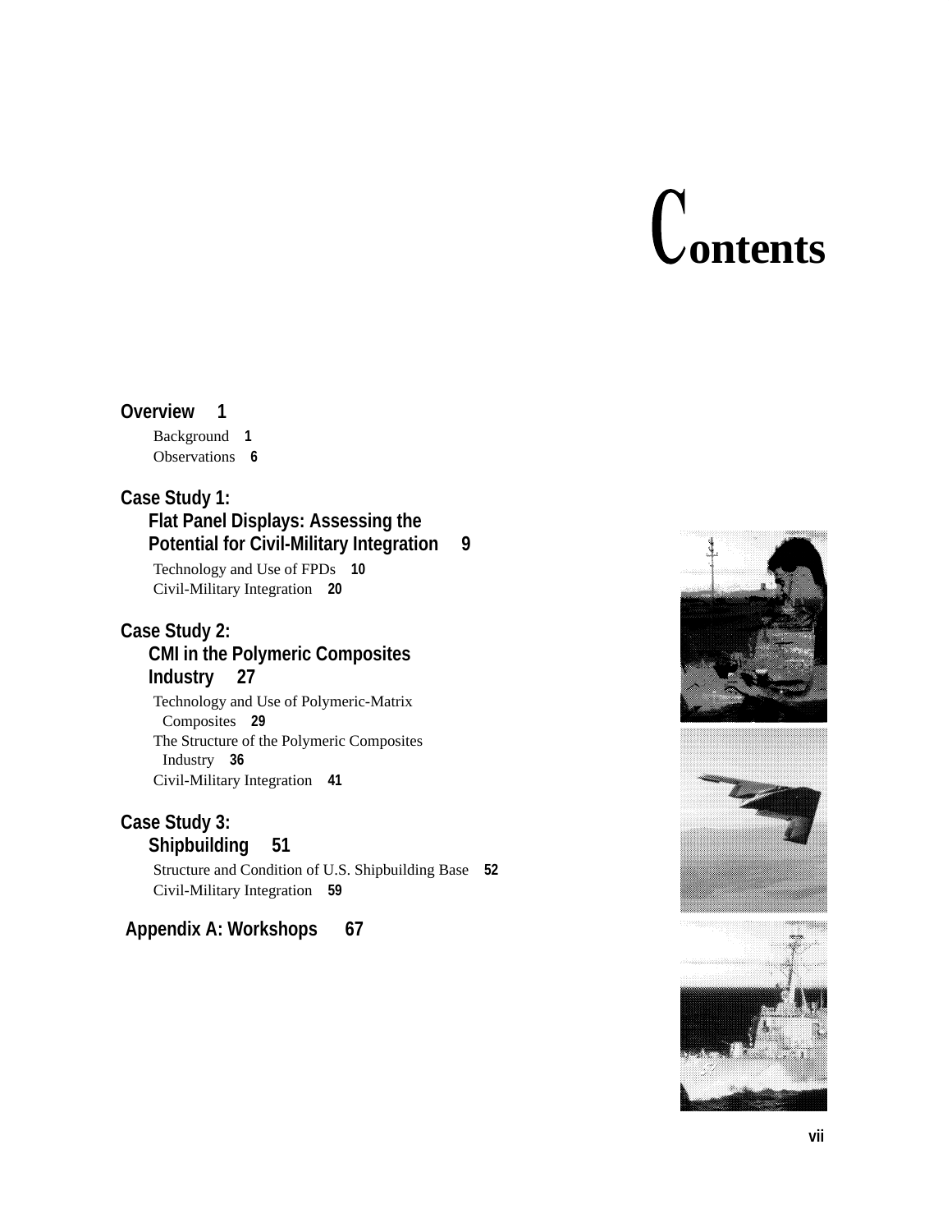# Contents

**Overview 1**

- Background 1
- Observations 6

**Case Study 1:**
**Flat Panel Displays: Assessing the Potential for Civil-Military Integration 9**

- Technology and Use of FPDs 10
- Civil-Military Integration 20

**Case Study 2:**
**CMI in the Polymeric Composites Industry 27**

- Technology and Use of Polymeric-Matrix Composites 29
- The Structure of the Polymeric Composites Industry 36
- Civil-Military Integration 41

**Case Study 3:**
**Shipbuilding 51**

- Structure and Condition of U.S. Shipbuilding Base 52
- Civil-Military Integration 59

**Appendix A: Workshops 67**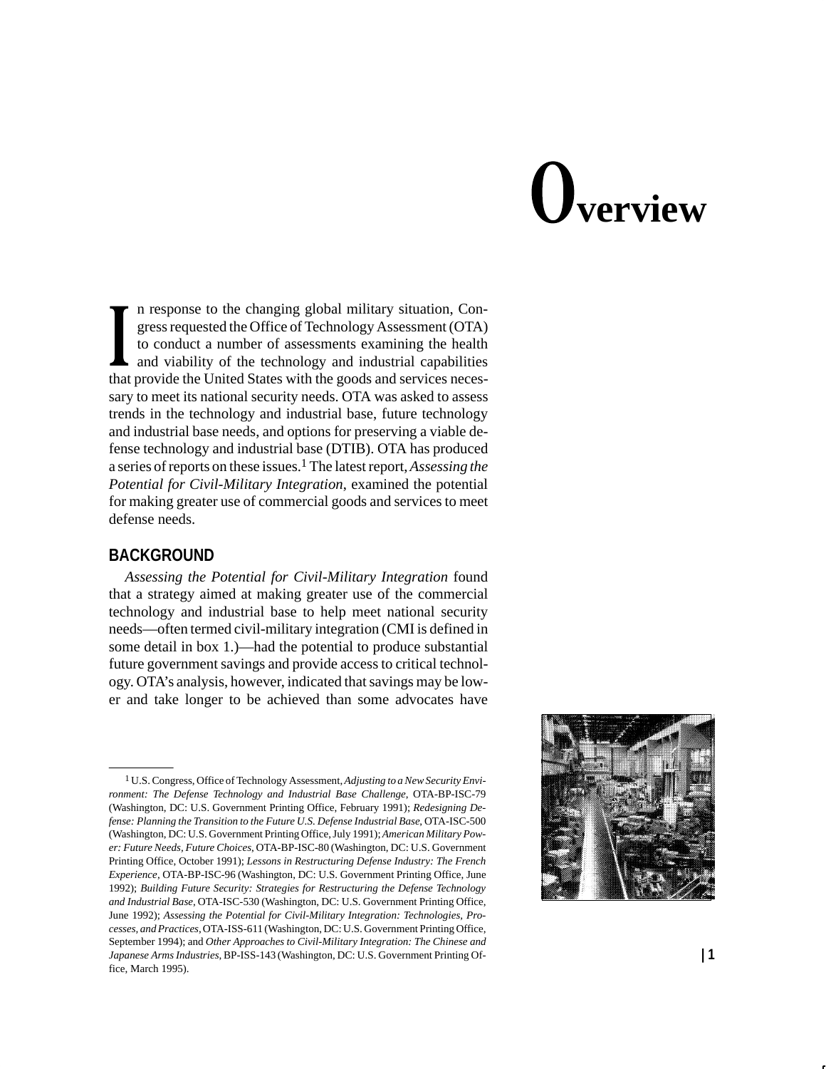# Overview

In response to the changing global military situation, Congress requested the Office of Technology Assessment (OTA) to conduct a number of assessments examining the health and viability of the technology and industrial capabilities that provide the United States with the goods and services necessary to meet its national security needs. OTA was asked to assess trends in the technology and industrial base, future technology and industrial base needs, and options for preserving a viable defense technology and industrial base (DTIB). OTA has produced a series of reports on these issues.[1] The latest report, *Assessing the Potential for Civil-Military Integration*, examined the potential for making greater use of commercial goods and services to meet defense needs.

## BACKGROUND

*Assessing the Potential for Civil-Military Integration* found that a strategy aimed at making greater use of the commercial technology and industrial base to help meet national security needs—often termed civil-military integration (CMI is defined in some detail in box 1.)—had the potential to produce substantial future government savings and provide access to critical technology. OTA's analysis, however, indicated that savings may be lower and take longer to be achieved than some advocates have

---

[1] U.S. Congress, Office of Technology Assessment, *Adjusting to a New Security Environment: The Defense Technology and Industrial Base Challenge*, OTA-BP-ISC-79 (Washington, DC: U.S. Government Printing Office, February 1991); *Redesigning Defense: Planning the Transition to the Future U.S. Defense Industrial Base*, OTA-ISC-500 (Washington, DC: U.S. Government Printing Office, July 1991); *American Military Power: Future Needs, Future Choices*, OTA-BP-ISC-80 (Washington, DC: U.S. Government Printing Office, October 1991); *Lessons in Restructuring Defense Industry: The French Experience*, OTA-BP-ISC-96 (Washington, DC: U.S. Government Printing Office, June 1992); *Building Future Security: Strategies for Restructuring the Defense Technology and Industrial Base*, OTA-ISC-530 (Washington, DC: U.S. Government Printing Office, June 1992); *Assessing the Potential for Civil-Military Integration: Technologies, Processes, and Practices*, OTA-ISS-611 (Washington, DC: U.S. Government Printing Office, September 1994); and *Other Approaches to Civil-Military Integration: The Chinese and Japanese Arms Industries*, BP-ISS-143 (Washington, DC: U.S. Government Printing Office, March 1995).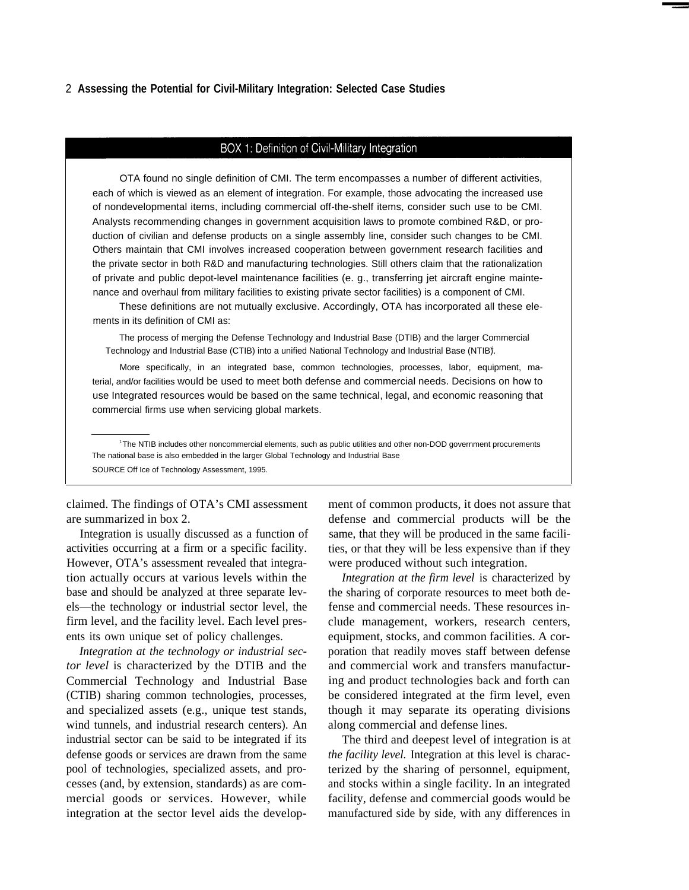## BOX 1: Definition of Civil-Military Integration

OTA found no single definition of CMI. The term encompasses a number of different activities, each of which is viewed as an element of integration. For example, those advocating the increased use of nondevelopmental items, including commercial off-the-shelf items, consider such use to be CMI. Analysts recommending changes in government acquisition laws to promote combined R&D, or production of civilian and defense products on a single assembly line, consider such changes to be CMI. Others maintain that CMI involves increased cooperation between government research facilities and the private sector in both R&D and manufacturing technologies. Still others claim that the rationalization of private and public depot-level maintenance facilities (e. g., transferring jet aircraft engine maintenance and overhaul from military facilities to existing private sector facilities) is a component of CMI.

These definitions are not mutually exclusive. Accordingly, OTA has incorporated all these elements in its definition of CMI as:

> The process of merging the Defense Technology and Industrial Base (DTIB) and the larger Commercial Technology and Industrial Base (CTIB) into a unified National Technology and Industrial Base (NTIB)[1].

More specifically, in an integrated base, common technologies, processes, labor, equipment, material, and/or facilities would be used to meet both defense and commercial needs. Decisions on how to use Integrated resources would be based on the same technical, legal, and economic reasoning that commercial firms use when servicing global markets.

---

[1] The NTIB includes other noncommercial elements, such as public utilities and other non-DOD government procurements The national base is also embedded in the larger Global Technology and Industrial Base

SOURCE Off Ice of Technology Assessment, 1995.

claimed. The findings of OTA's CMI assessment are summarized in box 2.

Integration is usually discussed as a function of activities occurring at a firm or a specific facility. However, OTA's assessment revealed that integration actually occurs at various levels within the base and should be analyzed at three separate levels—the technology or industrial sector level, the firm level, and the facility level. Each level presents its own unique set of policy challenges.

*Integration at the technology or industrial sector level* is characterized by the DTIB and the Commercial Technology and Industrial Base (CTIB) sharing common technologies, processes, and specialized assets (e.g., unique test stands, wind tunnels, and industrial research centers). An industrial sector can be said to be integrated if its defense goods or services are drawn from the same pool of technologies, specialized assets, and processes (and, by extension, standards) as are commercial goods or services. However, while integration at the sector level aids the development of common products, it does not assure that defense and commercial products will be the same, that they will be produced in the same facilities, or that they will be less expensive than if they were produced without such integration.

*Integration at the firm level* is characterized by the sharing of corporate resources to meet both defense and commercial needs. These resources include management, workers, research centers, equipment, stocks, and common facilities. A corporation that readily moves staff between defense and commercial work and transfers manufacturing and product technologies back and forth can be considered integrated at the firm level, even though it may separate its operating divisions along commercial and defense lines.

The third and deepest level of integration is at *the facility level.* Integration at this level is characterized by the sharing of personnel, equipment, and stocks within a single facility. In an integrated facility, defense and commercial goods would be manufactured side by side, with any differences in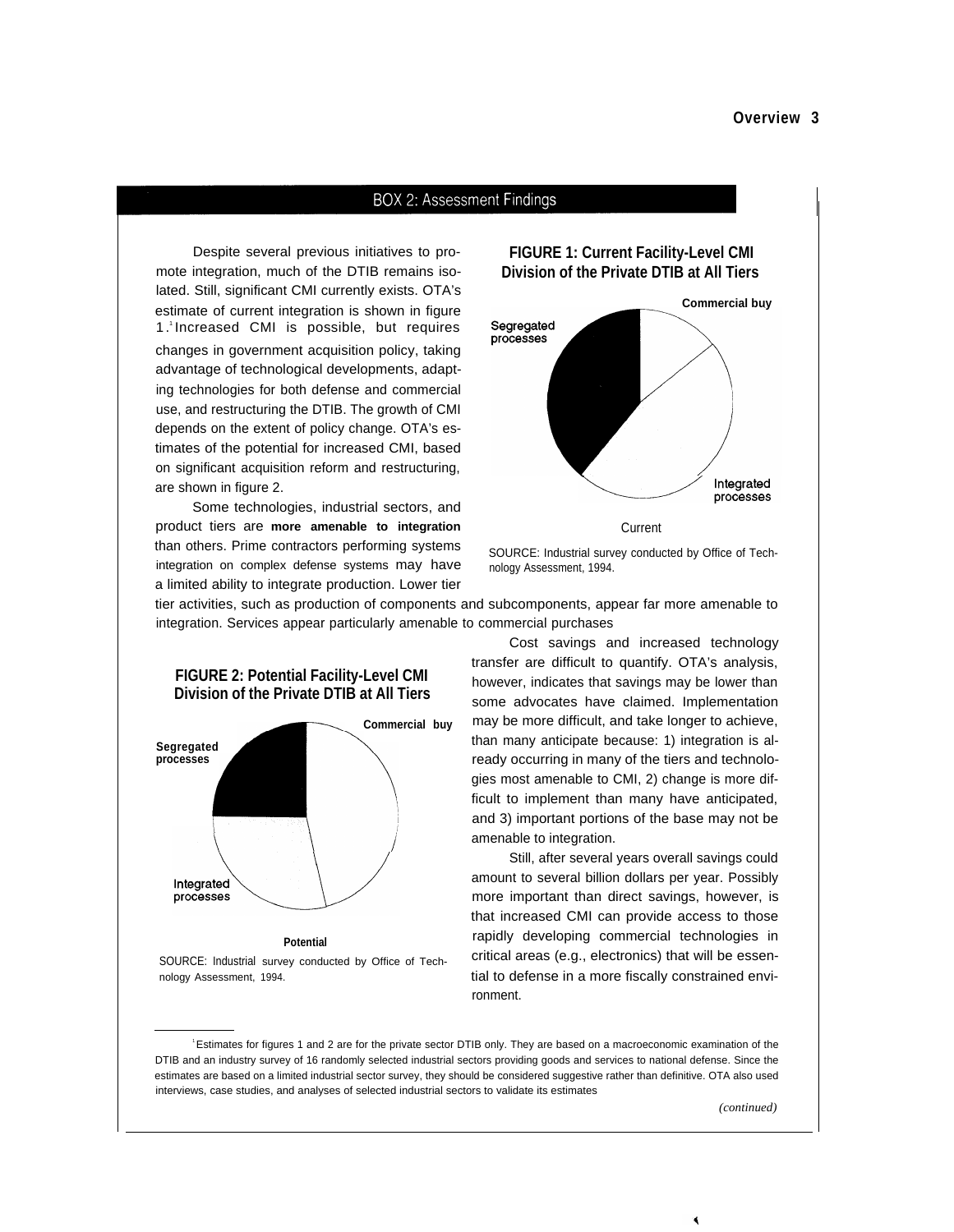## BOX 2: Assessment Findings

Despite several previous initiatives to promote integration, much of the DTIB remains isolated. Still, significant CMI currently exists. OTA's estimate of current integration is shown in figure 1.[1] Increased CMI is possible, but requires changes in government acquisition policy, taking advantage of technological developments, adapting technologies for both defense and commercial use, and restructuring the DTIB. The growth of CMI depends on the extent of policy change. OTA's estimates of the potential for increased CMI, based on significant acquisition reform and restructuring, are shown in figure 2.

Some technologies, industrial sectors, and product tiers are **more amenable to integration** than others. Prime contractors performing systems integration on complex defense systems may have a limited ability to integrate production. Lower tier tier activities, such as production of components and subcomponents, appear far more amenable to integration. Services appear particularly amenable to commercial purchases

**FIGURE 1: Current Facility-Level CMI Division of the Private DTIB at All Tiers**

Commercial buy

Segregated processes

Integrated processes

Current

SOURCE: Industrial survey conducted by Office of Technology Assessment, 1994.

**FIGURE 2: Potential Facility-Level CMI Division of the Private DTIB at All Tiers**

Commercial buy

Segregated processes

Integrated processes

Potential

SOURCE: Industrial survey conducted by Office of Technology Assessment, 1994.

Cost savings and increased technology transfer are difficult to quantify. OTA's analysis, however, indicates that savings may be lower than some advocates have claimed. Implementation may be more difficult, and take longer to achieve, than many anticipate because: 1) integration is already occurring in many of the tiers and technologies most amenable to CMI, 2) change is more difficult to implement than many have anticipated, and 3) important portions of the base may not be amenable to integration.

Still, after several years overall savings could amount to several billion dollars per year. Possibly more important than direct savings, however, is that increased CMI can provide access to those rapidly developing commercial technologies in critical areas (e.g., electronics) that will be essential to defense in a more fiscally constrained environment.

[1] Estimates for figures 1 and 2 are for the private sector DTIB only. They are based on a macroeconomic examination of the DTIB and an industry survey of 16 randomly selected industrial sectors providing goods and services to national defense. Since the estimates are based on a limited industrial sector survey, they should be considered suggestive rather than definitive. OTA also used interviews, case studies, and analyses of selected industrial sectors to validate its estimates

*(continued)*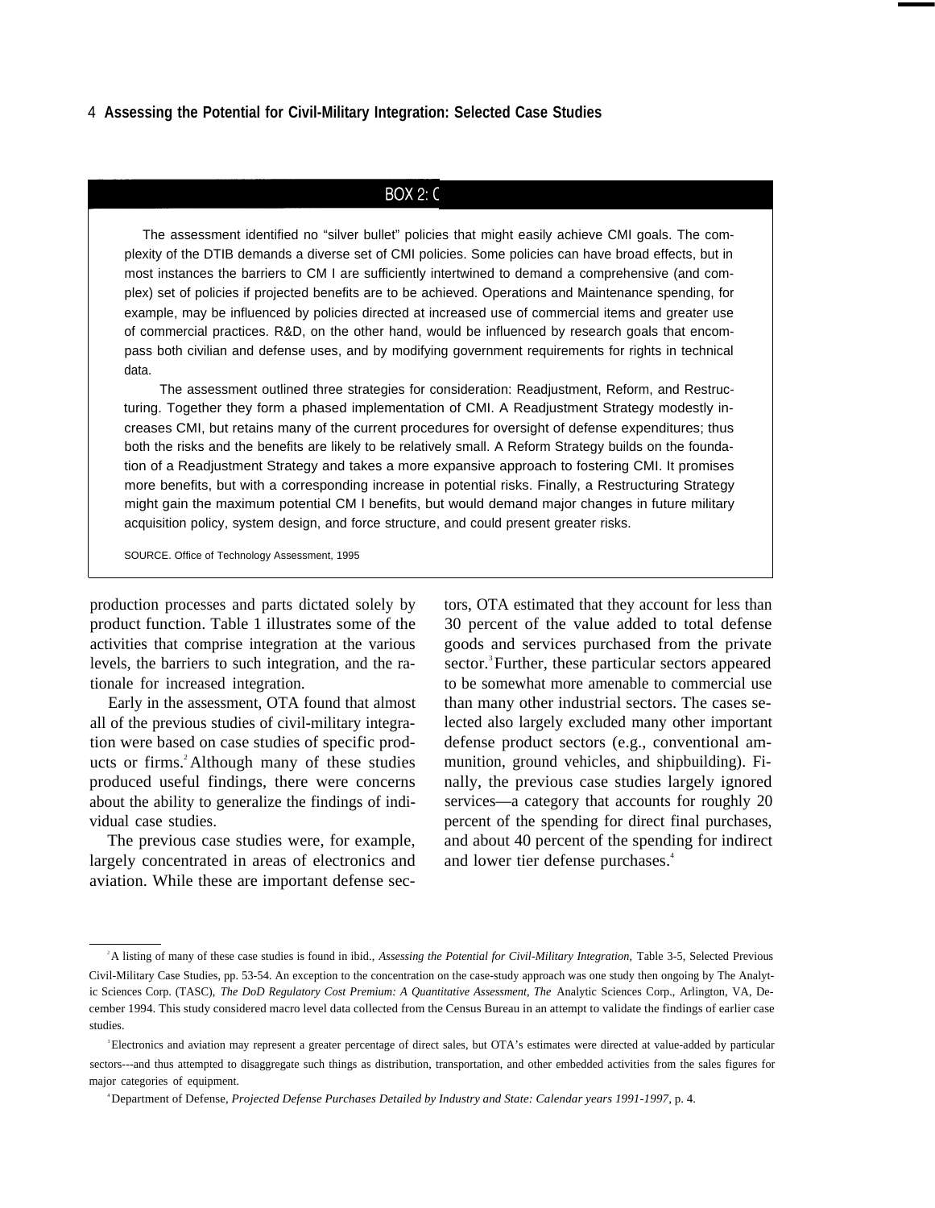## BOX 2: C

The assessment identified no "silver bullet" policies that might easily achieve CMI goals. The complexity of the DTIB demands a diverse set of CMI policies. Some policies can have broad effects, but in most instances the barriers to CM I are sufficiently intertwined to demand a comprehensive (and complex) set of policies if projected benefits are to be achieved. Operations and Maintenance spending, for example, may be influenced by policies directed at increased use of commercial items and greater use of commercial practices. R&D, on the other hand, would be influenced by research goals that encompass both civilian and defense uses, and by modifying government requirements for rights in technical data.

The assessment outlined three strategies for consideration: Readjustment, Reform, and Restructuring. Together they form a phased implementation of CMI. A Readjustment Strategy modestly increases CMI, but retains many of the current procedures for oversight of defense expenditures; thus both the risks and the benefits are likely to be relatively small. A Reform Strategy builds on the foundation of a Readjustment Strategy and takes a more expansive approach to fostering CMI. It promises more benefits, but with a corresponding increase in potential risks. Finally, a Restructuring Strategy might gain the maximum potential CM I benefits, but would demand major changes in future military acquisition policy, system design, and force structure, and could present greater risks.

SOURCE. Office of Technology Assessment, 1995

production processes and parts dictated solely by product function. Table 1 illustrates some of the activities that comprise integration at the various levels, the barriers to such integration, and the rationale for increased integration.

Early in the assessment, OTA found that almost all of the previous studies of civil-military integration were based on case studies of specific products or firms.[2] Although many of these studies produced useful findings, there were concerns about the ability to generalize the findings of individual case studies.

The previous case studies were, for example, largely concentrated in areas of electronics and aviation. While these are important defense sectors, OTA estimated that they account for less than 30 percent of the value added to total defense goods and services purchased from the private sector.[3] Further, these particular sectors appeared to be somewhat more amenable to commercial use than many other industrial sectors. The cases selected also largely excluded many other important defense product sectors (e.g., conventional ammunition, ground vehicles, and shipbuilding). Finally, the previous case studies largely ignored services—a category that accounts for roughly 20 percent of the spending for direct final purchases, and about 40 percent of the spending for indirect and lower tier defense purchases.[4]

---

[2] A listing of many of these case studies is found in ibid., *Assessing the Potential for Civil-Military Integration,* Table 3-5, Selected Previous Civil-Military Case Studies, pp. 53-54. An exception to the concentration on the case-study approach was one study then ongoing by The Analytic Sciences Corp. (TASC), *The DoD Regulatory Cost Premium: A Quantitative Assessment, The* Analytic Sciences Corp., Arlington, VA, December 1994. This study considered macro level data collected from the Census Bureau in an attempt to validate the findings of earlier case studies.

[3] Electronics and aviation may represent a greater percentage of direct sales, but OTA's estimates were directed at value-added by particular sectors---and thus attempted to disaggregate such things as distribution, transportation, and other embedded activities from the sales figures for major categories of equipment.

[4] Department of Defense, *Projected Defense Purchases Detailed by Industry and State: Calendar years 1991-1997,* p. 4.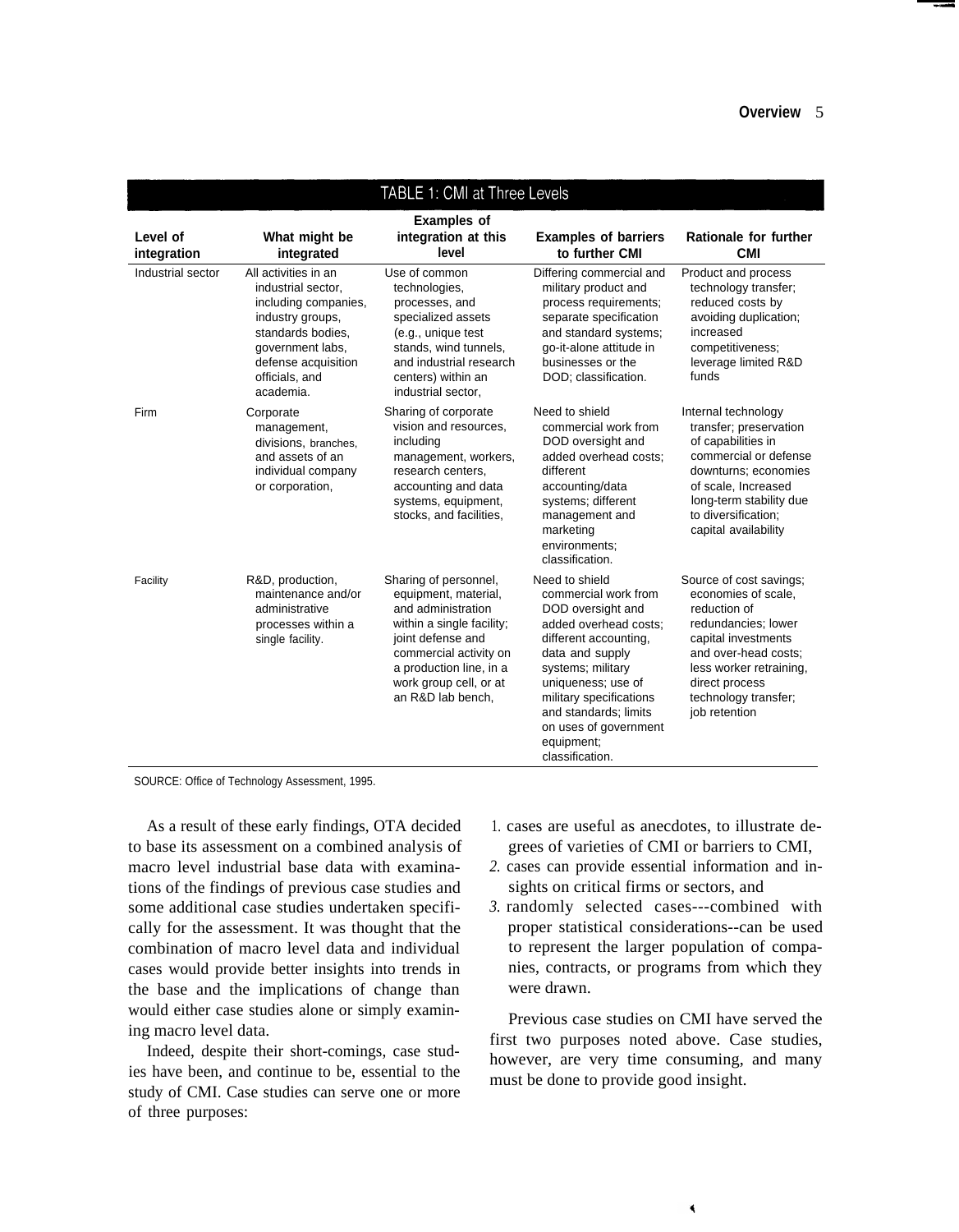**TABLE 1: CMI at Three Levels**

| Level of integration | What might be integrated | Examples of integration at this level | Examples of barriers to further CMI | Rationale for further CMI |
|---|---|---|---|---|
| Industrial sector | All activities in an industrial sector, including companies, industry groups, standards bodies, government labs, defense acquisition officials, and academia. | Use of common technologies, processes, and specialized assets (e.g., unique test stands, wind tunnels, and industrial research centers) within an industrial sector, | Differing commercial and military product and process requirements; separate specification and standard systems; go-it-alone attitude in businesses or the DOD; classification. | Product and process technology transfer; reduced costs by avoiding duplication; increased competitiveness; leverage limited R&D funds |
| Firm | Corporate management, divisions, branches, and assets of an individual company or corporation, | Sharing of corporate vision and resources, including management, workers, research centers, accounting and data systems, equipment, stocks, and facilities, | Need to shield commercial work from DOD oversight and added overhead costs; different accounting/data systems; different management and marketing environments; classification. | Internal technology transfer; preservation of capabilities in commercial or defense downturns; economies of scale, Increased long-term stability due to diversification; capital availability |
| Facility | R&D, production, maintenance and/or administrative processes within a single facility. | Sharing of personnel, equipment, material, and administration within a single facility; joint defense and commercial activity on a production line, in a work group cell, or at an R&D lab bench, | Need to shield commercial work from DOD oversight and added overhead costs; different accounting, data and supply systems; military uniqueness; use of military specifications and standards; limits on uses of government equipment; classification. | Source of cost savings; economies of scale, reduction of redundancies; lower capital investments and over-head costs; less worker retraining, direct process technology transfer; job retention |

SOURCE: Office of Technology Assessment, 1995.

As a result of these early findings, OTA decided to base its assessment on a combined analysis of macro level industrial base data with examinations of the findings of previous case studies and some additional case studies undertaken specifically for the assessment. It was thought that the combination of macro level data and individual cases would provide better insights into trends in the base and the implications of change than would either case studies alone or simply examining macro level data.

Indeed, despite their short-comings, case studies have been, and continue to be, essential to the study of CMI. Case studies can serve one or more of three purposes:

1. cases are useful as anecdotes, to illustrate degrees of varieties of CMI or barriers to CMI,
2. cases can provide essential information and insights on critical firms or sectors, and
3. randomly selected cases---combined with proper statistical considerations--can be used to represent the larger population of companies, contracts, or programs from which they were drawn.

Previous case studies on CMI have served the first two purposes noted above. Case studies, however, are very time consuming, and many must be done to provide good insight.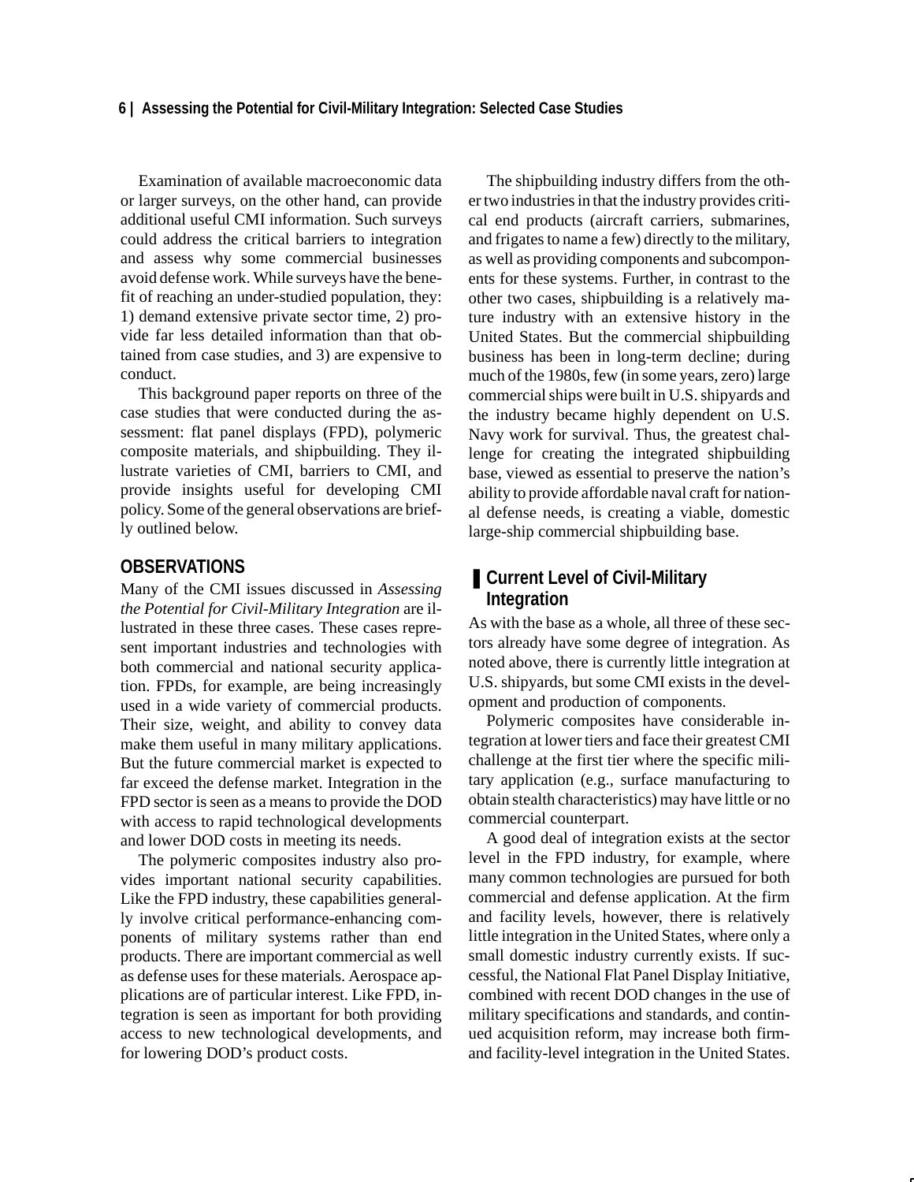Examination of available macroeconomic data or larger surveys, on the other hand, can provide additional useful CMI information. Such surveys could address the critical barriers to integration and assess why some commercial businesses avoid defense work. While surveys have the benefit of reaching an under-studied population, they: 1) demand extensive private sector time, 2) provide far less detailed information than that obtained from case studies, and 3) are expensive to conduct.

This background paper reports on three of the case studies that were conducted during the assessment: flat panel displays (FPD), polymeric composite materials, and shipbuilding. They illustrate varieties of CMI, barriers to CMI, and provide insights useful for developing CMI policy. Some of the general observations are briefly outlined below.

## OBSERVATIONS

Many of the CMI issues discussed in *Assessing the Potential for Civil-Military Integration* are illustrated in these three cases. These cases represent important industries and technologies with both commercial and national security application. FPDs, for example, are being increasingly used in a wide variety of commercial products. Their size, weight, and ability to convey data make them useful in many military applications. But the future commercial market is expected to far exceed the defense market. Integration in the FPD sector is seen as a means to provide the DOD with access to rapid technological developments and lower DOD costs in meeting its needs.

The polymeric composites industry also provides important national security capabilities. Like the FPD industry, these capabilities generally involve critical performance-enhancing components of military systems rather than end products. There are important commercial as well as defense uses for these materials. Aerospace applications are of particular interest. Like FPD, integration is seen as important for both providing access to new technological developments, and for lowering DOD's product costs.

The shipbuilding industry differs from the other two industries in that the industry provides critical end products (aircraft carriers, submarines, and frigates to name a few) directly to the military, as well as providing components and subcomponents for these systems. Further, in contrast to the other two cases, shipbuilding is a relatively mature industry with an extensive history in the United States. But the commercial shipbuilding business has been in long-term decline; during much of the 1980s, few (in some years, zero) large commercial ships were built in U.S. shipyards and the industry became highly dependent on U.S. Navy work for survival. Thus, the greatest challenge for creating the integrated shipbuilding base, viewed as essential to preserve the nation's ability to provide affordable naval craft for national defense needs, is creating a viable, domestic large-ship commercial shipbuilding base.

### Current Level of Civil-Military Integration

As with the base as a whole, all three of these sectors already have some degree of integration. As noted above, there is currently little integration at U.S. shipyards, but some CMI exists in the development and production of components.

Polymeric composites have considerable integration at lower tiers and face their greatest CMI challenge at the first tier where the specific military application (e.g., surface manufacturing to obtain stealth characteristics) may have little or no commercial counterpart.

A good deal of integration exists at the sector level in the FPD industry, for example, where many common technologies are pursued for both commercial and defense application. At the firm and facility levels, however, there is relatively little integration in the United States, where only a small domestic industry currently exists. If successful, the National Flat Panel Display Initiative, combined with recent DOD changes in the use of military specifications and standards, and continued acquisition reform, may increase both firm- and facility-level integration in the United States.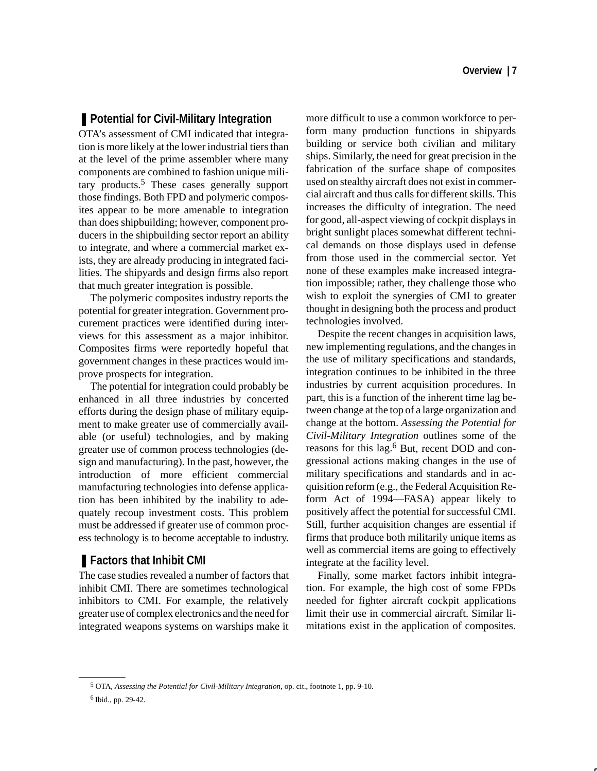## Potential for Civil-Military Integration

OTA's assessment of CMI indicated that integration is more likely at the lower industrial tiers than at the level of the prime assembler where many components are combined to fashion unique military products.[5] These cases generally support those findings. Both FPD and polymeric composites appear to be more amenable to integration than does shipbuilding; however, component producers in the shipbuilding sector report an ability to integrate, and where a commercial market exists, they are already producing in integrated facilities. The shipyards and design firms also report that much greater integration is possible.

The polymeric composites industry reports the potential for greater integration. Government procurement practices were identified during interviews for this assessment as a major inhibitor. Composites firms were reportedly hopeful that government changes in these practices would improve prospects for integration.

The potential for integration could probably be enhanced in all three industries by concerted efforts during the design phase of military equipment to make greater use of commercially available (or useful) technologies, and by making greater use of common process technologies (design and manufacturing). In the past, however, the introduction of more efficient commercial manufacturing technologies into defense application has been inhibited by the inability to adequately recoup investment costs. This problem must be addressed if greater use of common process technology is to become acceptable to industry.

## Factors that Inhibit CMI

The case studies revealed a number of factors that inhibit CMI. There are sometimes technological inhibitors to CMI. For example, the relatively greater use of complex electronics and the need for integrated weapons systems on warships make it more difficult to use a common workforce to perform many production functions in shipyards building or service both civilian and military ships. Similarly, the need for great precision in the fabrication of the surface shape of composites used on stealthy aircraft does not exist in commercial aircraft and thus calls for different skills. This increases the difficulty of integration. The need for good, all-aspect viewing of cockpit displays in bright sunlight places somewhat different technical demands on those displays used in defense from those used in the commercial sector. Yet none of these examples make increased integration impossible; rather, they challenge those who wish to exploit the synergies of CMI to greater thought in designing both the process and product technologies involved.

Despite the recent changes in acquisition laws, new implementing regulations, and the changes in the use of military specifications and standards, integration continues to be inhibited in the three industries by current acquisition procedures. In part, this is a function of the inherent time lag between change at the top of a large organization and change at the bottom. *Assessing the Potential for Civil-Military Integration* outlines some of the reasons for this lag.[6] But, recent DOD and congressional actions making changes in the use of military specifications and standards and in acquisition reform (e.g., the Federal Acquisition Reform Act of 1994—FASA) appear likely to positively affect the potential for successful CMI. Still, further acquisition changes are essential if firms that produce both militarily unique items as well as commercial items are going to effectively integrate at the facility level.

Finally, some market factors inhibit integration. For example, the high cost of some FPDs needed for fighter aircraft cockpit applications limit their use in commercial aircraft. Similar limitations exist in the application of composites.

---

[5] OTA, *Assessing the Potential for Civil-Military Integration*, op. cit., footnote 1, pp. 9-10.

[6] Ibid., pp. 29-42.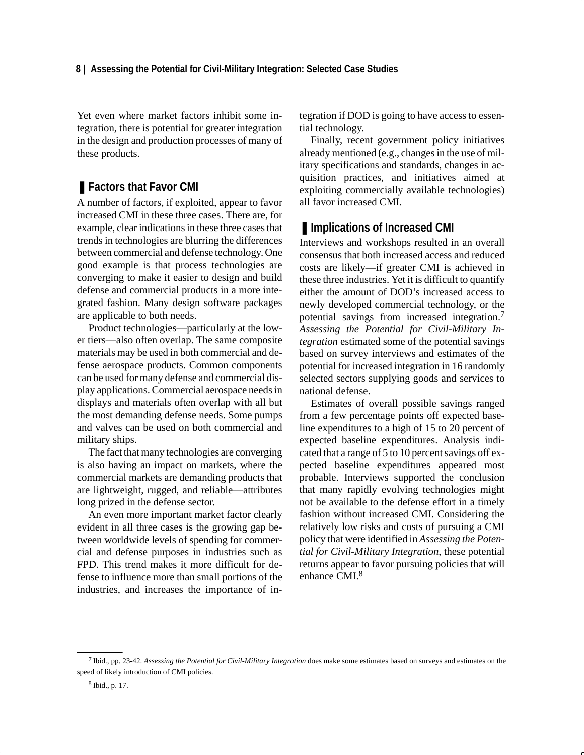Yet even where market factors inhibit some integration, there is potential for greater integration in the design and production processes of many of these products.

## Factors that Favor CMI

A number of factors, if exploited, appear to favor increased CMI in these three cases. There are, for example, clear indications in these three cases that trends in technologies are blurring the differences between commercial and defense technology. One good example is that process technologies are converging to make it easier to design and build defense and commercial products in a more integrated fashion. Many design software packages are applicable to both needs.

Product technologies—particularly at the lower tiers—also often overlap. The same composite materials may be used in both commercial and defense aerospace products. Common components can be used for many defense and commercial display applications. Commercial aerospace needs in displays and materials often overlap with all but the most demanding defense needs. Some pumps and valves can be used on both commercial and military ships.

The fact that many technologies are converging is also having an impact on markets, where the commercial markets are demanding products that are lightweight, rugged, and reliable—attributes long prized in the defense sector.

An even more important market factor clearly evident in all three cases is the growing gap between worldwide levels of spending for commercial and defense purposes in industries such as FPD. This trend makes it more difficult for defense to influence more than small portions of the industries, and increases the importance of integration if DOD is going to have access to essential technology.

Finally, recent government policy initiatives already mentioned (e.g., changes in the use of military specifications and standards, changes in acquisition practices, and initiatives aimed at exploiting commercially available technologies) all favor increased CMI.

## Implications of Increased CMI

Interviews and workshops resulted in an overall consensus that both increased access and reduced costs are likely—if greater CMI is achieved in these three industries. Yet it is difficult to quantify either the amount of DOD's increased access to newly developed commercial technology, or the potential savings from increased integration.[7] *Assessing the Potential for Civil-Military Integration* estimated some of the potential savings based on survey interviews and estimates of the potential for increased integration in 16 randomly selected sectors supplying goods and services to national defense.

Estimates of overall possible savings ranged from a few percentage points off expected baseline expenditures to a high of 15 to 20 percent of expected baseline expenditures. Analysis indicated that a range of 5 to 10 percent savings off expected baseline expenditures appeared most probable. Interviews supported the conclusion that many rapidly evolving technologies might not be available to the defense effort in a timely fashion without increased CMI. Considering the relatively low risks and costs of pursuing a CMI policy that were identified in *Assessing the Potential for Civil-Military Integration*, these potential returns appear to favor pursuing policies that will enhance CMI.[8]

---

[7] Ibid., pp. 23-42. *Assessing the Potential for Civil-Military Integration* does make some estimates based on surveys and estimates on the speed of likely introduction of CMI policies.

[8] Ibid., p. 17.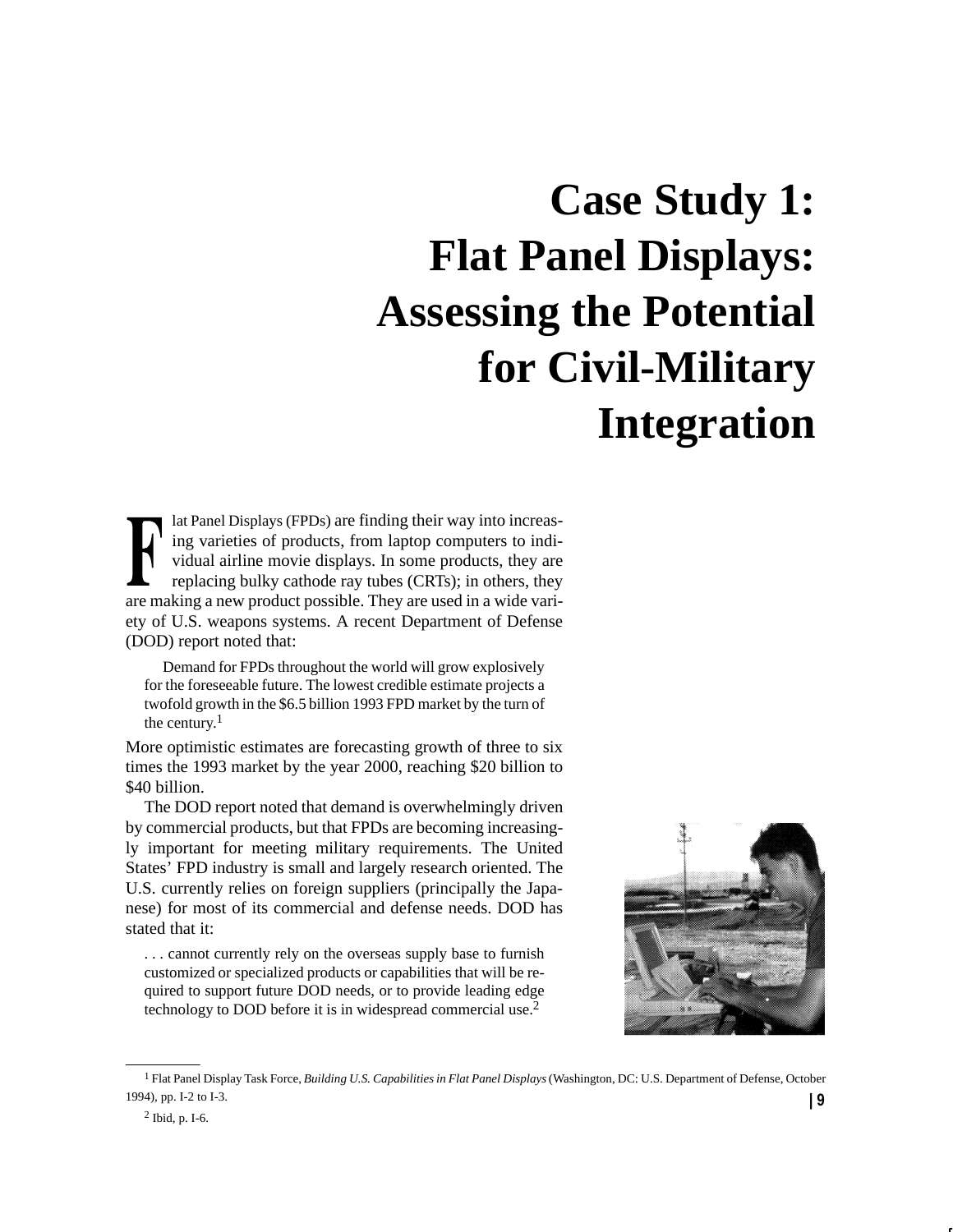# Case Study 1: Flat Panel Displays: Assessing the Potential for Civil-Military Integration

Flat Panel Displays (FPDs) are finding their way into increasing varieties of products, from laptop computers to individual airline movie displays. In some products, they are replacing bulky cathode ray tubes (CRTs); in others, they are making a new product possible. They are used in a wide variety of U.S. weapons systems. A recent Department of Defense (DOD) report noted that:

> Demand for FPDs throughout the world will grow explosively for the foreseeable future. The lowest credible estimate projects a twofold growth in the $6.5 billion 1993 FPD market by the turn of the century.[1]

More optimistic estimates are forecasting growth of three to six times the 1993 market by the year 2000, reaching $20 billion to $40 billion.

The DOD report noted that demand is overwhelmingly driven by commercial products, but that FPDs are becoming increasingly important for meeting military requirements. The United States' FPD industry is small and largely research oriented. The U.S. currently relies on foreign suppliers (principally the Japanese) for most of its commercial and defense needs. DOD has stated that it:

> . . . cannot currently rely on the overseas supply base to furnish customized or specialized products or capabilities that will be required to support future DOD needs, or to provide leading edge technology to DOD before it is in widespread commercial use.[2]

---

[1] Flat Panel Display Task Force, *Building U.S. Capabilities in Flat Panel Displays* (Washington, DC: U.S. Department of Defense, October 1994), pp. I-2 to I-3.

[2] Ibid, p. I-6.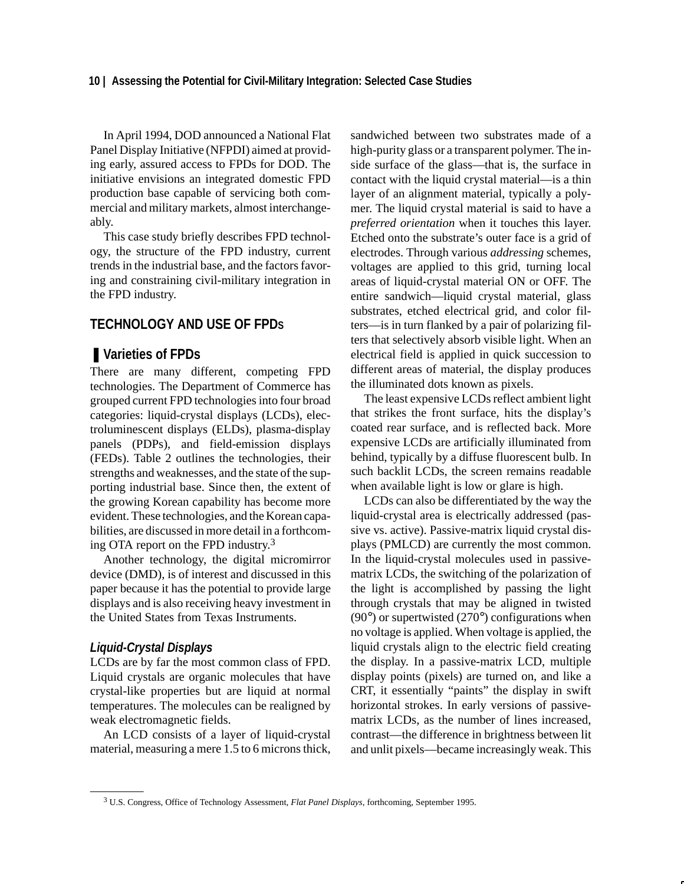In April 1994, DOD announced a National Flat Panel Display Initiative (NFPDI) aimed at providing early, assured access to FPDs for DOD. The initiative envisions an integrated domestic FPD production base capable of servicing both commercial and military markets, almost interchangeably.

This case study briefly describes FPD technology, the structure of the FPD industry, current trends in the industrial base, and the factors favoring and constraining civil-military integration in the FPD industry.

## TECHNOLOGY AND USE OF FPDs

### Varieties of FPDs

There are many different, competing FPD technologies. The Department of Commerce has grouped current FPD technologies into four broad categories: liquid-crystal displays (LCDs), electroluminescent displays (ELDs), plasma-display panels (PDPs), and field-emission displays (FEDs). Table 2 outlines the technologies, their strengths and weaknesses, and the state of the supporting industrial base. Since then, the extent of the growing Korean capability has become more evident. These technologies, and the Korean capabilities, are discussed in more detail in a forthcoming OTA report on the FPD industry.[3]

Another technology, the digital micromirror device (DMD), is of interest and discussed in this paper because it has the potential to provide large displays and is also receiving heavy investment in the United States from Texas Instruments.

#### *Liquid-Crystal Displays*

LCDs are by far the most common class of FPD. Liquid crystals are organic molecules that have crystal-like properties but are liquid at normal temperatures. The molecules can be realigned by weak electromagnetic fields.

An LCD consists of a layer of liquid-crystal material, measuring a mere 1.5 to 6 microns thick, sandwiched between two substrates made of a high-purity glass or a transparent polymer. The inside surface of the glass—that is, the surface in contact with the liquid crystal material—is a thin layer of an alignment material, typically a polymer. The liquid crystal material is said to have a *preferred orientation* when it touches this layer. Etched onto the substrate's outer face is a grid of electrodes. Through various *addressing* schemes, voltages are applied to this grid, turning local areas of liquid-crystal material ON or OFF. The entire sandwich—liquid crystal material, glass substrates, etched electrical grid, and color filters—is in turn flanked by a pair of polarizing filters that selectively absorb visible light. When an electrical field is applied in quick succession to different areas of material, the display produces the illuminated dots known as pixels.

The least expensive LCDs reflect ambient light that strikes the front surface, hits the display's coated rear surface, and is reflected back. More expensive LCDs are artificially illuminated from behind, typically by a diffuse fluorescent bulb. In such backlit LCDs, the screen remains readable when available light is low or glare is high.

LCDs can also be differentiated by the way the liquid-crystal area is electrically addressed (passive vs. active). Passive-matrix liquid crystal displays (PMLCD) are currently the most common. In the liquid-crystal molecules used in passive-matrix LCDs, the switching of the polarization of the light is accomplished by passing the light through crystals that may be aligned in twisted (90°) or supertwisted (270°) configurations when no voltage is applied. When voltage is applied, the liquid crystals align to the electric field creating the display. In a passive-matrix LCD, multiple display points (pixels) are turned on, and like a CRT, it essentially "paints" the display in swift horizontal strokes. In early versions of passive-matrix LCDs, as the number of lines increased, contrast—the difference in brightness between lit and unlit pixels—became increasingly weak. This

---

[3] U.S. Congress, Office of Technology Assessment, *Flat Panel Displays*, forthcoming, September 1995.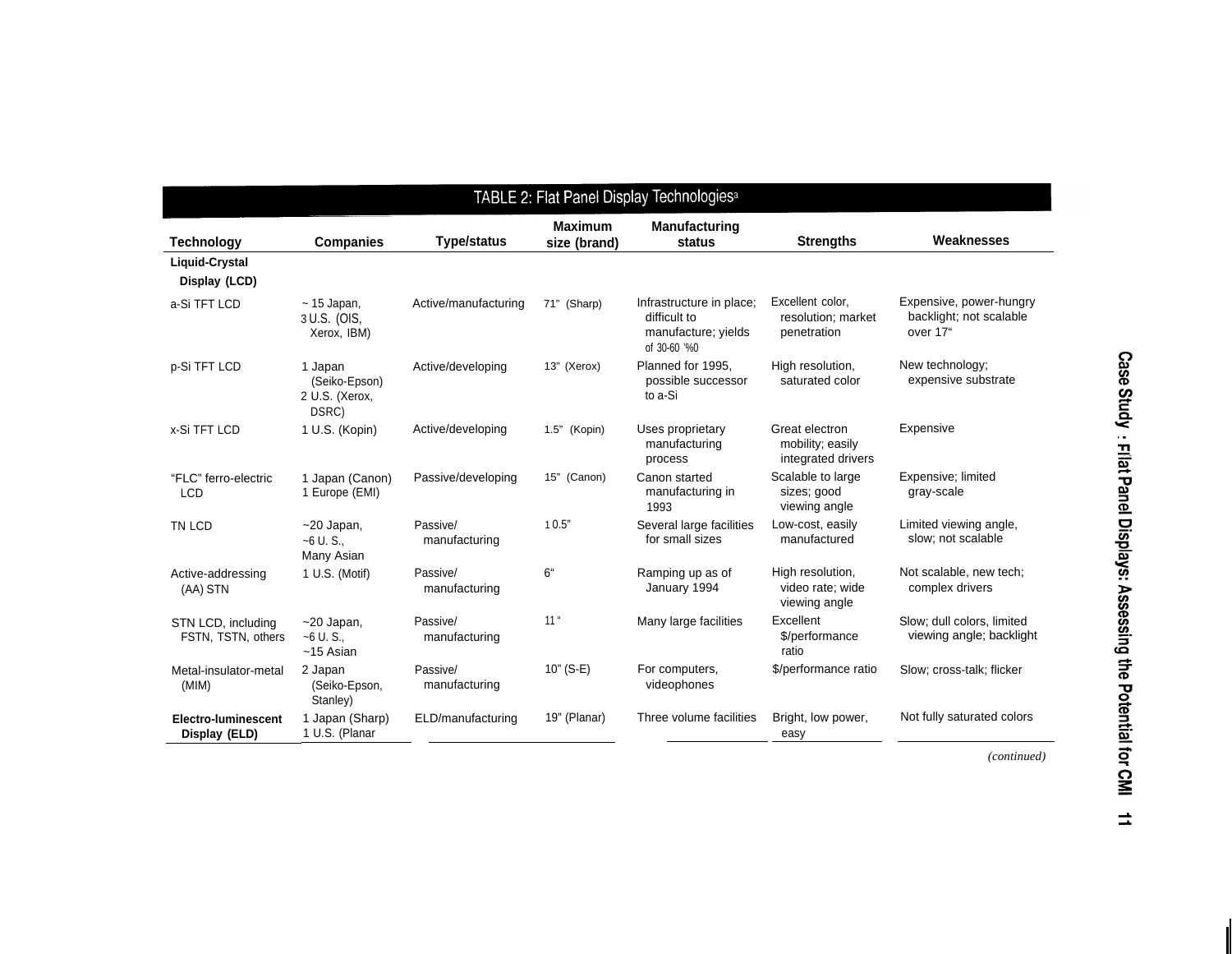**TABLE 2: Flat Panel Display Technologies[a]**

| Technology | Companies | Type/status | Maximum size (brand) | Manufacturing status | Strengths | Weaknesses |
|---|---|---|---|---|---|---|
| **Liquid-Crystal Display (LCD)** | | | | | | |
| a-Si TFT LCD | ~ 15 Japan, 3 U.S. (OIS, Xerox, IBM) | Active/manufacturing | 71" (Sharp) | Infrastructure in place; difficult to manufacture; yields of 30-60 % | Excellent color, resolution; market penetration | Expensive, power-hungry backlight; not scalable over 17" |
| p-Si TFT LCD | 1 Japan (Seiko-Epson) 2 U.S. (Xerox, DSRC) | Active/developing | 13" (Xerox) | Planned for 1995, possible successor to a-Si | High resolution, saturated color | New technology; expensive substrate |
| x-Si TFT LCD | 1 U.S. (Kopin) | Active/developing | 1.5" (Kopin) | Uses proprietary manufacturing process | Great electron mobility; easily integrated drivers | Expensive |
| "FLC" ferro-electric LCD | 1 Japan (Canon) 1 Europe (EMI) | Passive/developing | 15" (Canon) | Canon started manufacturing in 1993 | Scalable to large sizes; good viewing angle | Expensive; limited gray-scale |
| TN LCD | ~20 Japan, ~6 U. S., Many Asian | Passive/ manufacturing | 10.5" | Several large facilities for small sizes | Low-cost, easily manufactured | Limited viewing angle, slow; not scalable |
| Active-addressing (AA) STN | 1 U.S. (Motif) | Passive/ manufacturing | 6" | Ramping up as of January 1994 | High resolution, video rate; wide viewing angle | Not scalable, new tech; complex drivers |
| STN LCD, including FSTN, TSTN, others | ~20 Japan, ~6 U. S., ~15 Asian | Passive/ manufacturing | 11" | Many large facilities | Excellent $/performance ratio | Slow; dull colors, limited viewing angle; backlight |
| Metal-insulator-metal (MIM) | 2 Japan (Seiko-Epson, Stanley) | Passive/ manufacturing | 10" (S-E) | For computers, videophones | $/performance ratio | Slow; cross-talk; flicker |
| **Electro-luminescent Display (ELD)** | 1 Japan (Sharp) 1 U.S. (Planar | ELD/manufacturing | 19" (Planar) | Three volume facilities | Bright, low power, easy | Not fully saturated colors |

*(continued)*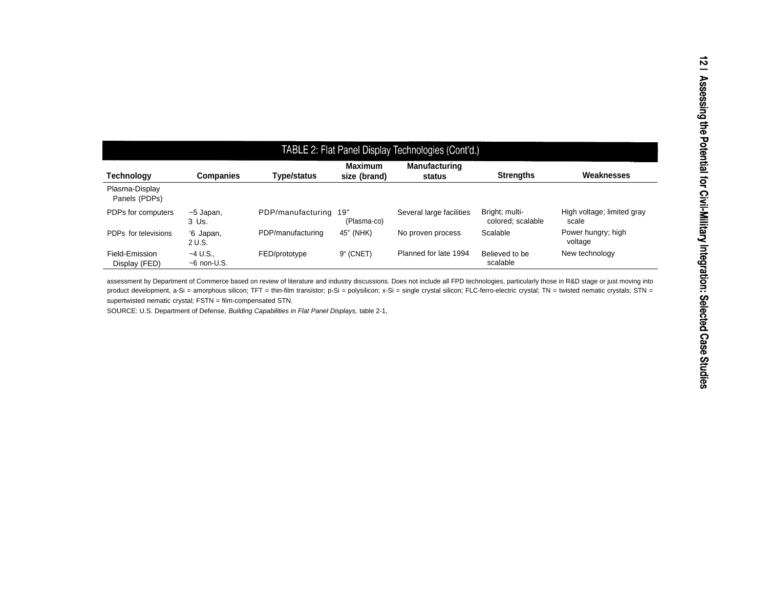TABLE 2: Flat Panel Display Technologies (Cont'd.)

| Technology | Companies | Type/status | Maximum size (brand) | Manufacturing status | Strengths | Weaknesses |
|---|---|---|---|---|---|---|
| Plasma-Display Panels (PDPs) | | | | | | |
| PDPs for computers | ~5 Japan, 3 Us. | PDP/manufacturing | 19" (Plasma-co) | Several large facilities | Bright; multi-colored; scalable | High voltage; limited gray scale |
| PDPs for televisions | '6 Japan, 2 U.S. | PDP/manufacturing | 45" (NHK) | No proven process | Scalable | Power hungry; high voltage |
| Field-Emission Display (FED) | ~4 U.S., ~6 non-U.S. | FED/prototype | 9" (CNET) | Planned for late 1994 | Believed to be scalable | New technology |

assessment by Department of Commerce based on review of literature and industry discussions. Does not include all FPD technologies, particularly those in R&D stage or just moving into product development, a-Si = amorphous silicon; TFT = thin-film transistor; p-Si = polysilicon; x-Si = single crystal silicon; FLC-ferro-electric crystal; TN = twisted nematic crystals; STN = supertwisted nematic crystal; FSTN = film-compensated STN.

SOURCE: U.S. Department of Defense, *Building Capabilities in Flat Panel Displays,* table 2-1,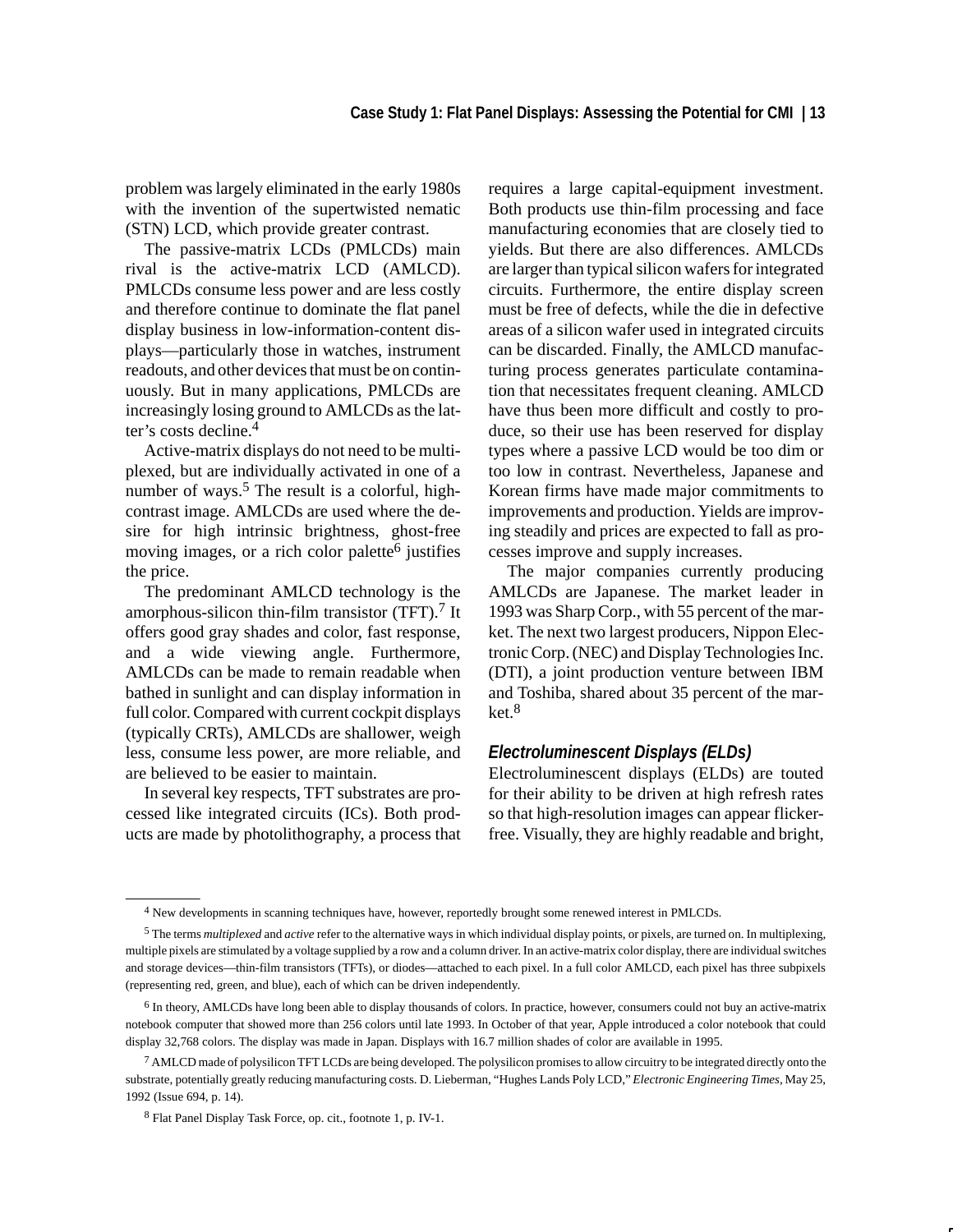problem was largely eliminated in the early 1980s with the invention of the supertwisted nematic (STN) LCD, which provide greater contrast.

The passive-matrix LCDs (PMLCDs) main rival is the active-matrix LCD (AMLCD). PMLCDs consume less power and are less costly and therefore continue to dominate the flat panel display business in low-information-content displays—particularly those in watches, instrument readouts, and other devices that must be on continuously. But in many applications, PMLCDs are increasingly losing ground to AMLCDs as the latter's costs decline.[4]

Active-matrix displays do not need to be multiplexed, but are individually activated in one of a number of ways.[5] The result is a colorful, high-contrast image. AMLCDs are used where the desire for high intrinsic brightness, ghost-free moving images, or a rich color palette[6] justifies the price.

The predominant AMLCD technology is the amorphous-silicon thin-film transistor (TFT).[7] It offers good gray shades and color, fast response, and a wide viewing angle. Furthermore, AMLCDs can be made to remain readable when bathed in sunlight and can display information in full color. Compared with current cockpit displays (typically CRTs), AMLCDs are shallower, weigh less, consume less power, are more reliable, and are believed to be easier to maintain.

In several key respects, TFT substrates are processed like integrated circuits (ICs). Both products are made by photolithography, a process that requires a large capital-equipment investment. Both products use thin-film processing and face manufacturing economies that are closely tied to yields. But there are also differences. AMLCDs are larger than typical silicon wafers for integrated circuits. Furthermore, the entire display screen must be free of defects, while the die in defective areas of a silicon wafer used in integrated circuits can be discarded. Finally, the AMLCD manufacturing process generates particulate contamination that necessitates frequent cleaning. AMLCD have thus been more difficult and costly to produce, so their use has been reserved for display types where a passive LCD would be too dim or too low in contrast. Nevertheless, Japanese and Korean firms have made major commitments to improvements and production. Yields are improving steadily and prices are expected to fall as processes improve and supply increases.

The major companies currently producing AMLCDs are Japanese. The market leader in 1993 was Sharp Corp., with 55 percent of the market. The next two largest producers, Nippon Electronic Corp. (NEC) and Display Technologies Inc. (DTI), a joint production venture between IBM and Toshiba, shared about 35 percent of the market.[8]

### *Electroluminescent Displays (ELDs)*

Electroluminescent displays (ELDs) are touted for their ability to be driven at high refresh rates so that high-resolution images can appear flicker-free. Visually, they are highly readable and bright,

---

[4] New developments in scanning techniques have, however, reportedly brought some renewed interest in PMLCDs.

[5] The terms *multiplexed* and *active* refer to the alternative ways in which individual display points, or pixels, are turned on. In multiplexing, multiple pixels are stimulated by a voltage supplied by a row and a column driver. In an active-matrix color display, there are individual switches and storage devices—thin-film transistors (TFTs), or diodes—attached to each pixel. In a full color AMLCD, each pixel has three subpixels (representing red, green, and blue), each of which can be driven independently.

[6] In theory, AMLCDs have long been able to display thousands of colors. In practice, however, consumers could not buy an active-matrix notebook computer that showed more than 256 colors until late 1993. In October of that year, Apple introduced a color notebook that could display 32,768 colors. The display was made in Japan. Displays with 16.7 million shades of color are available in 1995.

[7] AMLCD made of polysilicon TFT LCDs are being developed. The polysilicon promises to allow circuitry to be integrated directly onto the substrate, potentially greatly reducing manufacturing costs. D. Lieberman, "Hughes Lands Poly LCD," *Electronic Engineering Times*, May 25, 1992 (Issue 694, p. 14).

[8] Flat Panel Display Task Force, op. cit., footnote 1, p. IV-1.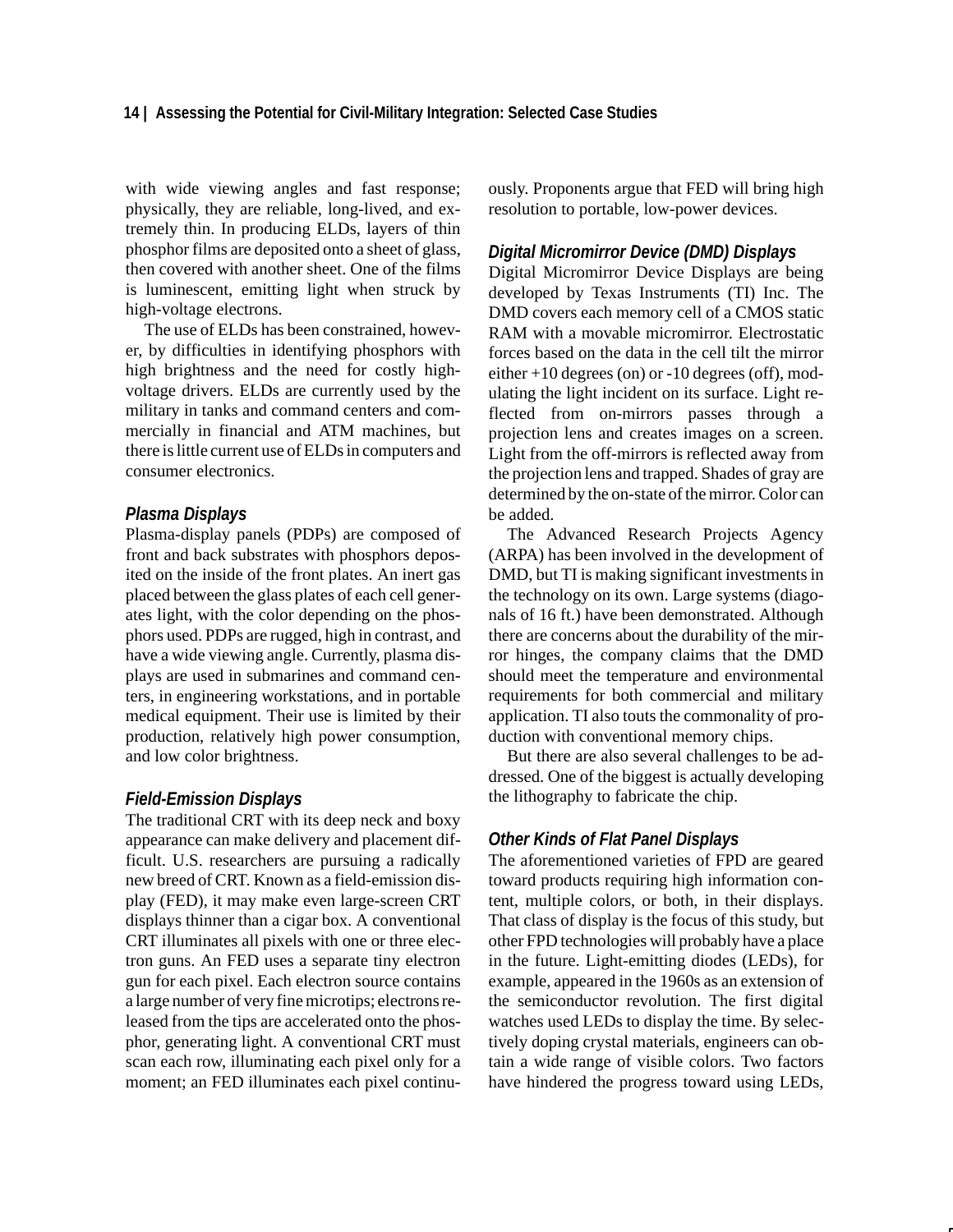with wide viewing angles and fast response; physically, they are reliable, long-lived, and extremely thin. In producing ELDs, layers of thin phosphor films are deposited onto a sheet of glass, then covered with another sheet. One of the films is luminescent, emitting light when struck by high-voltage electrons.

The use of ELDs has been constrained, however, by difficulties in identifying phosphors with high brightness and the need for costly high-voltage drivers. ELDs are currently used by the military in tanks and command centers and commercially in financial and ATM machines, but there is little current use of ELDs in computers and consumer electronics.

### *Plasma Displays*

Plasma-display panels (PDPs) are composed of front and back substrates with phosphors deposited on the inside of the front plates. An inert gas placed between the glass plates of each cell generates light, with the color depending on the phosphors used. PDPs are rugged, high in contrast, and have a wide viewing angle. Currently, plasma displays are used in submarines and command centers, in engineering workstations, and in portable medical equipment. Their use is limited by their production, relatively high power consumption, and low color brightness.

### *Field-Emission Displays*

The traditional CRT with its deep neck and boxy appearance can make delivery and placement difficult. U.S. researchers are pursuing a radically new breed of CRT. Known as a field-emission display (FED), it may make even large-screen CRT displays thinner than a cigar box. A conventional CRT illuminates all pixels with one or three electron guns. An FED uses a separate tiny electron gun for each pixel. Each electron source contains a large number of very fine microtips; electrons released from the tips are accelerated onto the phosphor, generating light. A conventional CRT must scan each row, illuminating each pixel only for a moment; an FED illuminates each pixel continuously. Proponents argue that FED will bring high resolution to portable, low-power devices.

### *Digital Micromirror Device (DMD) Displays*

Digital Micromirror Device Displays are being developed by Texas Instruments (TI) Inc. The DMD covers each memory cell of a CMOS static RAM with a movable micromirror. Electrostatic forces based on the data in the cell tilt the mirror either +10 degrees (on) or -10 degrees (off), modulating the light incident on its surface. Light reflected from on-mirrors passes through a projection lens and creates images on a screen. Light from the off-mirrors is reflected away from the projection lens and trapped. Shades of gray are determined by the on-state of the mirror. Color can be added.

The Advanced Research Projects Agency (ARPA) has been involved in the development of DMD, but TI is making significant investments in the technology on its own. Large systems (diagonals of 16 ft.) have been demonstrated. Although there are concerns about the durability of the mirror hinges, the company claims that the DMD should meet the temperature and environmental requirements for both commercial and military application. TI also touts the commonality of production with conventional memory chips.

But there are also several challenges to be addressed. One of the biggest is actually developing the lithography to fabricate the chip.

### *Other Kinds of Flat Panel Displays*

The aforementioned varieties of FPD are geared toward products requiring high information content, multiple colors, or both, in their displays. That class of display is the focus of this study, but other FPD technologies will probably have a place in the future. Light-emitting diodes (LEDs), for example, appeared in the 1960s as an extension of the semiconductor revolution. The first digital watches used LEDs to display the time. By selectively doping crystal materials, engineers can obtain a wide range of visible colors. Two factors have hindered the progress toward using LEDs,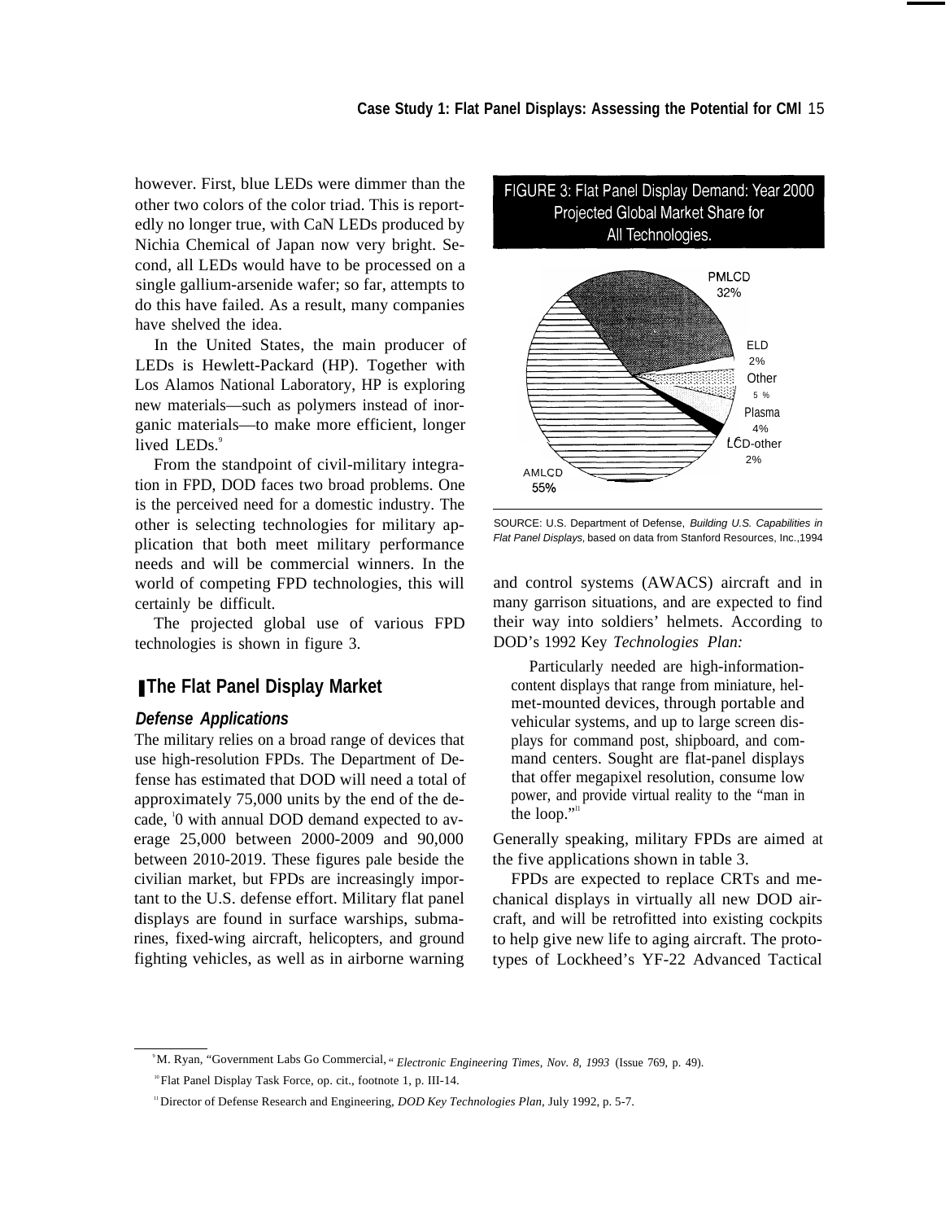however. First, blue LEDs were dimmer than the other two colors of the color triad. This is reportedly no longer true, with CaN LEDs produced by Nichia Chemical of Japan now very bright. Second, all LEDs would have to be processed on a single gallium-arsenide wafer; so far, attempts to do this have failed. As a result, many companies have shelved the idea.

In the United States, the main producer of LEDs is Hewlett-Packard (HP). Together with Los Alamos National Laboratory, HP is exploring new materials—such as polymers instead of inorganic materials—to make more efficient, longer lived LEDs.[9]

From the standpoint of civil-military integration in FPD, DOD faces two broad problems. One is the perceived need for a domestic industry. The other is selecting technologies for military application that both meet military performance needs and will be commercial winners. In the world of competing FPD technologies, this will certainly be difficult.

The projected global use of various FPD technologies is shown in figure 3.

FIGURE 3: Flat Panel Display Demand: Year 2000 Projected Global Market Share for All Technologies.

PMLCD 32%, ELD 2%, Other 5 %, Plasma 4%, LCD-other 2%, AMLCD 55%

SOURCE: U.S. Department of Defense, *Building U.S. Capabilities in Flat Panel Displays,* based on data from Stanford Resources, Inc.,1994

## The Flat Panel Display Market

### *Defense Applications*

The military relies on a broad range of devices that use high-resolution FPDs. The Department of Defense has estimated that DOD will need a total of approximately 75,000 units by the end of the decade,[10] with annual DOD demand expected to average 25,000 between 2000-2009 and 90,000 between 2010-2019. These figures pale beside the civilian market, but FPDs are increasingly important to the U.S. defense effort. Military flat panel displays are found in surface warships, submarines, fixed-wing aircraft, helicopters, and ground fighting vehicles, as well as in airborne warning and control systems (AWACS) aircraft and in many garrison situations, and are expected to find their way into soldiers' helmets. According to DOD's 1992 Key *Technologies Plan:*

> Particularly needed are high-information-content displays that range from miniature, helmet-mounted devices, through portable and vehicular systems, and up to large screen displays for command post, shipboard, and command centers. Sought are flat-panel displays that offer megapixel resolution, consume low power, and provide virtual reality to the "man in the loop."[11]

Generally speaking, military FPDs are aimed at the five applications shown in table 3.

FPDs are expected to replace CRTs and mechanical displays in virtually all new DOD aircraft, and will be retrofitted into existing cockpits to help give new life to aging aircraft. The prototypes of Lockheed's YF-22 Advanced Tactical

---

[9] M. Ryan, "Government Labs Go Commercial," *Electronic Engineering Times, Nov. 8, 1993* (Issue 769, p. 49).

[10] Flat Panel Display Task Force, op. cit., footnote 1, p. III-14.

[11] Director of Defense Research and Engineering, *DOD Key Technologies Plan*, July 1992, p. 5-7.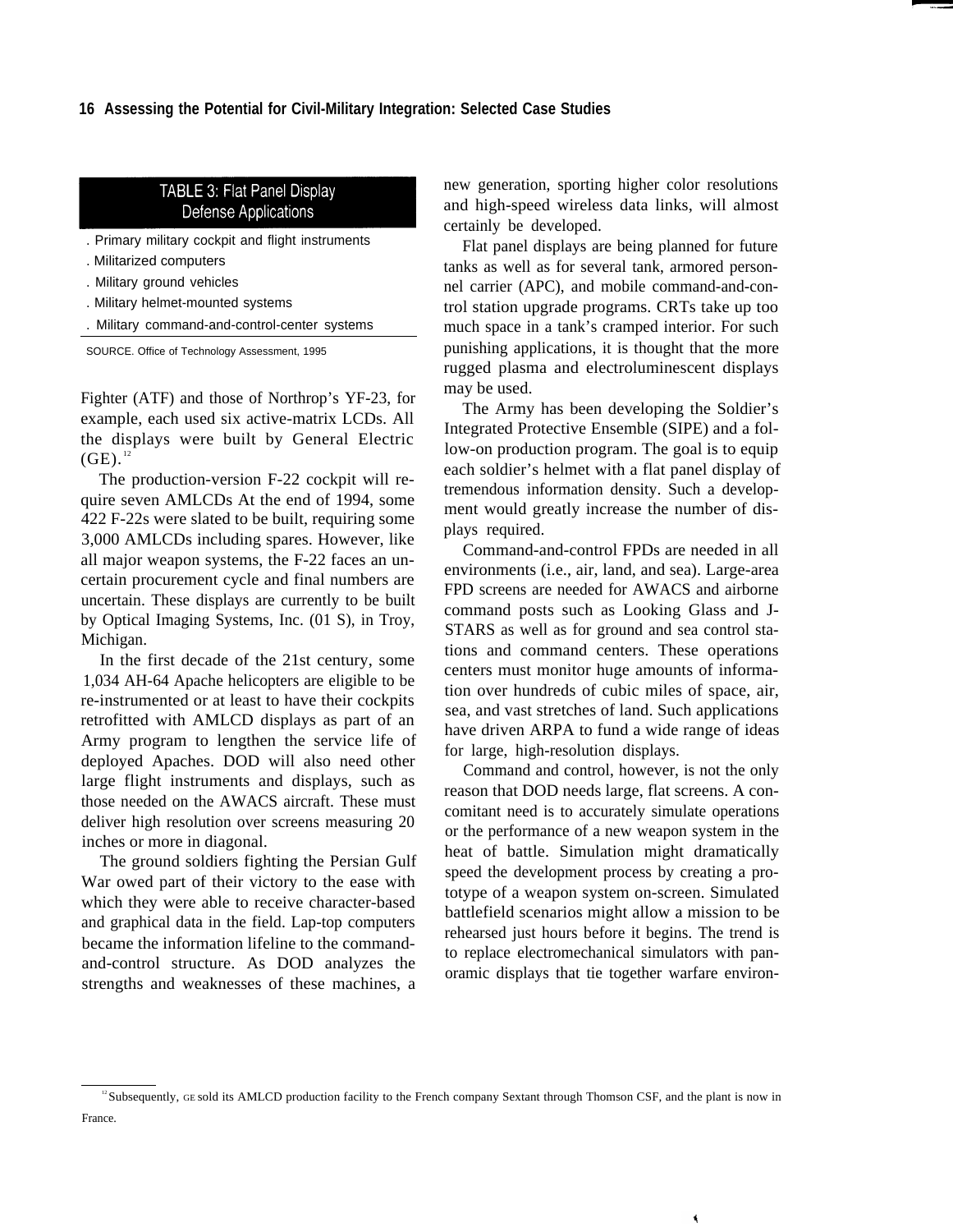| TABLE 3: Flat Panel Display Defense Applications |
|---|
| . Primary military cockpit and flight instruments |
| . Militarized computers |
| . Military ground vehicles |
| . Military helmet-mounted systems |
| . Military command-and-control-center systems |

SOURCE. Office of Technology Assessment, 1995

Fighter (ATF) and those of Northrop's YF-23, for example, each used six active-matrix LCDs. All the displays were built by General Electric (GE).[12]

The production-version F-22 cockpit will require seven AMLCDs At the end of 1994, some 422 F-22s were slated to be built, requiring some 3,000 AMLCDs including spares. However, like all major weapon systems, the F-22 faces an uncertain procurement cycle and final numbers are uncertain. These displays are currently to be built by Optical Imaging Systems, Inc. (01 S), in Troy, Michigan.

In the first decade of the 21st century, some 1,034 AH-64 Apache helicopters are eligible to be re-instrumented or at least to have their cockpits retrofitted with AMLCD displays as part of an Army program to lengthen the service life of deployed Apaches. DOD will also need other large flight instruments and displays, such as those needed on the AWACS aircraft. These must deliver high resolution over screens measuring 20 inches or more in diagonal.

The ground soldiers fighting the Persian Gulf War owed part of their victory to the ease with which they were able to receive character-based and graphical data in the field. Lap-top computers became the information lifeline to the command-and-control structure. As DOD analyzes the strengths and weaknesses of these machines, a new generation, sporting higher color resolutions and high-speed wireless data links, will almost certainly be developed.

Flat panel displays are being planned for future tanks as well as for several tank, armored personnel carrier (APC), and mobile command-and-control station upgrade programs. CRTs take up too much space in a tank's cramped interior. For such punishing applications, it is thought that the more rugged plasma and electroluminescent displays may be used.

The Army has been developing the Soldier's Integrated Protective Ensemble (SIPE) and a follow-on production program. The goal is to equip each soldier's helmet with a flat panel display of tremendous information density. Such a development would greatly increase the number of displays required.

Command-and-control FPDs are needed in all environments (i.e., air, land, and sea). Large-area FPD screens are needed for AWACS and airborne command posts such as Looking Glass and J-STARS as well as for ground and sea control stations and command centers. These operations centers must monitor huge amounts of information over hundreds of cubic miles of space, air, sea, and vast stretches of land. Such applications have driven ARPA to fund a wide range of ideas for large, high-resolution displays.

Command and control, however, is not the only reason that DOD needs large, flat screens. A concomitant need is to accurately simulate operations or the performance of a new weapon system in the heat of battle. Simulation might dramatically speed the development process by creating a prototype of a weapon system on-screen. Simulated battlefield scenarios might allow a mission to be rehearsed just hours before it begins. The trend is to replace electromechanical simulators with panoramic displays that tie together warfare environ-

[12] Subsequently, GE sold its AMLCD production facility to the French company Sextant through Thomson CSF, and the plant is now in France.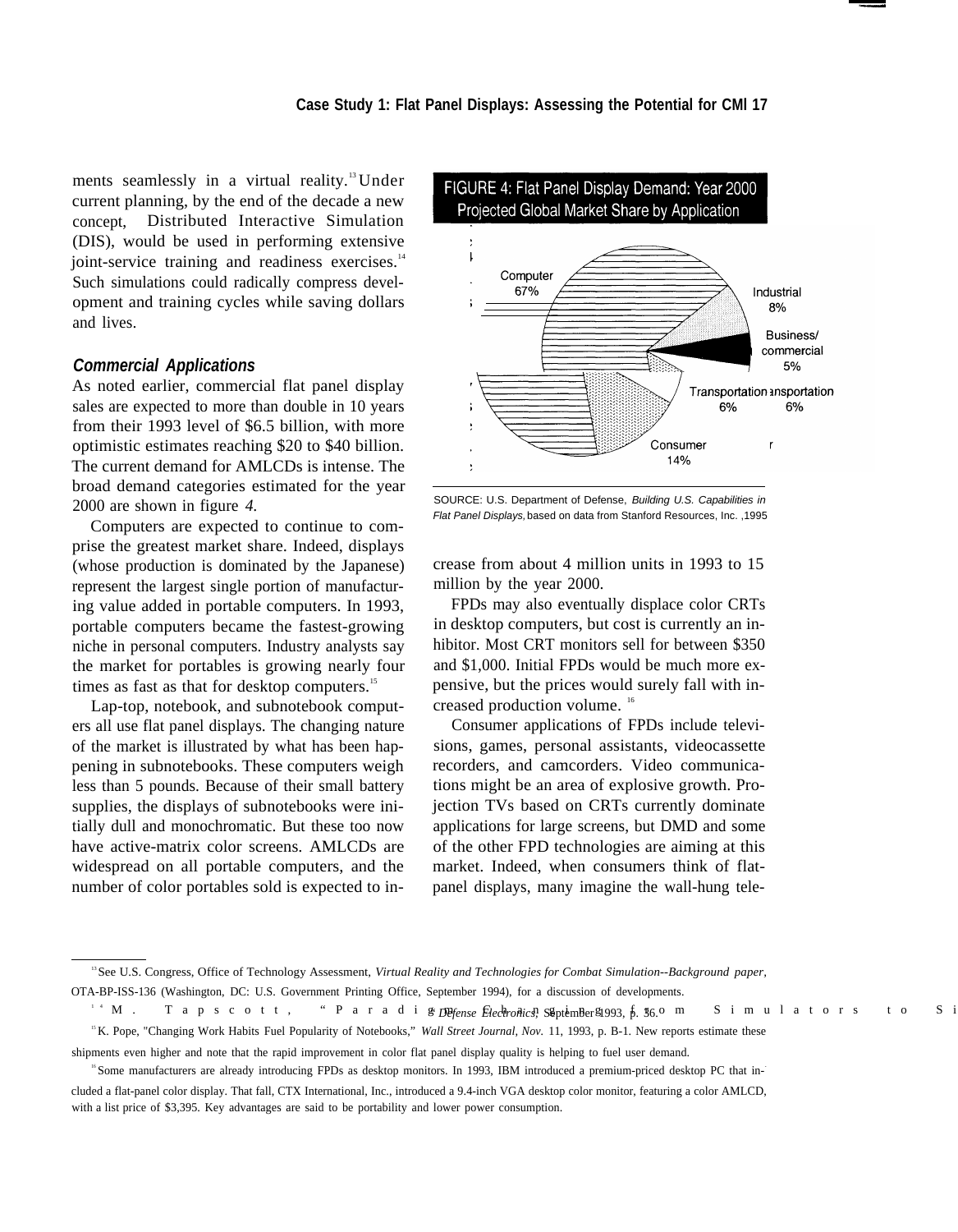ments seamlessly in a virtual reality.[13] Under current planning, by the end of the decade a new concept, Distributed Interactive Simulation (DIS), would be used in performing extensive joint-service training and readiness exercises.[14] Such simulations could radically compress development and training cycles while saving dollars and lives.

### *Commercial Applications*

As noted earlier, commercial flat panel display sales are expected to more than double in 10 years from their 1993 level of $6.5 billion, with more optimistic estimates reaching $20 to $40 billion. The current demand for AMLCDs is intense. The broad demand categories estimated for the year 2000 are shown in figure *4*.

Computers are expected to continue to comprise the greatest market share. Indeed, displays (whose production is dominated by the Japanese) represent the largest single portion of manufacturing value added in portable computers. In 1993, portable computers became the fastest-growing niche in personal computers. Industry analysts say the market for portables is growing nearly four times as fast as that for desktop computers.[15]

Lap-top, notebook, and subnotebook computers all use flat panel displays. The changing nature of the market is illustrated by what has been happening in subnotebooks. These computers weigh less than 5 pounds. Because of their small battery supplies, the displays of subnotebooks were initially dull and monochromatic. But these too now have active-matrix color screens. AMLCDs are widespread on all portable computers, and the number of color portables sold is expected to increase from about 4 million units in 1993 to 15 million by the year 2000.

**FIGURE 4: Flat Panel Display Demand: Year 2000 Projected Global Market Share by Application**

| Application | Share |
|---|---|
| Computer | 67% |
| Industrial | 8% |
| Business/commercial | 5% |
| Transportation | 6% |
| Consumer | 14% |

SOURCE: U.S. Department of Defense, *Building U.S. Capabilities in Flat Panel Displays*, based on data from Stanford Resources, Inc. ,1995

FPDs may also eventually displace color CRTs in desktop computers, but cost is currently an inhibitor. Most CRT monitors sell for between $350 and $1,000. Initial FPDs would be much more expensive, but the prices would surely fall with increased production volume.[16]

Consumer applications of FPDs include televisions, games, personal assistants, videocassette recorders, and camcorders. Video communications might be an area of explosive growth. Projection TVs based on CRTs currently dominate applications for large screens, but DMD and some of the other FPD technologies are aiming at this market. Indeed, when consumers think of flat-panel displays, many imagine the wall-hung tele-

---

[13] See U.S. Congress, Office of Technology Assessment, *Virtual Reality and Technologies for Combat Simulation--Background paper*, OTA-BP-ISS-136 (Washington, DC: U.S. Government Printing Office, September 1994), for a discussion of developments.

[14] M. Tapscott, "Paradigm Changing from Simulators to Si... *Defense Electronics*, September 1993, p. 36.

[15] K. Pope, "Changing Work Habits Fuel Popularity of Notebooks," *Wall Street Journal, Nov.* 11, 1993, p. B-1. New reports estimate these shipments even higher and note that the rapid improvement in color flat panel display quality is helping to fuel user demand.

[16] Some manufacturers are already introducing FPDs as desktop monitors. In 1993, IBM introduced a premium-priced desktop PC that included a flat-panel color display. That fall, CTX International, Inc., introduced a 9.4-inch VGA desktop color monitor, featuring a color AMLCD, with a list price of $3,395. Key advantages are said to be portability and lower power consumption.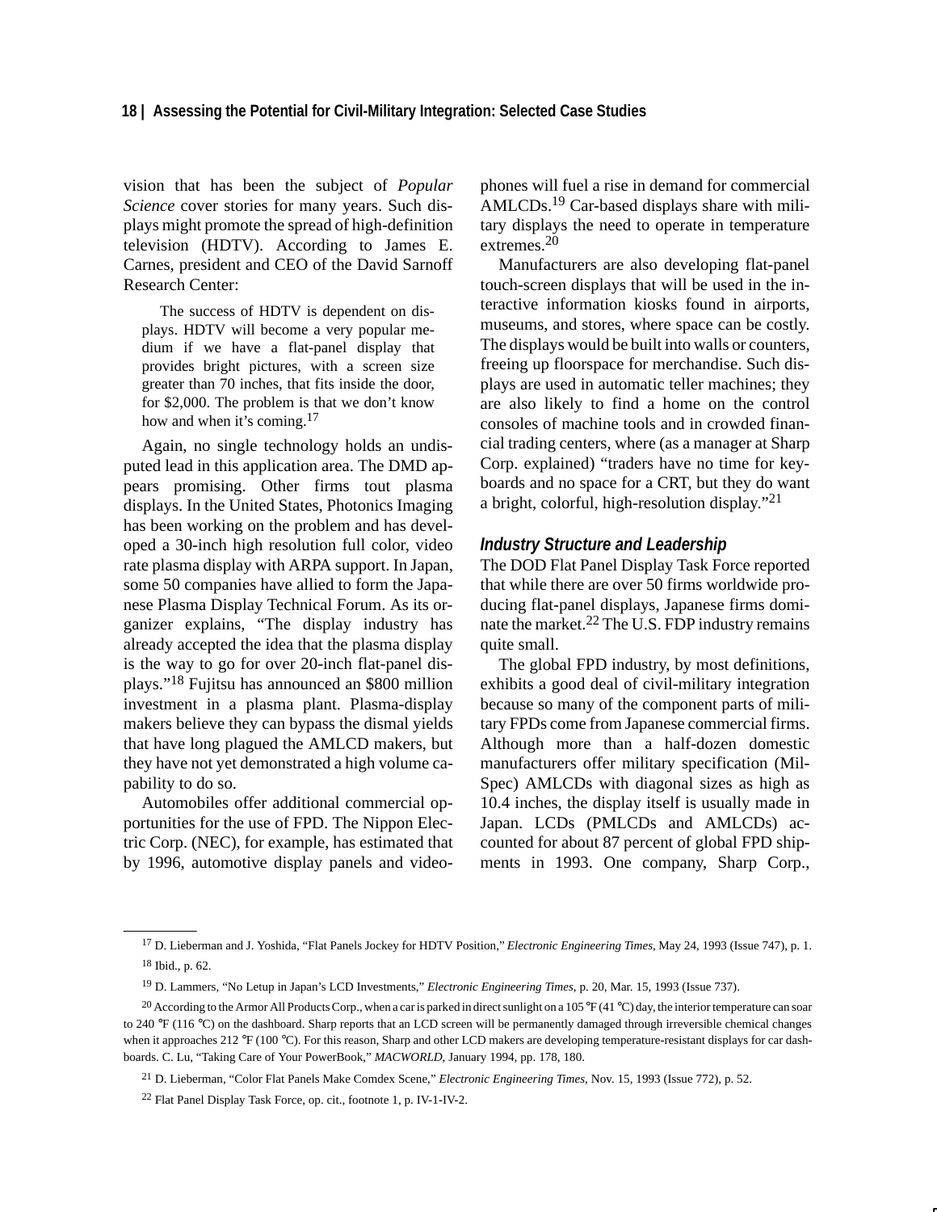vision that has been the subject of *Popular Science* cover stories for many years. Such displays might promote the spread of high-definition television (HDTV). According to James E. Carnes, president and CEO of the David Sarnoff Research Center:

> The success of HDTV is dependent on displays. HDTV will become a very popular medium if we have a flat-panel display that provides bright pictures, with a screen size greater than 70 inches, that fits inside the door, for $2,000. The problem is that we don't know how and when it's coming.[17]

Again, no single technology holds an undisputed lead in this application area. The DMD appears promising. Other firms tout plasma displays. In the United States, Photonics Imaging has been working on the problem and has developed a 30-inch high resolution full color, video rate plasma display with ARPA support. In Japan, some 50 companies have allied to form the Japanese Plasma Display Technical Forum. As its organizer explains, "The display industry has already accepted the idea that the plasma display is the way to go for over 20-inch flat-panel displays."[18] Fujitsu has announced an $800 million investment in a plasma plant. Plasma-display makers believe they can bypass the dismal yields that have long plagued the AMLCD makers, but they have not yet demonstrated a high volume capability to do so.

Automobiles offer additional commercial opportunities for the use of FPD. The Nippon Electric Corp. (NEC), for example, has estimated that by 1996, automotive display panels and videophones will fuel a rise in demand for commercial AMLCDs.[19] Car-based displays share with military displays the need to operate in temperature extremes.[20]

Manufacturers are also developing flat-panel touch-screen displays that will be used in the interactive information kiosks found in airports, museums, and stores, where space can be costly. The displays would be built into walls or counters, freeing up floorspace for merchandise. Such displays are used in automatic teller machines; they are also likely to find a home on the control consoles of machine tools and in crowded financial trading centers, where (as a manager at Sharp Corp. explained) "traders have no time for keyboards and no space for a CRT, but they do want a bright, colorful, high-resolution display."[21]

### Industry Structure and Leadership

The DOD Flat Panel Display Task Force reported that while there are over 50 firms worldwide producing flat-panel displays, Japanese firms dominate the market.[22] The U.S. FDP industry remains quite small.

The global FPD industry, by most definitions, exhibits a good deal of civil-military integration because so many of the component parts of military FPDs come from Japanese commercial firms. Although more than a half-dozen domestic manufacturers offer military specification (Mil-Spec) AMLCDs with diagonal sizes as high as 10.4 inches, the display itself is usually made in Japan. LCDs (PMLCDs and AMLCDs) accounted for about 87 percent of global FPD shipments in 1993. One company, Sharp Corp.,

---

[17] D. Lieberman and J. Yoshida, "Flat Panels Jockey for HDTV Position," *Electronic Engineering Times*, May 24, 1993 (Issue 747), p. 1.

[18] Ibid., p. 62.

[19] D. Lammers, "No Letup in Japan's LCD Investments," *Electronic Engineering Times*, p. 20, Mar. 15, 1993 (Issue 737).

[20] According to the Armor All Products Corp., when a car is parked in direct sunlight on a 105 °F (41 °C) day, the interior temperature can soar to 240 °F (116 °C) on the dashboard. Sharp reports that an LCD screen will be permanently damaged through irreversible chemical changes when it approaches 212 °F (100 °C). For this reason, Sharp and other LCD makers are developing temperature-resistant displays for car dashboards. C. Lu, "Taking Care of Your PowerBook," *MACWORLD*, January 1994, pp. 178, 180.

[21] D. Lieberman, "Color Flat Panels Make Comdex Scene," *Electronic Engineering Times*, Nov. 15, 1993 (Issue 772), p. 52.

[22] Flat Panel Display Task Force, op. cit., footnote 1, p. IV-1-IV-2.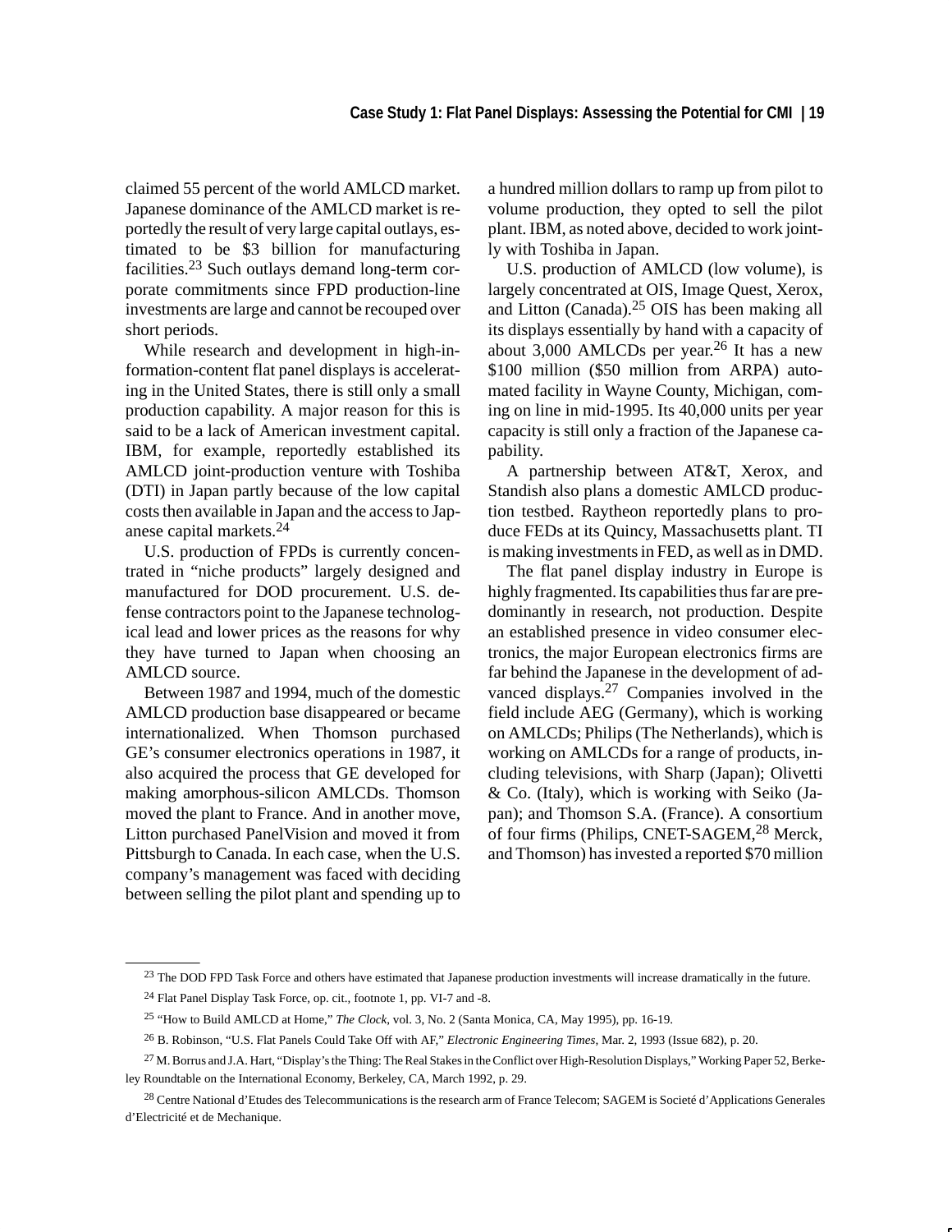claimed 55 percent of the world AMLCD market. Japanese dominance of the AMLCD market is reportedly the result of very large capital outlays, estimated to be $3 billion for manufacturing facilities.[23] Such outlays demand long-term corporate commitments since FPD production-line investments are large and cannot be recouped over short periods.

While research and development in high-information-content flat panel displays is accelerating in the United States, there is still only a small production capability. A major reason for this is said to be a lack of American investment capital. IBM, for example, reportedly established its AMLCD joint-production venture with Toshiba (DTI) in Japan partly because of the low capital costs then available in Japan and the access to Japanese capital markets.[24]

U.S. production of FPDs is currently concentrated in "niche products" largely designed and manufactured for DOD procurement. U.S. defense contractors point to the Japanese technological lead and lower prices as the reasons for why they have turned to Japan when choosing an AMLCD source.

Between 1987 and 1994, much of the domestic AMLCD production base disappeared or became internationalized. When Thomson purchased GE's consumer electronics operations in 1987, it also acquired the process that GE developed for making amorphous-silicon AMLCDs. Thomson moved the plant to France. And in another move, Litton purchased PanelVision and moved it from Pittsburgh to Canada. In each case, when the U.S. company's management was faced with deciding between selling the pilot plant and spending up to a hundred million dollars to ramp up from pilot to volume production, they opted to sell the pilot plant. IBM, as noted above, decided to work jointly with Toshiba in Japan.

U.S. production of AMLCD (low volume), is largely concentrated at OIS, Image Quest, Xerox, and Litton (Canada).[25] OIS has been making all its displays essentially by hand with a capacity of about 3,000 AMLCDs per year.[26] It has a new $100 million ($50 million from ARPA) automated facility in Wayne County, Michigan, coming on line in mid-1995. Its 40,000 units per year capacity is still only a fraction of the Japanese capability.

A partnership between AT&T, Xerox, and Standish also plans a domestic AMLCD production testbed. Raytheon reportedly plans to produce FEDs at its Quincy, Massachusetts plant. TI is making investments in FED, as well as in DMD.

The flat panel display industry in Europe is highly fragmented. Its capabilities thus far are predominantly in research, not production. Despite an established presence in video consumer electronics, the major European electronics firms are far behind the Japanese in the development of advanced displays.[27] Companies involved in the field include AEG (Germany), which is working on AMLCDs; Philips (The Netherlands), which is working on AMLCDs for a range of products, including televisions, with Sharp (Japan); Olivetti & Co. (Italy), which is working with Seiko (Japan); and Thomson S.A. (France). A consortium of four firms (Philips, CNET-SAGEM,[28] Merck, and Thomson) has invested a reported $70 million

---

[23] The DOD FPD Task Force and others have estimated that Japanese production investments will increase dramatically in the future.

[24] Flat Panel Display Task Force, op. cit., footnote 1, pp. VI-7 and -8.

[25] "How to Build AMLCD at Home," *The Clock*, vol. 3, No. 2 (Santa Monica, CA, May 1995), pp. 16-19.

[26] B. Robinson, "U.S. Flat Panels Could Take Off with AF," *Electronic Engineering Times*, Mar. 2, 1993 (Issue 682), p. 20.

[27] M. Borrus and J.A. Hart, "Display's the Thing: The Real Stakes in the Conflict over High-Resolution Displays," Working Paper 52, Berkeley Roundtable on the International Economy, Berkeley, CA, March 1992, p. 29.

[28] Centre National d'Etudes des Telecommunications is the research arm of France Telecom; SAGEM is Societé d'Applications Generales d'Electricité et de Mechanique.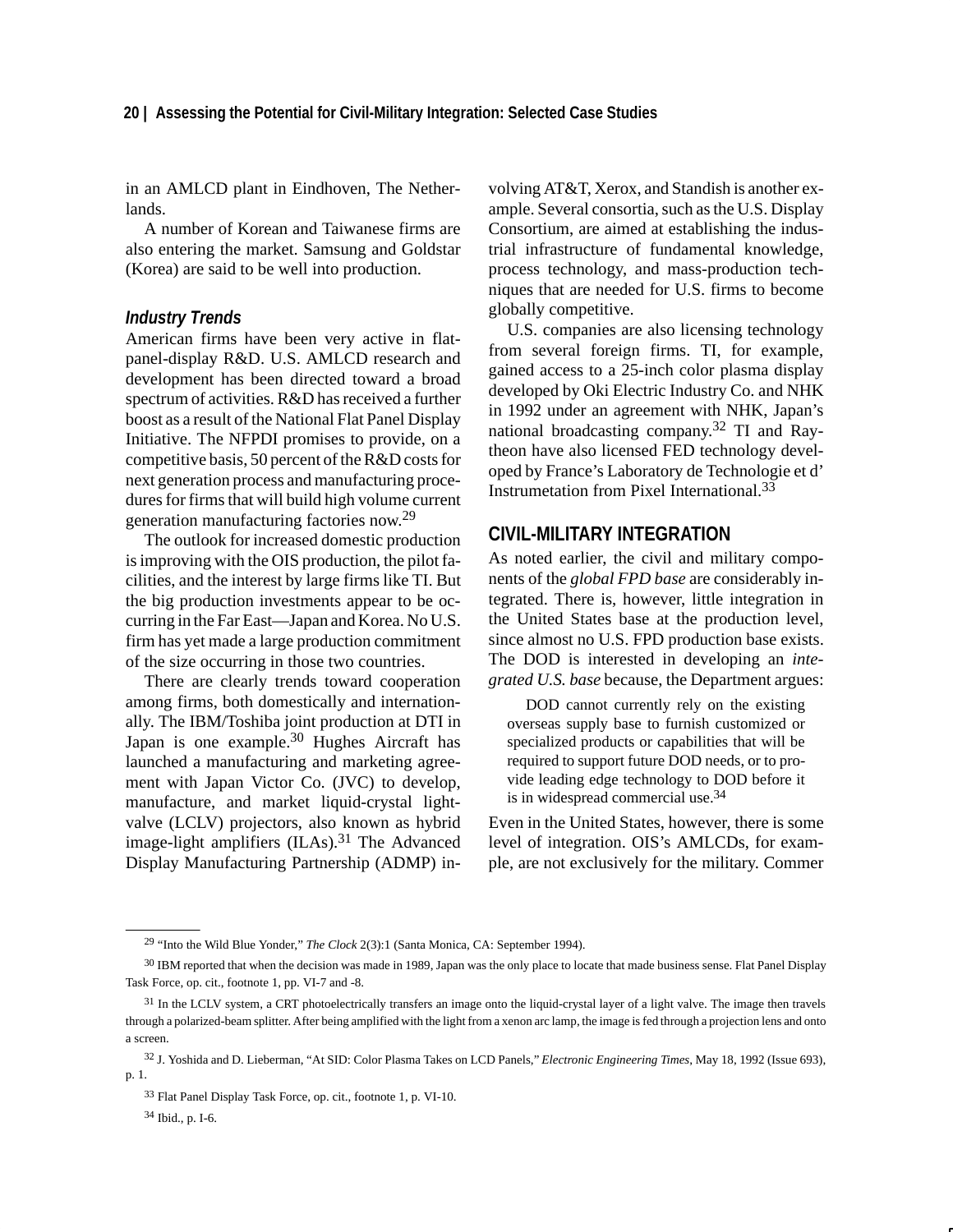in an AMLCD plant in Eindhoven, The Netherlands.

A number of Korean and Taiwanese firms are also entering the market. Samsung and Goldstar (Korea) are said to be well into production.

### *Industry Trends*

American firms have been very active in flat-panel-display R&D. U.S. AMLCD research and development has been directed toward a broad spectrum of activities. R&D has received a further boost as a result of the National Flat Panel Display Initiative. The NFPDI promises to provide, on a competitive basis, 50 percent of the R&D costs for next generation process and manufacturing procedures for firms that will build high volume current generation manufacturing factories now.[29]

The outlook for increased domestic production is improving with the OIS production, the pilot facilities, and the interest by large firms like TI. But the big production investments appear to be occurring in the Far East—Japan and Korea. No U.S. firm has yet made a large production commitment of the size occurring in those two countries.

There are clearly trends toward cooperation among firms, both domestically and internationally. The IBM/Toshiba joint production at DTI in Japan is one example.[30] Hughes Aircraft has launched a manufacturing and marketing agreement with Japan Victor Co. (JVC) to develop, manufacture, and market liquid-crystal light-valve (LCLV) projectors, also known as hybrid image-light amplifiers (ILAs).[31] The Advanced Display Manufacturing Partnership (ADMP) involving AT&T, Xerox, and Standish is another example. Several consortia, such as the U.S. Display Consortium, are aimed at establishing the industrial infrastructure of fundamental knowledge, process technology, and mass-production techniques that are needed for U.S. firms to become globally competitive.

U.S. companies are also licensing technology from several foreign firms. TI, for example, gained access to a 25-inch color plasma display developed by Oki Electric Industry Co. and NHK in 1992 under an agreement with NHK, Japan's national broadcasting company.[32] TI and Raytheon have also licensed FED technology developed by France's Laboratory de Technologie et d' Instrumetation from Pixel International.[33]

## CIVIL-MILITARY INTEGRATION

As noted earlier, the civil and military components of the *global FPD base* are considerably integrated. There is, however, little integration in the United States base at the production level, since almost no U.S. FPD production base exists. The DOD is interested in developing an *integrated U.S. base* because, the Department argues:

> DOD cannot currently rely on the existing overseas supply base to furnish customized or specialized products or capabilities that will be required to support future DOD needs, or to provide leading edge technology to DOD before it is in widespread commercial use.[34]

Even in the United States, however, there is some level of integration. OIS's AMLCDs, for example, are not exclusively for the military. Commer

---

[29] "Into the Wild Blue Yonder," *The Clock* 2(3):1 (Santa Monica, CA: September 1994).

[30] IBM reported that when the decision was made in 1989, Japan was the only place to locate that made business sense. Flat Panel Display Task Force, op. cit., footnote 1, pp. VI-7 and -8.

[31] In the LCLV system, a CRT photoelectrically transfers an image onto the liquid-crystal layer of a light valve. The image then travels through a polarized-beam splitter. After being amplified with the light from a xenon arc lamp, the image is fed through a projection lens and onto a screen.

[32] J. Yoshida and D. Lieberman, "At SID: Color Plasma Takes on LCD Panels," *Electronic Engineering Times*, May 18, 1992 (Issue 693), p. 1.

[33] Flat Panel Display Task Force, op. cit., footnote 1, p. VI-10.

[34] Ibid., p. I-6.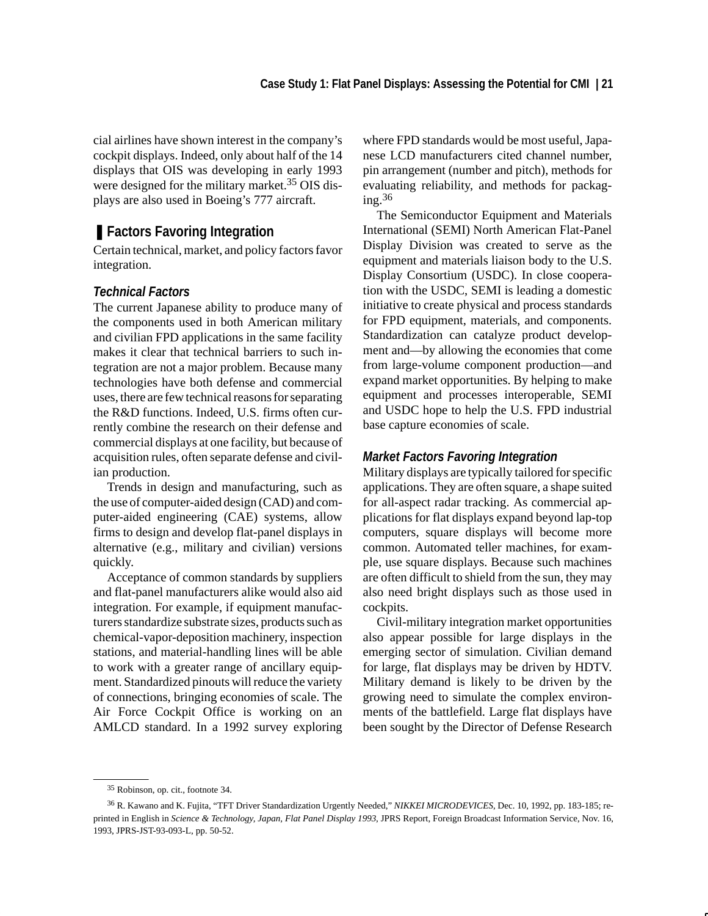cial airlines have shown interest in the company's cockpit displays. Indeed, only about half of the 14 displays that OIS was developing in early 1993 were designed for the military market.[35] OIS displays are also used in Boeing's 777 aircraft.

## Factors Favoring Integration

Certain technical, market, and policy factors favor integration.

### *Technical Factors*

The current Japanese ability to produce many of the components used in both American military and civilian FPD applications in the same facility makes it clear that technical barriers to such integration are not a major problem. Because many technologies have both defense and commercial uses, there are few technical reasons for separating the R&D functions. Indeed, U.S. firms often currently combine the research on their defense and commercial displays at one facility, but because of acquisition rules, often separate defense and civilian production.

Trends in design and manufacturing, such as the use of computer-aided design (CAD) and computer-aided engineering (CAE) systems, allow firms to design and develop flat-panel displays in alternative (e.g., military and civilian) versions quickly.

Acceptance of common standards by suppliers and flat-panel manufacturers alike would also aid integration. For example, if equipment manufacturers standardize substrate sizes, products such as chemical-vapor-deposition machinery, inspection stations, and material-handling lines will be able to work with a greater range of ancillary equipment. Standardized pinouts will reduce the variety of connections, bringing economies of scale. The Air Force Cockpit Office is working on an AMLCD standard. In a 1992 survey exploring where FPD standards would be most useful, Japanese LCD manufacturers cited channel number, pin arrangement (number and pitch), methods for evaluating reliability, and methods for packaging.[36]

The Semiconductor Equipment and Materials International (SEMI) North American Flat-Panel Display Division was created to serve as the equipment and materials liaison body to the U.S. Display Consortium (USDC). In close cooperation with the USDC, SEMI is leading a domestic initiative to create physical and process standards for FPD equipment, materials, and components. Standardization can catalyze product development and—by allowing the economies that come from large-volume component production—and expand market opportunities. By helping to make equipment and processes interoperable, SEMI and USDC hope to help the U.S. FPD industrial base capture economies of scale.

### *Market Factors Favoring Integration*

Military displays are typically tailored for specific applications. They are often square, a shape suited for all-aspect radar tracking. As commercial applications for flat displays expand beyond lap-top computers, square displays will become more common. Automated teller machines, for example, use square displays. Because such machines are often difficult to shield from the sun, they may also need bright displays such as those used in cockpits.

Civil-military integration market opportunities also appear possible for large displays in the emerging sector of simulation. Civilian demand for large, flat displays may be driven by HDTV. Military demand is likely to be driven by the growing need to simulate the complex environments of the battlefield. Large flat displays have been sought by the Director of Defense Research

---

[35] Robinson, op. cit., footnote 34.

[36] R. Kawano and K. Fujita, "TFT Driver Standardization Urgently Needed," *NIKKEI MICRODEVICES*, Dec. 10, 1992, pp. 183-185; reprinted in English in *Science & Technology, Japan, Flat Panel Display 1993*, JPRS Report, Foreign Broadcast Information Service, Nov. 16, 1993, JPRS-JST-93-093-L, pp. 50-52.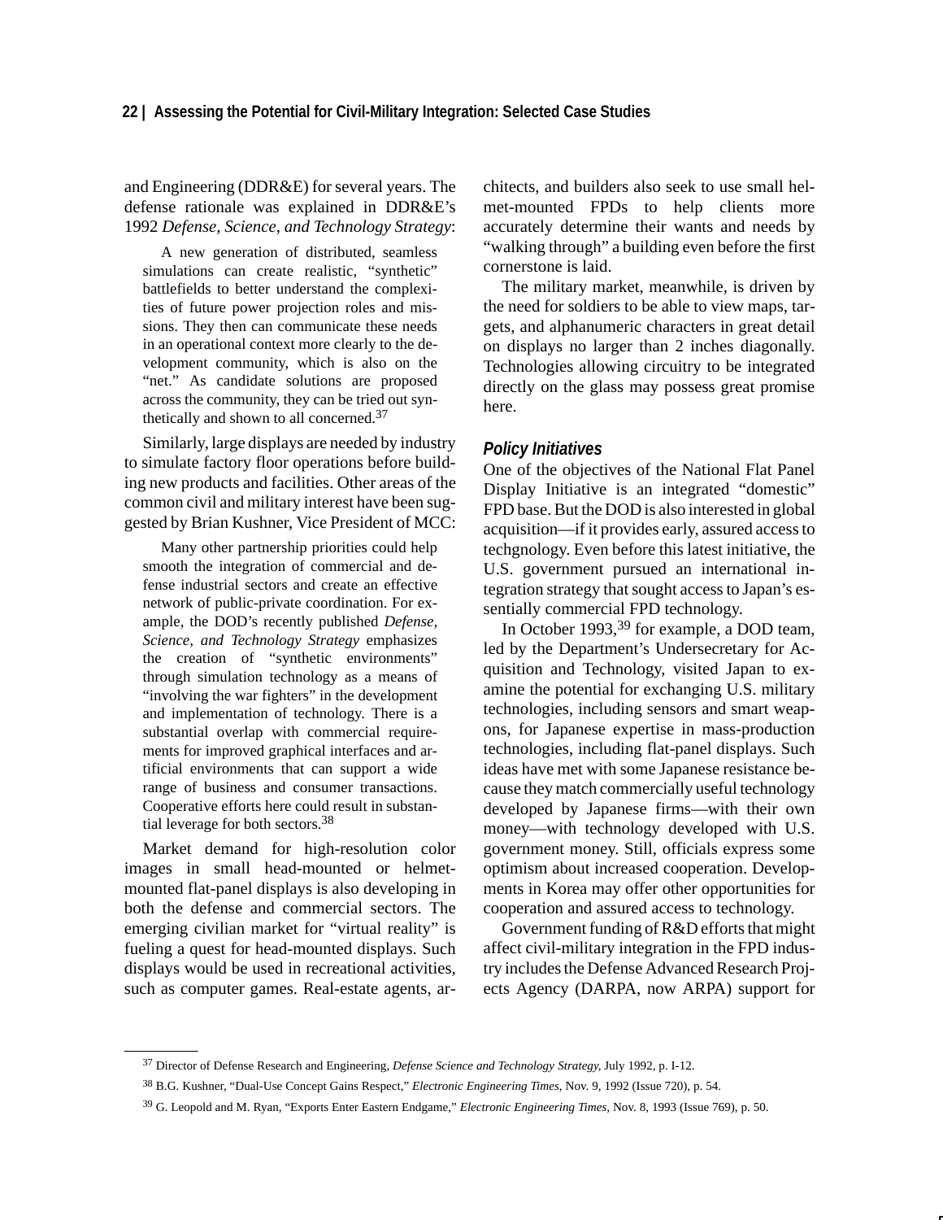and Engineering (DDR&E) for several years. The defense rationale was explained in DDR&E's 1992 *Defense, Science, and Technology Strategy*:

> A new generation of distributed, seamless simulations can create realistic, "synthetic" battlefields to better understand the complexities of future power projection roles and missions. They then can communicate these needs in an operational context more clearly to the development community, which is also on the "net." As candidate solutions are proposed across the community, they can be tried out synthetically and shown to all concerned.[37]

Similarly, large displays are needed by industry to simulate factory floor operations before building new products and facilities. Other areas of the common civil and military interest have been suggested by Brian Kushner, Vice President of MCC:

> Many other partnership priorities could help smooth the integration of commercial and defense industrial sectors and create an effective network of public-private coordination. For example, the DOD's recently published *Defense, Science, and Technology Strategy* emphasizes the creation of "synthetic environments" through simulation technology as a means of "involving the war fighters" in the development and implementation of technology. There is a substantial overlap with commercial requirements for improved graphical interfaces and artificial environments that can support a wide range of business and consumer transactions. Cooperative efforts here could result in substantial leverage for both sectors.[38]

Market demand for high-resolution color images in small head-mounted or helmet-mounted flat-panel displays is also developing in both the defense and commercial sectors. The emerging civilian market for "virtual reality" is fueling a quest for head-mounted displays. Such displays would be used in recreational activities, such as computer games. Real-estate agents, architects, and builders also seek to use small helmet-mounted FPDs to help clients more accurately determine their wants and needs by "walking through" a building even before the first cornerstone is laid.

The military market, meanwhile, is driven by the need for soldiers to be able to view maps, targets, and alphanumeric characters in great detail on displays no larger than 2 inches diagonally. Technologies allowing circuitry to be integrated directly on the glass may possess great promise here.

### *Policy Initiatives*

One of the objectives of the National Flat Panel Display Initiative is an integrated "domestic" FPD base. But the DOD is also interested in global acquisition—if it provides early, assured access to techgnology. Even before this latest initiative, the U.S. government pursued an international integration strategy that sought access to Japan's essentially commercial FPD technology.

In October 1993,[39] for example, a DOD team, led by the Department's Undersecretary for Acquisition and Technology, visited Japan to examine the potential for exchanging U.S. military technologies, including sensors and smart weapons, for Japanese expertise in mass-production technologies, including flat-panel displays. Such ideas have met with some Japanese resistance because they match commercially useful technology developed by Japanese firms—with their own money—with technology developed with U.S. government money. Still, officials express some optimism about increased cooperation. Developments in Korea may offer other opportunities for cooperation and assured access to technology.

Government funding of R&D efforts that might affect civil-military integration in the FPD industry includes the Defense Advanced Research Projects Agency (DARPA, now ARPA) support for

---

[37] Director of Defense Research and Engineering, *Defense Science and Technology Strategy*, July 1992, p. I-12.

[38] B.G. Kushner, "Dual-Use Concept Gains Respect," *Electronic Engineering Times*, Nov. 9, 1992 (Issue 720), p. 54.

[39] G. Leopold and M. Ryan, "Exports Enter Eastern Endgame," *Electronic Engineering Times*, Nov. 8, 1993 (Issue 769), p. 50.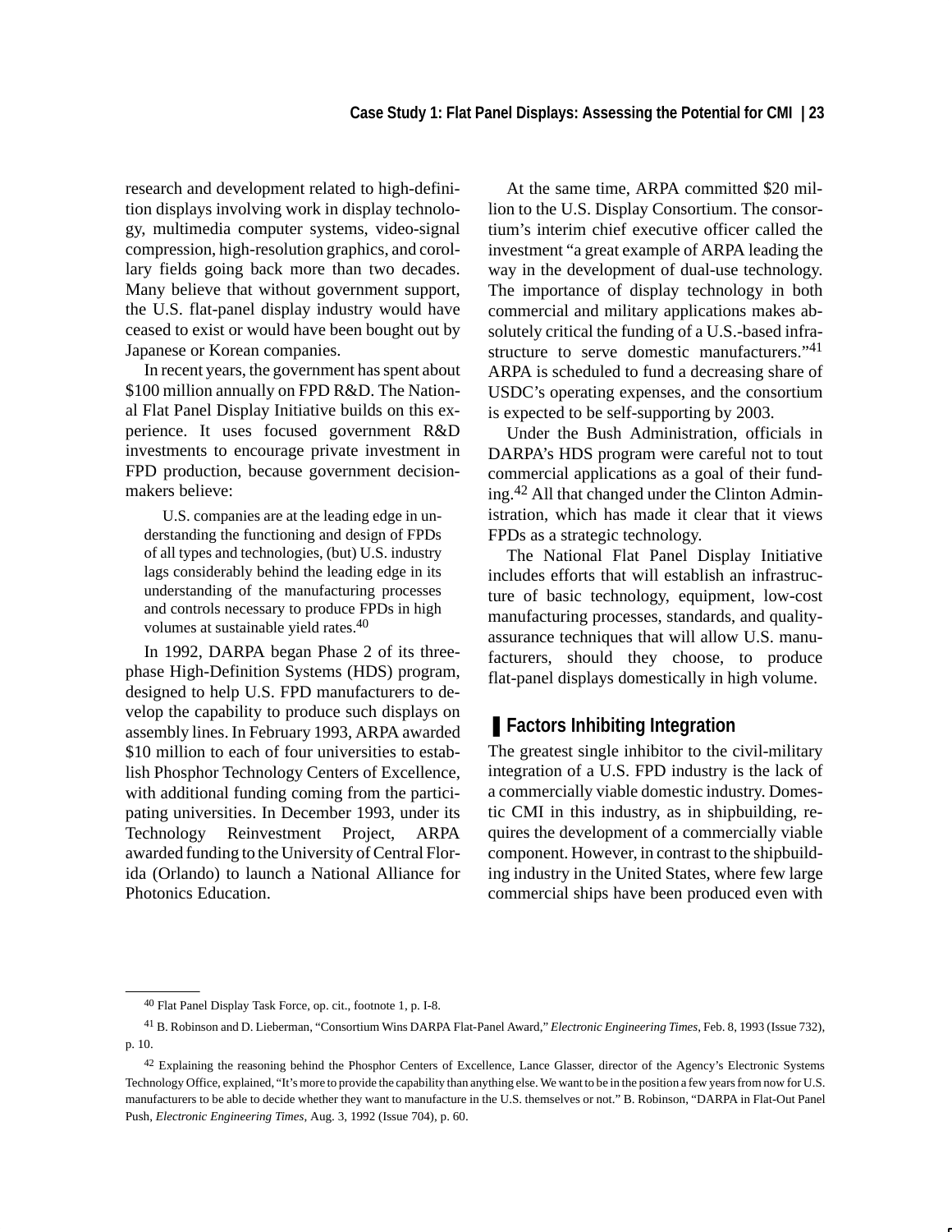research and development related to high-definition displays involving work in display technology, multimedia computer systems, video-signal compression, high-resolution graphics, and corollary fields going back more than two decades. Many believe that without government support, the U.S. flat-panel display industry would have ceased to exist or would have been bought out by Japanese or Korean companies.

In recent years, the government has spent about $100 million annually on FPD R&D. The National Flat Panel Display Initiative builds on this experience. It uses focused government R&D investments to encourage private investment in FPD production, because government decision-makers believe:

> U.S. companies are at the leading edge in understanding the functioning and design of FPDs of all types and technologies, (but) U.S. industry lags considerably behind the leading edge in its understanding of the manufacturing processes and controls necessary to produce FPDs in high volumes at sustainable yield rates.[40]

In 1992, DARPA began Phase 2 of its three-phase High-Definition Systems (HDS) program, designed to help U.S. FPD manufacturers to develop the capability to produce such displays on assembly lines. In February 1993, ARPA awarded $10 million to each of four universities to establish Phosphor Technology Centers of Excellence, with additional funding coming from the participating universities. In December 1993, under its Technology Reinvestment Project, ARPA awarded funding to the University of Central Florida (Orlando) to launch a National Alliance for Photonics Education.

At the same time, ARPA committed $20 million to the U.S. Display Consortium. The consortium's interim chief executive officer called the investment "a great example of ARPA leading the way in the development of dual-use technology. The importance of display technology in both commercial and military applications makes absolutely critical the funding of a U.S.-based infrastructure to serve domestic manufacturers."[41] ARPA is scheduled to fund a decreasing share of USDC's operating expenses, and the consortium is expected to be self-supporting by 2003.

Under the Bush Administration, officials in DARPA's HDS program were careful not to tout commercial applications as a goal of their funding.[42] All that changed under the Clinton Administration, which has made it clear that it views FPDs as a strategic technology.

The National Flat Panel Display Initiative includes efforts that will establish an infrastructure of basic technology, equipment, low-cost manufacturing processes, standards, and quality-assurance techniques that will allow U.S. manufacturers, should they choose, to produce flat-panel displays domestically in high volume.

## Factors Inhibiting Integration

The greatest single inhibitor to the civil-military integration of a U.S. FPD industry is the lack of a commercially viable domestic industry. Domestic CMI in this industry, as in shipbuilding, requires the development of a commercially viable component. However, in contrast to the shipbuilding industry in the United States, where few large commercial ships have been produced even with

---

[40] Flat Panel Display Task Force, op. cit., footnote 1, p. I-8.

[41] B. Robinson and D. Lieberman, "Consortium Wins DARPA Flat-Panel Award," *Electronic Engineering Times*, Feb. 8, 1993 (Issue 732), p. 10.

[42] Explaining the reasoning behind the Phosphor Centers of Excellence, Lance Glasser, director of the Agency's Electronic Systems Technology Office, explained, "It's more to provide the capability than anything else. We want to be in the position a few years from now for U.S. manufacturers to be able to decide whether they want to manufacture in the U.S. themselves or not." B. Robinson, "DARPA in Flat-Out Panel Push, *Electronic Engineering Times*, Aug. 3, 1992 (Issue 704), p. 60.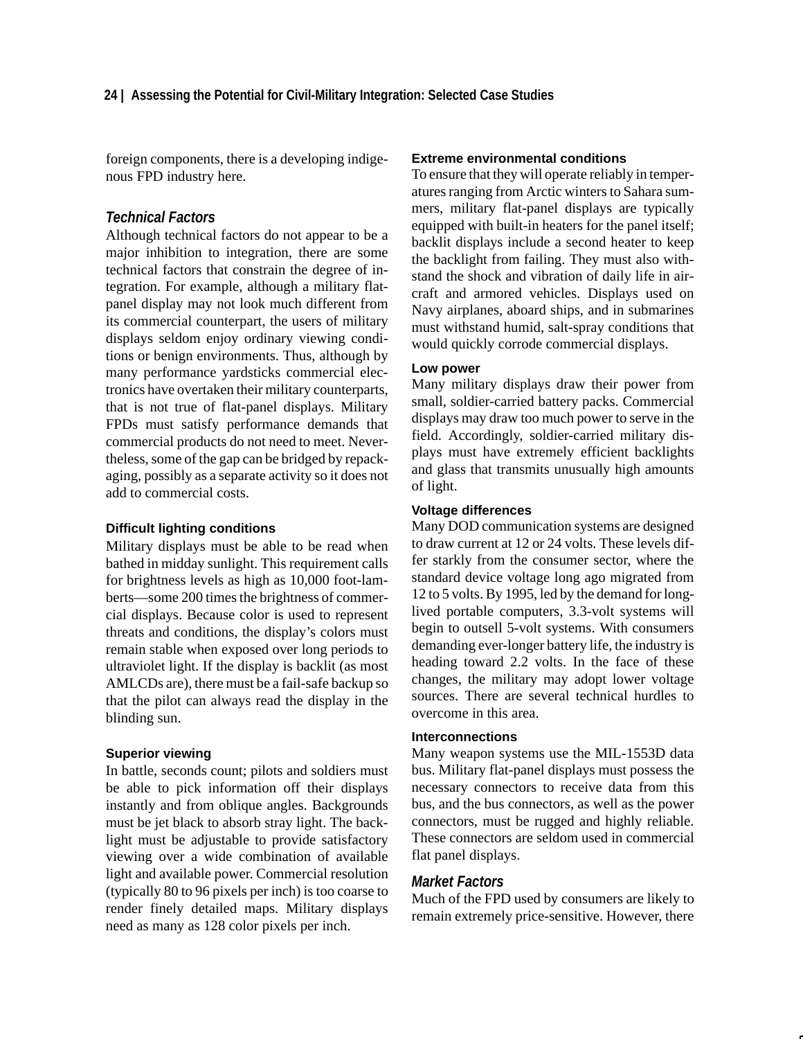foreign components, there is a developing indigenous FPD industry here.

## *Technical Factors*

Although technical factors do not appear to be a major inhibition to integration, there are some technical factors that constrain the degree of integration. For example, although a military flat-panel display may not look much different from its commercial counterpart, the users of military displays seldom enjoy ordinary viewing conditions or benign environments. Thus, although by many performance yardsticks commercial electronics have overtaken their military counterparts, that is not true of flat-panel displays. Military FPDs must satisfy performance demands that commercial products do not need to meet. Nevertheless, some of the gap can be bridged by repackaging, possibly as a separate activity so it does not add to commercial costs.

### Difficult lighting conditions

Military displays must be able to be read when bathed in midday sunlight. This requirement calls for brightness levels as high as 10,000 foot-lamberts—some 200 times the brightness of commercial displays. Because color is used to represent threats and conditions, the display's colors must remain stable when exposed over long periods to ultraviolet light. If the display is backlit (as most AMLCDs are), there must be a fail-safe backup so that the pilot can always read the display in the blinding sun.

### Superior viewing

In battle, seconds count; pilots and soldiers must be able to pick information off their displays instantly and from oblique angles. Backgrounds must be jet black to absorb stray light. The backlight must be adjustable to provide satisfactory viewing over a wide combination of available light and available power. Commercial resolution (typically 80 to 96 pixels per inch) is too coarse to render finely detailed maps. Military displays need as many as 128 color pixels per inch.

### Extreme environmental conditions

To ensure that they will operate reliably in temperatures ranging from Arctic winters to Sahara summers, military flat-panel displays are typically equipped with built-in heaters for the panel itself; backlit displays include a second heater to keep the backlight from failing. They must also withstand the shock and vibration of daily life in aircraft and armored vehicles. Displays used on Navy airplanes, aboard ships, and in submarines must withstand humid, salt-spray conditions that would quickly corrode commercial displays.

### Low power

Many military displays draw their power from small, soldier-carried battery packs. Commercial displays may draw too much power to serve in the field. Accordingly, soldier-carried military displays must have extremely efficient backlights and glass that transmits unusually high amounts of light.

### Voltage differences

Many DOD communication systems are designed to draw current at 12 or 24 volts. These levels differ starkly from the consumer sector, where the standard device voltage long ago migrated from 12 to 5 volts. By 1995, led by the demand for long-lived portable computers, 3.3-volt systems will begin to outsell 5-volt systems. With consumers demanding ever-longer battery life, the industry is heading toward 2.2 volts. In the face of these changes, the military may adopt lower voltage sources. There are several technical hurdles to overcome in this area.

### Interconnections

Many weapon systems use the MIL-1553D data bus. Military flat-panel displays must possess the necessary connectors to receive data from this bus, and the bus connectors, as well as the power connectors, must be rugged and highly reliable. These connectors are seldom used in commercial flat panel displays.

## *Market Factors*

Much of the FPD used by consumers are likely to remain extremely price-sensitive. However, there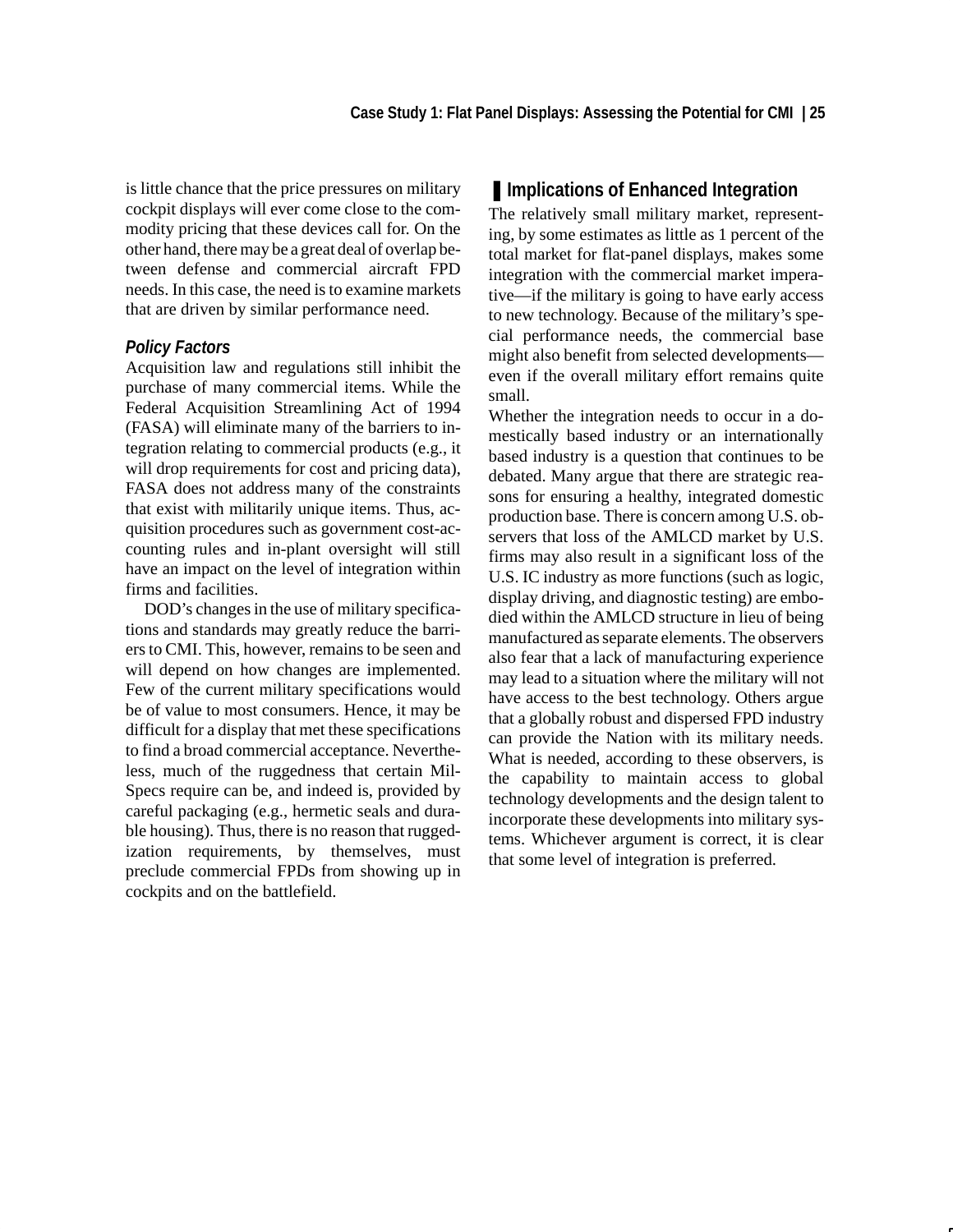is little chance that the price pressures on military cockpit displays will ever come close to the commodity pricing that these devices call for. On the other hand, there may be a great deal of overlap between defense and commercial aircraft FPD needs. In this case, the need is to examine markets that are driven by similar performance need.

### *Policy Factors*

Acquisition law and regulations still inhibit the purchase of many commercial items. While the Federal Acquisition Streamlining Act of 1994 (FASA) will eliminate many of the barriers to integration relating to commercial products (e.g., it will drop requirements for cost and pricing data), FASA does not address many of the constraints that exist with militarily unique items. Thus, acquisition procedures such as government cost-accounting rules and in-plant oversight will still have an impact on the level of integration within firms and facilities.

DOD's changes in the use of military specifications and standards may greatly reduce the barriers to CMI. This, however, remains to be seen and will depend on how changes are implemented. Few of the current military specifications would be of value to most consumers. Hence, it may be difficult for a display that met these specifications to find a broad commercial acceptance. Nevertheless, much of the ruggedness that certain Mil-Specs require can be, and indeed is, provided by careful packaging (e.g., hermetic seals and durable housing). Thus, there is no reason that ruggedization requirements, by themselves, must preclude commercial FPDs from showing up in cockpits and on the battlefield.

## Implications of Enhanced Integration

The relatively small military market, representing, by some estimates as little as 1 percent of the total market for flat-panel displays, makes some integration with the commercial market imperative—if the military is going to have early access to new technology. Because of the military's special performance needs, the commercial base might also benefit from selected developments—even if the overall military effort remains quite small.

Whether the integration needs to occur in a domestically based industry or an internationally based industry is a question that continues to be debated. Many argue that there are strategic reasons for ensuring a healthy, integrated domestic production base. There is concern among U.S. observers that loss of the AMLCD market by U.S. firms may also result in a significant loss of the U.S. IC industry as more functions (such as logic, display driving, and diagnostic testing) are embodied within the AMLCD structure in lieu of being manufactured as separate elements. The observers also fear that a lack of manufacturing experience may lead to a situation where the military will not have access to the best technology. Others argue that a globally robust and dispersed FPD industry can provide the Nation with its military needs. What is needed, according to these observers, is the capability to maintain access to global technology developments and the design talent to incorporate these developments into military systems. Whichever argument is correct, it is clear that some level of integration is preferred.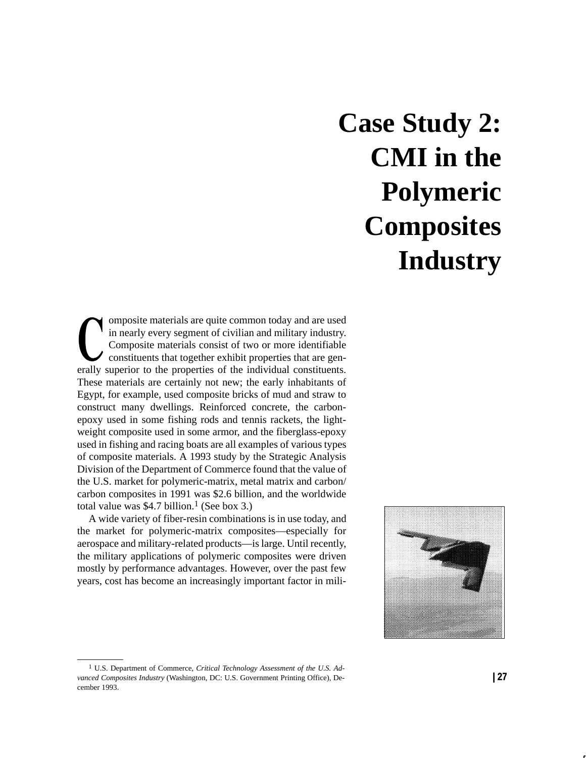# Case Study 2: CMI in the Polymeric Composites Industry

Composite materials are quite common today and are used in nearly every segment of civilian and military industry. Composite materials consist of two or more identifiable constituents that together exhibit properties that are generally superior to the properties of the individual constituents. These materials are certainly not new; the early inhabitants of Egypt, for example, used composite bricks of mud and straw to construct many dwellings. Reinforced concrete, the carbon-epoxy used in some fishing rods and tennis rackets, the lightweight composite used in some armor, and the fiberglass-epoxy used in fishing and racing boats are all examples of various types of composite materials. A 1993 study by the Strategic Analysis Division of the Department of Commerce found that the value of the U.S. market for polymeric-matrix, metal matrix and carbon/carbon composites in 1991 was $2.6 billion, and the worldwide total value was $4.7 billion.[1] (See box 3.)

A wide variety of fiber-resin combinations is in use today, and the market for polymeric-matrix composites—especially for aerospace and military-related products—is large. Until recently, the military applications of polymeric composites were driven mostly by performance advantages. However, over the past few years, cost has become an increasingly important factor in mili-

---

[1] U.S. Department of Commerce, *Critical Technology Assessment of the U.S. Advanced Composites Industry* (Washington, DC: U.S. Government Printing Office), December 1993.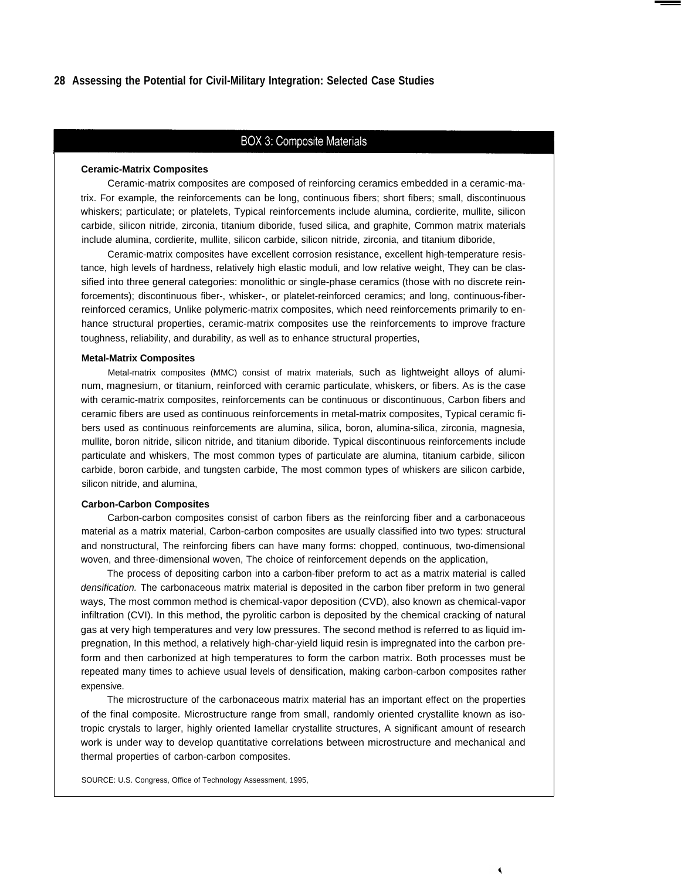## BOX 3: Composite Materials

### Ceramic-Matrix Composites

Ceramic-matrix composites are composed of reinforcing ceramics embedded in a ceramic-matrix. For example, the reinforcements can be long, continuous fibers; short fibers; small, discontinuous whiskers; particulate; or platelets, Typical reinforcements include alumina, cordierite, mullite, silicon carbide, silicon nitride, zirconia, titanium diboride, fused silica, and graphite, Common matrix materials include alumina, cordierite, mullite, silicon carbide, silicon nitride, zirconia, and titanium diboride,

Ceramic-matrix composites have excellent corrosion resistance, excellent high-temperature resistance, high levels of hardness, relatively high elastic moduli, and low relative weight, They can be classified into three general categories: monolithic or single-phase ceramics (those with no discrete reinforcements); discontinuous fiber-, whisker-, or platelet-reinforced ceramics; and long, continuous-fiber-reinforced ceramics, Unlike polymeric-matrix composites, which need reinforcements primarily to enhance structural properties, ceramic-matrix composites use the reinforcements to improve fracture toughness, reliability, and durability, as well as to enhance structural properties,

### Metal-Matrix Composites

Metal-matrix composites (MMC) consist of matrix materials, such as lightweight alloys of aluminum, magnesium, or titanium, reinforced with ceramic particulate, whiskers, or fibers. As is the case with ceramic-matrix composites, reinforcements can be continuous or discontinuous, Carbon fibers and ceramic fibers are used as continuous reinforcements in metal-matrix composites, Typical ceramic fibers used as continuous reinforcements are alumina, silica, boron, alumina-silica, zirconia, magnesia, mullite, boron nitride, silicon nitride, and titanium diboride. Typical discontinuous reinforcements include particulate and whiskers, The most common types of particulate are alumina, titanium carbide, silicon carbide, boron carbide, and tungsten carbide, The most common types of whiskers are silicon carbide, silicon nitride, and alumina,

### Carbon-Carbon Composites

Carbon-carbon composites consist of carbon fibers as the reinforcing fiber and a carbonaceous material as a matrix material, Carbon-carbon composites are usually classified into two types: structural and nonstructural, The reinforcing fibers can have many forms: chopped, continuous, two-dimensional woven, and three-dimensional woven, The choice of reinforcement depends on the application,

The process of depositing carbon into a carbon-fiber preform to act as a matrix material is called *densification.* The carbonaceous matrix material is deposited in the carbon fiber preform in two general ways, The most common method is chemical-vapor deposition (CVD), also known as chemical-vapor infiltration (CVI). In this method, the pyrolitic carbon is deposited by the chemical cracking of natural gas at very high temperatures and very low pressures. The second method is referred to as liquid impregnation, In this method, a relatively high-char-yield liquid resin is impregnated into the carbon preform and then carbonized at high temperatures to form the carbon matrix. Both processes must be repeated many times to achieve usual levels of densification, making carbon-carbon composites rather expensive.

The microstructure of the carbonaceous matrix material has an important effect on the properties of the final composite. Microstructure range from small, randomly oriented crystallite known as isotropic crystals to larger, highly oriented lamellar crystallite structures, A significant amount of research work is under way to develop quantitative correlations between microstructure and mechanical and thermal properties of carbon-carbon composites.

SOURCE: U.S. Congress, Office of Technology Assessment, 1995,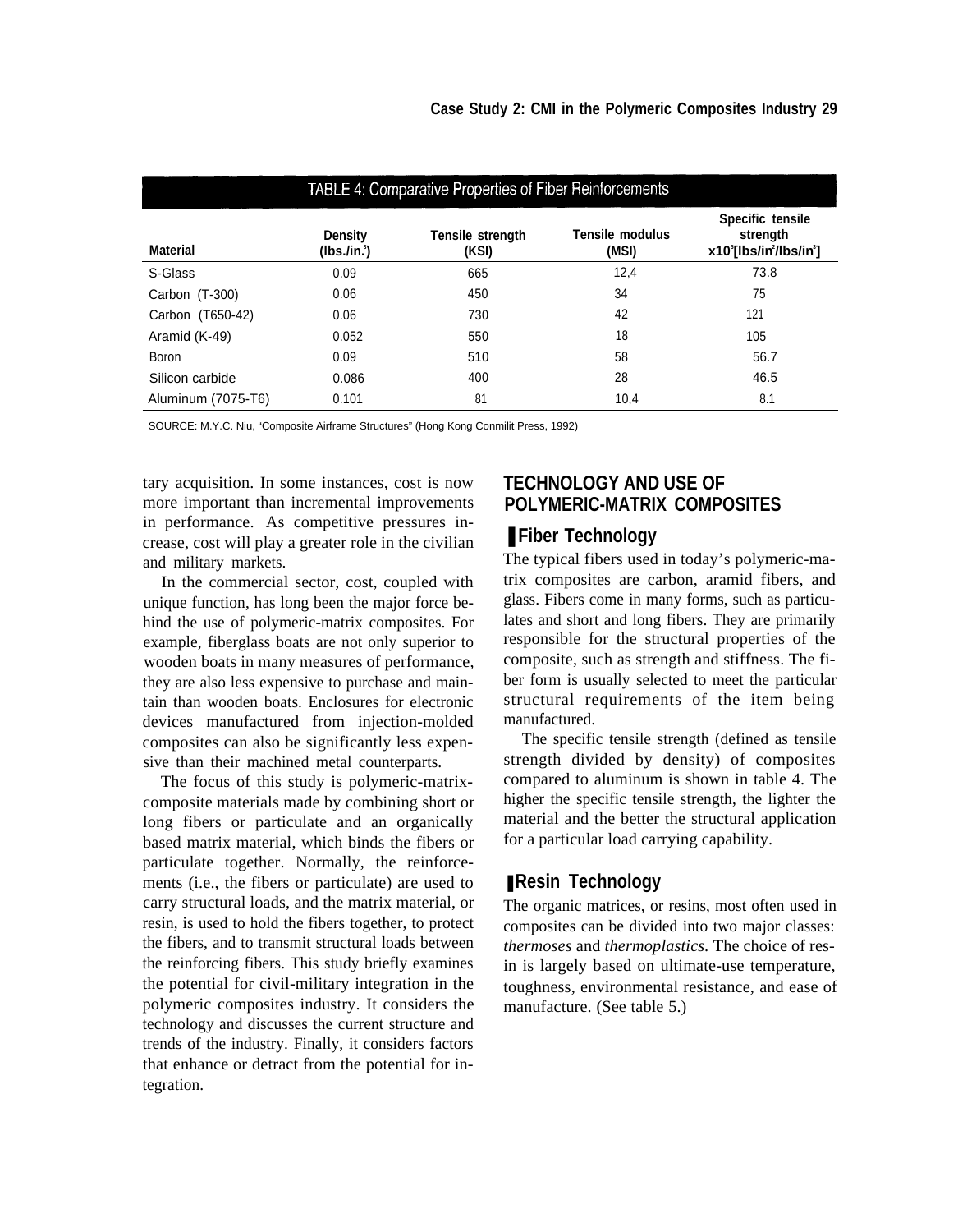TABLE 4: Comparative Properties of Fiber Reinforcements

| Material | Density (lbs./in.$^3$) | Tensile strength (KSI) | Tensile modulus (MSI) | Specific tensile strength x10$^5$[lbs/in$^2$/lbs/in$^3$] |
|---|---|---|---|---|
| S-Glass | 0.09 | 665 | 12,4 | 73.8 |
| Carbon (T-300) | 0.06 | 450 | 34 | 75 |
| Carbon (T650-42) | 0.06 | 730 | 42 | 121 |
| Aramid (K-49) | 0.052 | 550 | 18 | 105 |
| Boron | 0.09 | 510 | 58 | 56.7 |
| Silicon carbide | 0.086 | 400 | 28 | 46.5 |
| Aluminum (7075-T6) | 0.101 | 81 | 10,4 | 8.1 |

SOURCE: M.Y.C. Niu, "Composite Airframe Structures" (Hong Kong Conmilit Press, 1992)

tary acquisition. In some instances, cost is now more important than incremental improvements in performance. As competitive pressures increase, cost will play a greater role in the civilian and military markets.

In the commercial sector, cost, coupled with unique function, has long been the major force behind the use of polymeric-matrix composites. For example, fiberglass boats are not only superior to wooden boats in many measures of performance, they are also less expensive to purchase and maintain than wooden boats. Enclosures for electronic devices manufactured from injection-molded composites can also be significantly less expensive than their machined metal counterparts.

The focus of this study is polymeric-matrix-composite materials made by combining short or long fibers or particulate and an organically based matrix material, which binds the fibers or particulate together. Normally, the reinforcements (i.e., the fibers or particulate) are used to carry structural loads, and the matrix material, or resin, is used to hold the fibers together, to protect the fibers, and to transmit structural loads between the reinforcing fibers. This study briefly examines the potential for civil-military integration in the polymeric composites industry. It considers the technology and discusses the current structure and trends of the industry. Finally, it considers factors that enhance or detract from the potential for integration.

## TECHNOLOGY AND USE OF POLYMERIC-MATRIX COMPOSITES

### Fiber Technology

The typical fibers used in today's polymeric-matrix composites are carbon, aramid fibers, and glass. Fibers come in many forms, such as particulates and short and long fibers. They are primarily responsible for the structural properties of the composite, such as strength and stiffness. The fiber form is usually selected to meet the particular structural requirements of the item being manufactured.

The specific tensile strength (defined as tensile strength divided by density) of composites compared to aluminum is shown in table 4. The higher the specific tensile strength, the lighter the material and the better the structural application for a particular load carrying capability.

### Resin Technology

The organic matrices, or resins, most often used in composites can be divided into two major classes: *thermoses* and *thermoplastics*. The choice of resin is largely based on ultimate-use temperature, toughness, environmental resistance, and ease of manufacture. (See table 5.)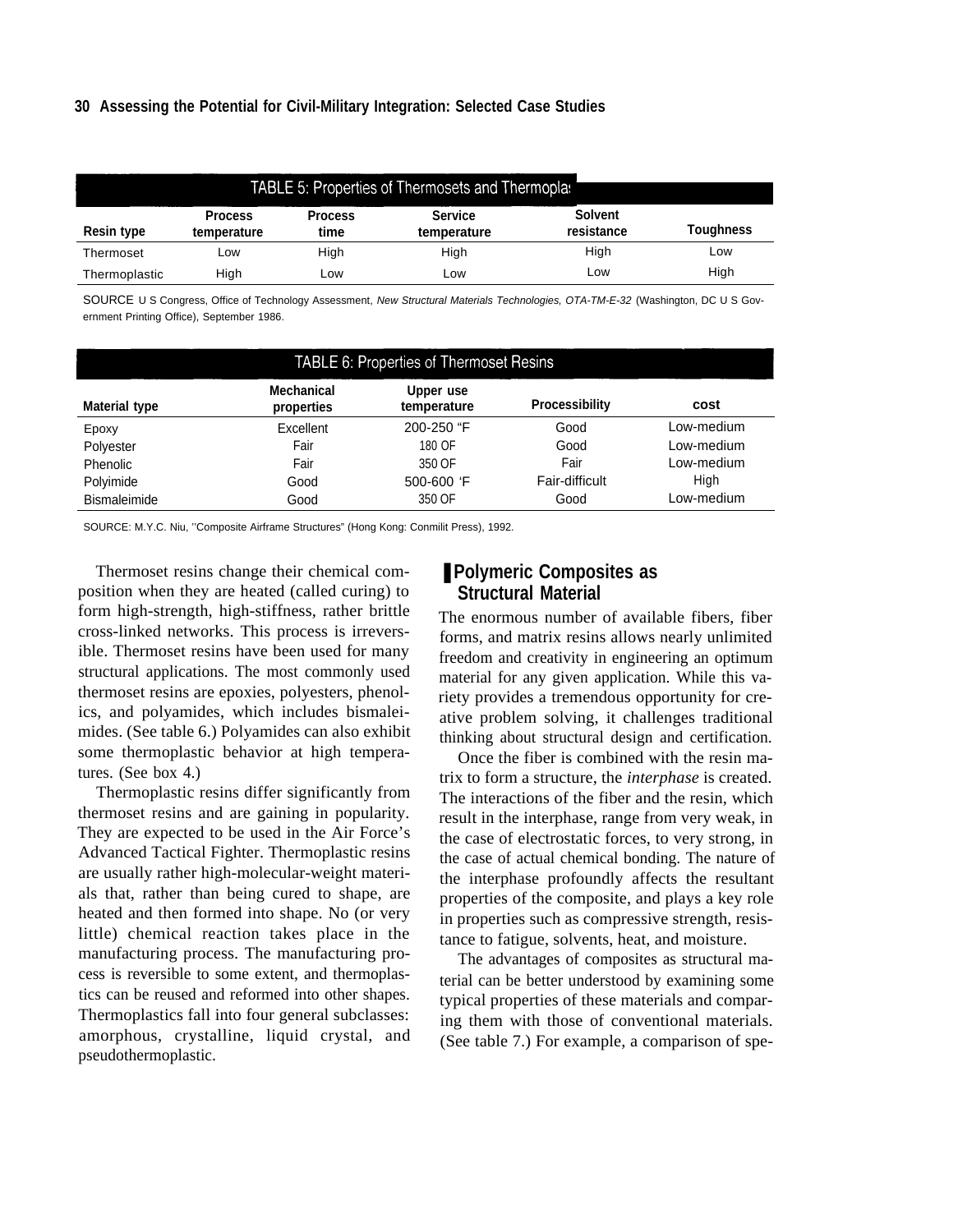TABLE 5: Properties of Thermosets and Thermoplas

| Resin type | Process temperature | Process time | Service temperature | Solvent resistance | Toughness |
|---|---|---|---|---|---|
| Thermoset | Low | High | High | High | Low |
| Thermoplastic | High | Low | Low | Low | High |

SOURCE U S Congress, Office of Technology Assessment, *New Structural Materials Technologies, OTA-TM-E-32* (Washington, DC U S Government Printing Office), September 1986.

TABLE 6: Properties of Thermoset Resins

| Material type | Mechanical properties | Upper use temperature | Processibility | cost |
|---|---|---|---|---|
| Epoxy | Excellent | 200-250 "F | Good | Low-medium |
| Polyester | Fair | 180 OF | Good | Low-medium |
| Phenolic | Fair | 350 OF | Fair | Low-medium |
| Polyimide | Good | 500-600 'F | Fair-difficult | High |
| Bismaleimide | Good | 350 OF | Good | Low-medium |

SOURCE: M.Y.C. Niu, ''Composite Airframe Structures" (Hong Kong: Conmilit Press), 1992.

Thermoset resins change their chemical composition when they are heated (called curing) to form high-strength, high-stiffness, rather brittle cross-linked networks. This process is irreversible. Thermoset resins have been used for many structural applications. The most commonly used thermoset resins are epoxies, polyesters, phenolics, and polyamides, which includes bismaleimides. (See table 6.) Polyamides can also exhibit some thermoplastic behavior at high temperatures. (See box 4.)

Thermoplastic resins differ significantly from thermoset resins and are gaining in popularity. They are expected to be used in the Air Force's Advanced Tactical Fighter. Thermoplastic resins are usually rather high-molecular-weight materials that, rather than being cured to shape, are heated and then formed into shape. No (or very little) chemical reaction takes place in the manufacturing process. The manufacturing process is reversible to some extent, and thermoplastics can be reused and reformed into other shapes. Thermoplastics fall into four general subclasses: amorphous, crystalline, liquid crystal, and pseudothermoplastic.

## Polymeric Composites as Structural Material

The enormous number of available fibers, fiber forms, and matrix resins allows nearly unlimited freedom and creativity in engineering an optimum material for any given application. While this variety provides a tremendous opportunity for creative problem solving, it challenges traditional thinking about structural design and certification.

Once the fiber is combined with the resin matrix to form a structure, the *interphase* is created. The interactions of the fiber and the resin, which result in the interphase, range from very weak, in the case of electrostatic forces, to very strong, in the case of actual chemical bonding. The nature of the interphase profoundly affects the resultant properties of the composite, and plays a key role in properties such as compressive strength, resistance to fatigue, solvents, heat, and moisture.

The advantages of composites as structural material can be better understood by examining some typical properties of these materials and comparing them with those of conventional materials. (See table 7.) For example, a comparison of spe-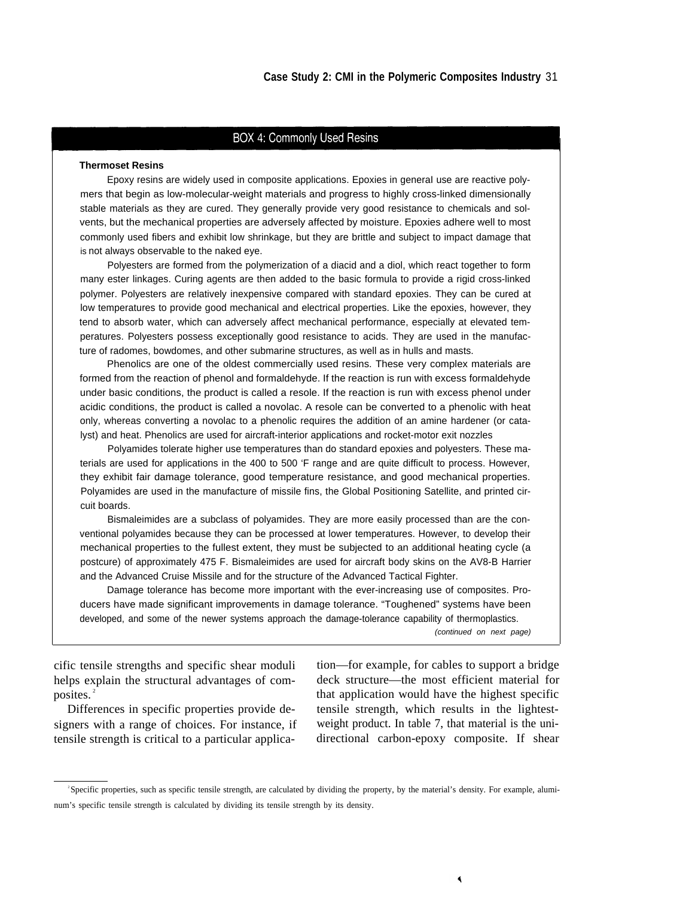## BOX 4: Commonly Used Resins

**Thermoset Resins**

Epoxy resins are widely used in composite applications. Epoxies in general use are reactive polymers that begin as low-molecular-weight materials and progress to highly cross-linked dimensionally stable materials as they are cured. They generally provide very good resistance to chemicals and solvents, but the mechanical properties are adversely affected by moisture. Epoxies adhere well to most commonly used fibers and exhibit low shrinkage, but they are brittle and subject to impact damage that is not always observable to the naked eye.

Polyesters are formed from the polymerization of a diacid and a diol, which react together to form many ester linkages. Curing agents are then added to the basic formula to provide a rigid cross-linked polymer. Polyesters are relatively inexpensive compared with standard epoxies. They can be cured at low temperatures to provide good mechanical and electrical properties. Like the epoxies, however, they tend to absorb water, which can adversely affect mechanical performance, especially at elevated temperatures. Polyesters possess exceptionally good resistance to acids. They are used in the manufacture of radomes, bowdomes, and other submarine structures, as well as in hulls and masts.

Phenolics are one of the oldest commercially used resins. These very complex materials are formed from the reaction of phenol and formaldehyde. If the reaction is run with excess formaldehyde under basic conditions, the product is called a resole. If the reaction is run with excess phenol under acidic conditions, the product is called a novolac. A resole can be converted to a phenolic with heat only, whereas converting a novolac to a phenolic requires the addition of an amine hardener (or catalyst) and heat. Phenolics are used for aircraft-interior applications and rocket-motor exit nozzles

Polyamides tolerate higher use temperatures than do standard epoxies and polyesters. These materials are used for applications in the 400 to 500 'F range and are quite difficult to process. However, they exhibit fair damage tolerance, good temperature resistance, and good mechanical properties. Polyamides are used in the manufacture of missile fins, the Global Positioning Satellite, and printed circuit boards.

Bismaleimides are a subclass of polyamides. They are more easily processed than are the conventional polyamides because they can be processed at lower temperatures. However, to develop their mechanical properties to the fullest extent, they must be subjected to an additional heating cycle (a postcure) of approximately 475 F. Bismaleimides are used for aircraft body skins on the AV8-B Harrier and the Advanced Cruise Missile and for the structure of the Advanced Tactical Fighter.

Damage tolerance has become more important with the ever-increasing use of composites. Producers have made significant improvements in damage tolerance. "Toughened" systems have been developed, and some of the newer systems approach the damage-tolerance capability of thermoplastics.

*(continued on next page)*

cific tensile strengths and specific shear moduli helps explain the structural advantages of composites.[2]

Differences in specific properties provide designers with a range of choices. For instance, if tensile strength is critical to a particular application—for example, for cables to support a bridge deck structure—the most efficient material for that application would have the highest specific tensile strength, which results in the lightest-weight product. In table 7, that material is the unidirectional carbon-epoxy composite. If shear

---

[2] Specific properties, such as specific tensile strength, are calculated by dividing the property, by the material's density. For example, aluminum's specific tensile strength is calculated by dividing its tensile strength by its density.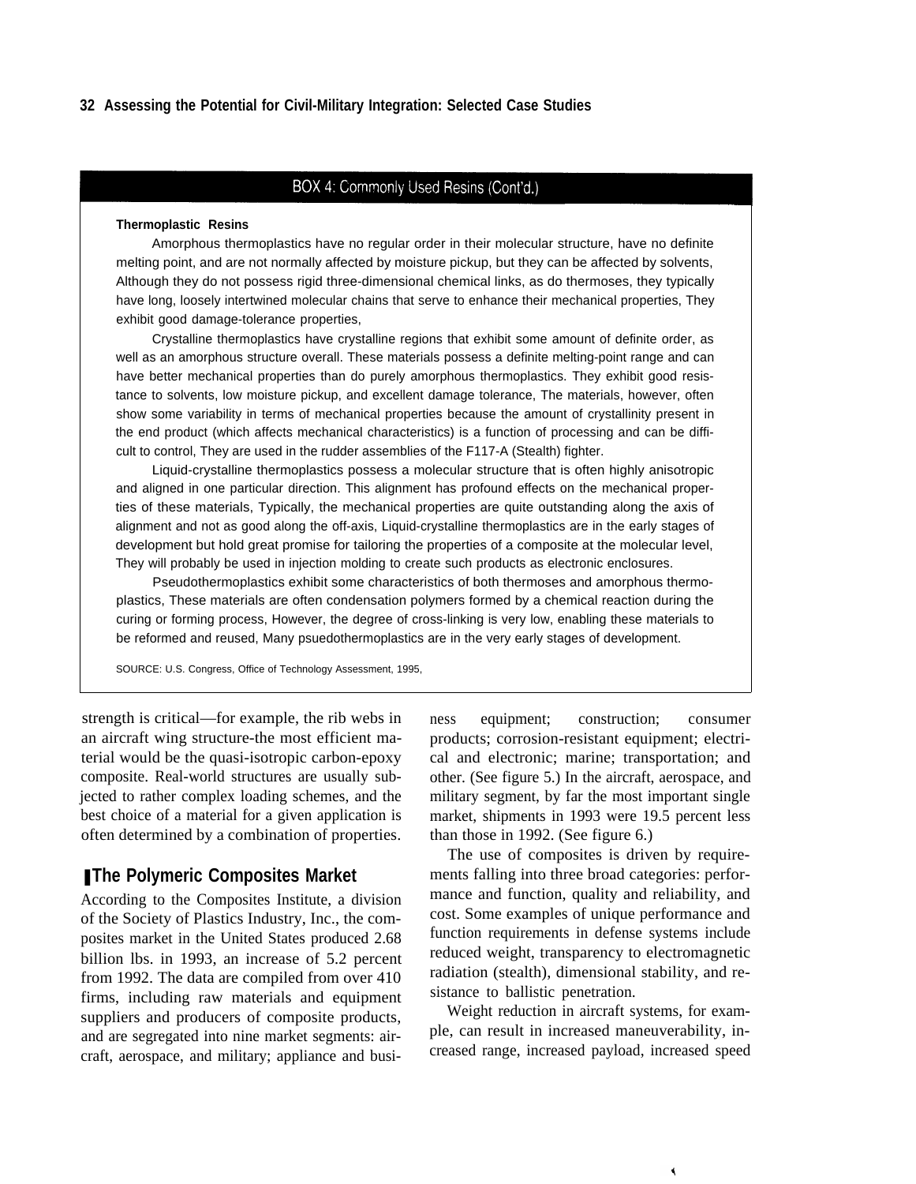## BOX 4: Commonly Used Resins (Cont'd.)

**Thermoplastic Resins**

Amorphous thermoplastics have no regular order in their molecular structure, have no definite melting point, and are not normally affected by moisture pickup, but they can be affected by solvents, Although they do not possess rigid three-dimensional chemical links, as do thermoses, they typically have long, loosely intertwined molecular chains that serve to enhance their mechanical properties, They exhibit good damage-tolerance properties,

Crystalline thermoplastics have crystalline regions that exhibit some amount of definite order, as well as an amorphous structure overall. These materials possess a definite melting-point range and can have better mechanical properties than do purely amorphous thermoplastics. They exhibit good resistance to solvents, low moisture pickup, and excellent damage tolerance, The materials, however, often show some variability in terms of mechanical properties because the amount of crystallinity present in the end product (which affects mechanical characteristics) is a function of processing and can be difficult to control, They are used in the rudder assemblies of the F117-A (Stealth) fighter.

Liquid-crystalline thermoplastics possess a molecular structure that is often highly anisotropic and aligned in one particular direction. This alignment has profound effects on the mechanical properties of these materials, Typically, the mechanical properties are quite outstanding along the axis of alignment and not as good along the off-axis, Liquid-crystalline thermoplastics are in the early stages of development but hold great promise for tailoring the properties of a composite at the molecular level, They will probably be used in injection molding to create such products as electronic enclosures.

Pseudothermoplastics exhibit some characteristics of both thermoses and amorphous thermoplastics, These materials are often condensation polymers formed by a chemical reaction during the curing or forming process, However, the degree of cross-linking is very low, enabling these materials to be reformed and reused, Many psuedothermoplastics are in the very early stages of development.

SOURCE: U.S. Congress, Office of Technology Assessment, 1995,

strength is critical—for example, the rib webs in an aircraft wing structure-the most efficient material would be the quasi-isotropic carbon-epoxy composite. Real-world structures are usually subjected to rather complex loading schemes, and the best choice of a material for a given application is often determined by a combination of properties.

## The Polymeric Composites Market

According to the Composites Institute, a division of the Society of Plastics Industry, Inc., the composites market in the United States produced 2.68 billion lbs. in 1993, an increase of 5.2 percent from 1992. The data are compiled from over 410 firms, including raw materials and equipment suppliers and producers of composite products, and are segregated into nine market segments: aircraft, aerospace, and military; appliance and business equipment; construction; consumer products; corrosion-resistant equipment; electrical and electronic; marine; transportation; and other. (See figure 5.) In the aircraft, aerospace, and military segment, by far the most important single market, shipments in 1993 were 19.5 percent less than those in 1992. (See figure 6.)

The use of composites is driven by requirements falling into three broad categories: performance and function, quality and reliability, and cost. Some examples of unique performance and function requirements in defense systems include reduced weight, transparency to electromagnetic radiation (stealth), dimensional stability, and resistance to ballistic penetration.

Weight reduction in aircraft systems, for example, can result in increased maneuverability, increased range, increased payload, increased speed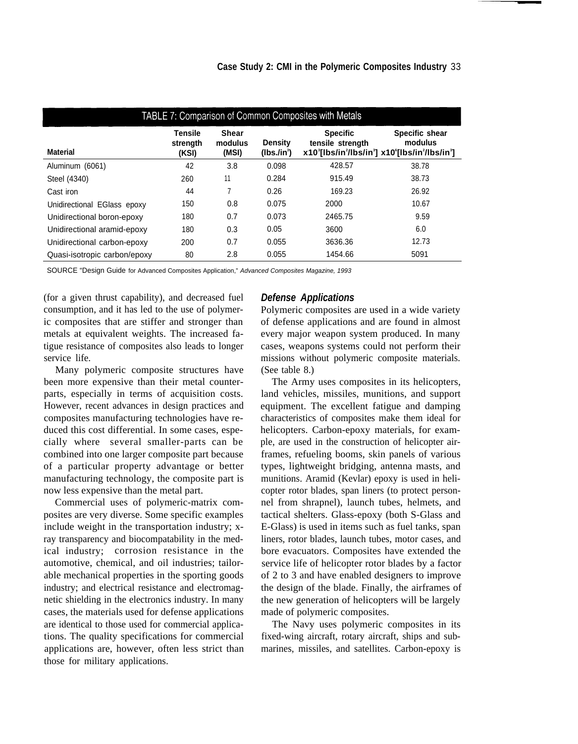TABLE 7: Comparison of Common Composites with Metals

| Material | Tensile strength (KSI) | Shear modulus (MSI) | Density ($lbs./in^3$) | Specific tensile strength $x10^3[lbs/in^2/lbs/in^3]$ | Specific shear modulus $x10^6[lbs/in^2/lbs/in^3]$ |
|---|---|---|---|---|---|
| Aluminum (6061) | 42 | 3.8 | 0.098 | 428.57 | 38.78 |
| Steel (4340) | 260 | 11 | 0.284 | 915.49 | 38.73 |
| Cast iron | 44 | 7 | 0.26 | 169.23 | 26.92 |
| Unidirectional EGlass epoxy | 150 | 0.8 | 0.075 | 2000 | 10.67 |
| Unidirectional boron-epoxy | 180 | 0.7 | 0.073 | 2465.75 | 9.59 |
| Unidirectional aramid-epoxy | 180 | 0.3 | 0.05 | 3600 | 6.0 |
| Unidirectional carbon-epoxy | 200 | 0.7 | 0.055 | 3636.36 | 12.73 |
| Quasi-isotropic carbon/epoxy | 80 | 2.8 | 0.055 | 1454.66 | 5091 |

SOURCE "Design Guide for Advanced Composites Application," *Advanced Composites Magazine, 1993*

(for a given thrust capability), and decreased fuel consumption, and it has led to the use of polymeric composites that are stiffer and stronger than metals at equivalent weights. The increased fatigue resistance of composites also leads to longer service life.

Many polymeric composite structures have been more expensive than their metal counterparts, especially in terms of acquisition costs. However, recent advances in design practices and composites manufacturing technologies have reduced this cost differential. In some cases, especially where several smaller-parts can be combined into one larger composite part because of a particular property advantage or better manufacturing technology, the composite part is now less expensive than the metal part.

Commercial uses of polymeric-matrix composites are very diverse. Some specific examples include weight in the transportation industry; x-ray transparency and biocompatability in the medical industry; corrosion resistance in the automotive, chemical, and oil industries; tailorable mechanical properties in the sporting goods industry; and electrical resistance and electromagnetic shielding in the electronics industry. In many cases, the materials used for defense applications are identical to those used for commercial applications. The quality specifications for commercial applications are, however, often less strict than those for military applications.

### *Defense Applications*

Polymeric composites are used in a wide variety of defense applications and are found in almost every major weapon system produced. In many cases, weapons systems could not perform their missions without polymeric composite materials. (See table 8.)

The Army uses composites in its helicopters, land vehicles, missiles, munitions, and support equipment. The excellent fatigue and damping characteristics of composites make them ideal for helicopters. Carbon-epoxy materials, for example, are used in the construction of helicopter airframes, refueling booms, skin panels of various types, lightweight bridging, antenna masts, and munitions. Aramid (Kevlar) epoxy is used in helicopter rotor blades, span liners (to protect personnel from shrapnel), launch tubes, helmets, and tactical shelters. Glass-epoxy (both S-Glass and E-Glass) is used in items such as fuel tanks, span liners, rotor blades, launch tubes, motor cases, and bore evacuators. Composites have extended the service life of helicopter rotor blades by a factor of 2 to 3 and have enabled designers to improve the design of the blade. Finally, the airframes of the new generation of helicopters will be largely made of polymeric composites.

The Navy uses polymeric composites in its fixed-wing aircraft, rotary aircraft, ships and submarines, missiles, and satellites. Carbon-epoxy is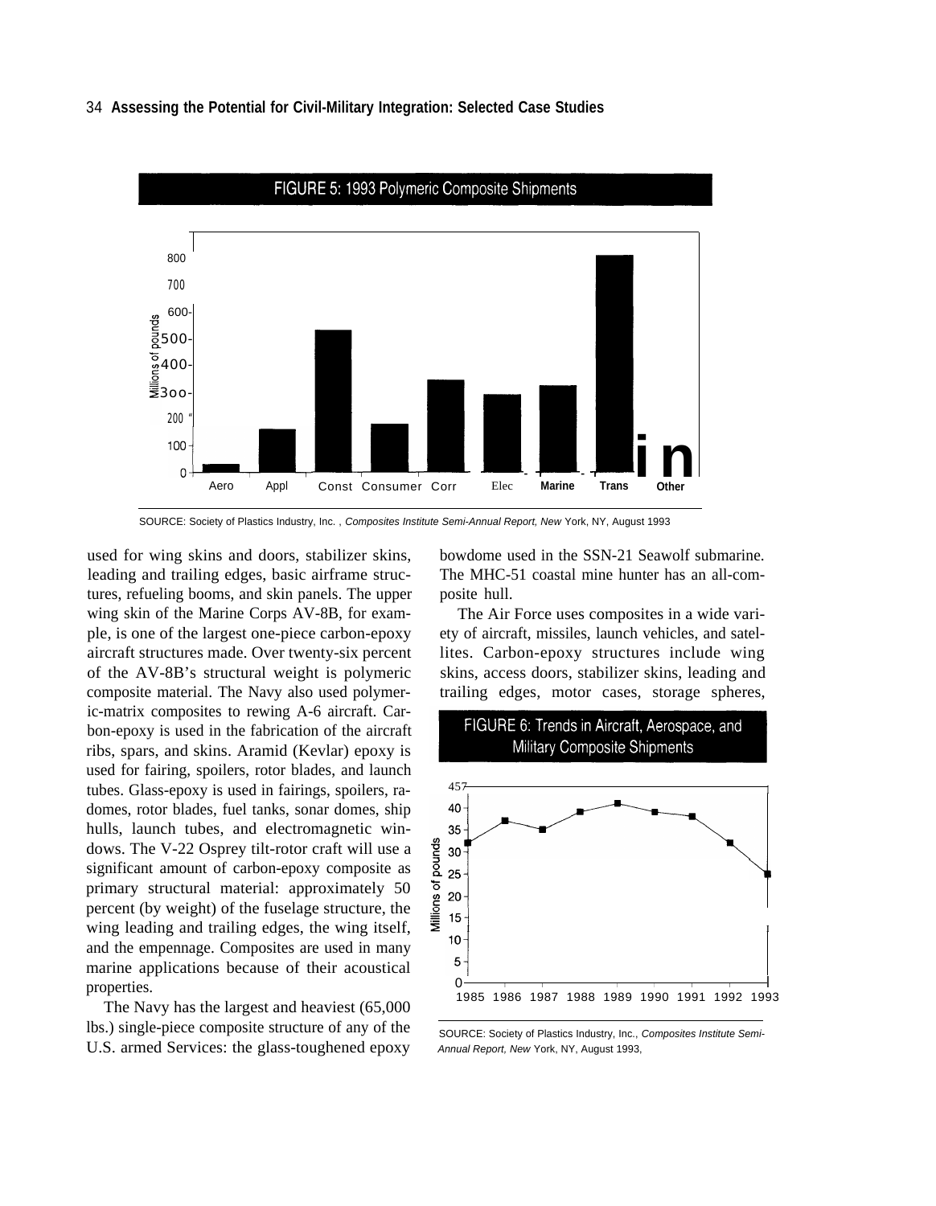FIGURE 5: 1993 Polymeric Composite Shipments

SOURCE: Society of Plastics Industry, Inc. , *Composites Institute Semi-Annual Report, New* York, NY, August 1993

used for wing skins and doors, stabilizer skins, leading and trailing edges, basic airframe structures, refueling booms, and skin panels. The upper wing skin of the Marine Corps AV-8B, for example, is one of the largest one-piece carbon-epoxy aircraft structures made. Over twenty-six percent of the AV-8B's structural weight is polymeric composite material. The Navy also used polymeric-matrix composites to rewing A-6 aircraft. Carbon-epoxy is used in the fabrication of the aircraft ribs, spars, and skins. Aramid (Kevlar) epoxy is used for fairing, spoilers, rotor blades, and launch tubes. Glass-epoxy is used in fairings, spoilers, radomes, rotor blades, fuel tanks, sonar domes, ship hulls, launch tubes, and electromagnetic windows. The V-22 Osprey tilt-rotor craft will use a significant amount of carbon-epoxy composite as primary structural material: approximately 50 percent (by weight) of the fuselage structure, the wing leading and trailing edges, the wing itself, and the empennage. Composites are used in many marine applications because of their acoustical properties.

The Navy has the largest and heaviest (65,000 lbs.) single-piece composite structure of any of the U.S. armed Services: the glass-toughened epoxy bowdome used in the SSN-21 Seawolf submarine. The MHC-51 coastal mine hunter has an all-composite hull.

The Air Force uses composites in a wide variety of aircraft, missiles, launch vehicles, and satellites. Carbon-epoxy structures include wing skins, access doors, stabilizer skins, leading and trailing edges, motor cases, storage spheres,

FIGURE 6: Trends in Aircraft, Aerospace, and Military Composite Shipments

SOURCE: Society of Plastics Industry, Inc., *Composites Institute Semi-Annual Report, New* York, NY, August 1993,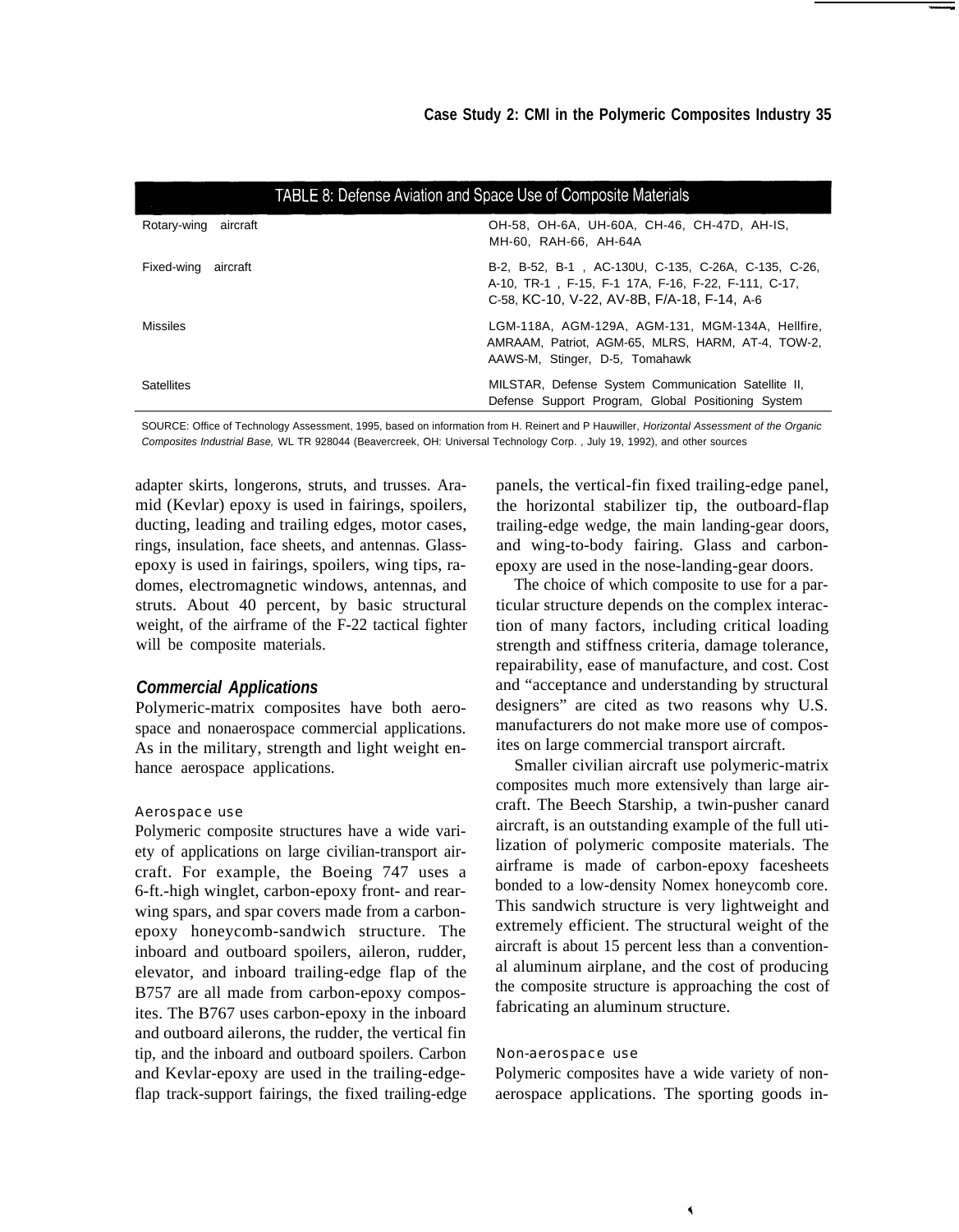**TABLE 8: Defense Aviation and Space Use of Composite Materials**

| | |
|---|---|
| Rotary-wing aircraft | OH-58, OH-6A, UH-60A, CH-46, CH-47D, AH-IS, MH-60, RAH-66, AH-64A |
| Fixed-wing aircraft | B-2, B-52, B-1 , AC-130U, C-135, C-26A, C-135, C-26, A-10, TR-1 , F-15, F-1 17A, F-16, F-22, F-111, C-17, C-58, KC-10, V-22, AV-8B, F/A-18, F-14, A-6 |
| Missiles | LGM-118A, AGM-129A, AGM-131, MGM-134A, Hellfire, AMRAAM, Patriot, AGM-65, MLRS, HARM, AT-4, TOW-2, AAWS-M, Stinger, D-5, Tomahawk |
| Satellites | MILSTAR, Defense System Communication Satellite II, Defense Support Program, Global Positioning System |

SOURCE: Office of Technology Assessment, 1995, based on information from H. Reinert and P Hauwiller, *Horizontal Assessment of the Organic Composites Industrial Base,* WL TR 928044 (Beavercreek, OH: Universal Technology Corp. , July 19, 1992), and other sources

adapter skirts, longerons, struts, and trusses. Aramid (Kevlar) epoxy is used in fairings, spoilers, ducting, leading and trailing edges, motor cases, rings, insulation, face sheets, and antennas. Glass-epoxy is used in fairings, spoilers, wing tips, radomes, electromagnetic windows, antennas, and struts. About 40 percent, by basic structural weight, of the airframe of the F-22 tactical fighter will be composite materials.

### *Commercial Applications*

Polymeric-matrix composites have both aerospace and nonaerospace commercial applications. As in the military, strength and light weight enhance aerospace applications.

#### Aerospace use

Polymeric composite structures have a wide variety of applications on large civilian-transport aircraft. For example, the Boeing 747 uses a 6-ft.-high winglet, carbon-epoxy front- and rear-wing spars, and spar covers made from a carbon-epoxy honeycomb-sandwich structure. The inboard and outboard spoilers, aileron, rudder, elevator, and inboard trailing-edge flap of the B757 are all made from carbon-epoxy composites. The B767 uses carbon-epoxy in the inboard and outboard ailerons, the rudder, the vertical fin tip, and the inboard and outboard spoilers. Carbon and Kevlar-epoxy are used in the trailing-edge-flap track-support fairings, the fixed trailing-edge panels, the vertical-fin fixed trailing-edge panel, the horizontal stabilizer tip, the outboard-flap trailing-edge wedge, the main landing-gear doors, and wing-to-body fairing. Glass and carbon-epoxy are used in the nose-landing-gear doors.

The choice of which composite to use for a particular structure depends on the complex interaction of many factors, including critical loading strength and stiffness criteria, damage tolerance, repairability, ease of manufacture, and cost. Cost and "acceptance and understanding by structural designers" are cited as two reasons why U.S. manufacturers do not make more use of composites on large commercial transport aircraft.

Smaller civilian aircraft use polymeric-matrix composites much more extensively than large aircraft. The Beech Starship, a twin-pusher canard aircraft, is an outstanding example of the full utilization of polymeric composite materials. The airframe is made of carbon-epoxy facesheets bonded to a low-density Nomex honeycomb core. This sandwich structure is very lightweight and extremely efficient. The structural weight of the aircraft is about 15 percent less than a conventional aluminum airplane, and the cost of producing the composite structure is approaching the cost of fabricating an aluminum structure.

#### Non-aerospace use

Polymeric composites have a wide variety of non-aerospace applications. The sporting goods in-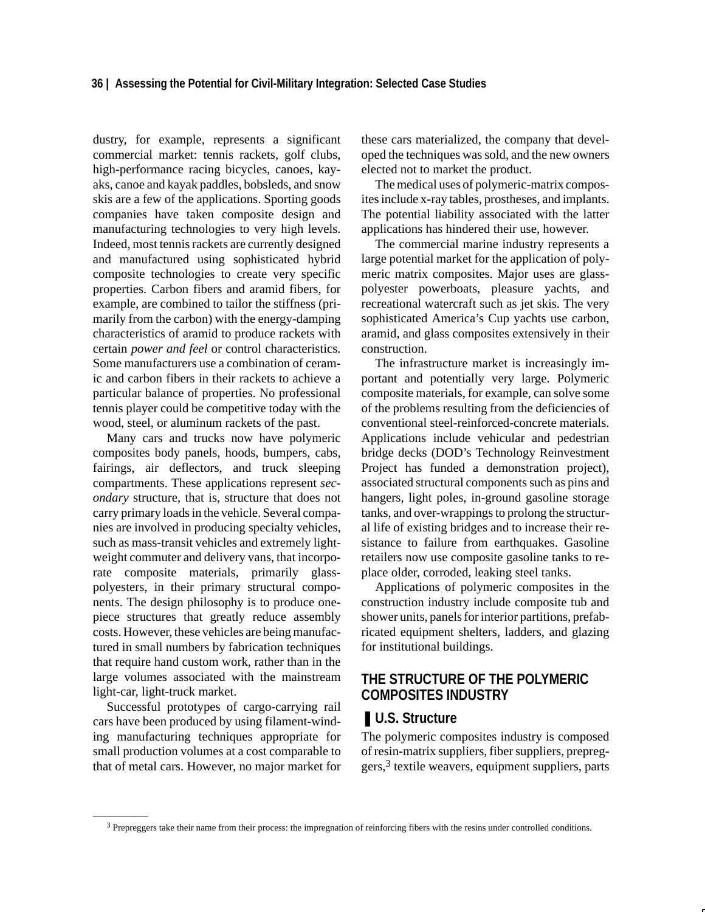dustry, for example, represents a significant commercial market: tennis rackets, golf clubs, high-performance racing bicycles, canoes, kayaks, canoe and kayak paddles, bobsleds, and snow skis are a few of the applications. Sporting goods companies have taken composite design and manufacturing technologies to very high levels. Indeed, most tennis rackets are currently designed and manufactured using sophisticated hybrid composite technologies to create very specific properties. Carbon fibers and aramid fibers, for example, are combined to tailor the stiffness (primarily from the carbon) with the energy-damping characteristics of aramid to produce rackets with certain *power and feel* or control characteristics. Some manufacturers use a combination of ceramic and carbon fibers in their rackets to achieve a particular balance of properties. No professional tennis player could be competitive today with the wood, steel, or aluminum rackets of the past.

Many cars and trucks now have polymeric composites body panels, hoods, bumpers, cabs, fairings, air deflectors, and truck sleeping compartments. These applications represent *secondary* structure, that is, structure that does not carry primary loads in the vehicle. Several companies are involved in producing specialty vehicles, such as mass-transit vehicles and extremely lightweight commuter and delivery vans, that incorporate composite materials, primarily glass-polyesters, in their primary structural components. The design philosophy is to produce one-piece structures that greatly reduce assembly costs. However, these vehicles are being manufactured in small numbers by fabrication techniques that require hand custom work, rather than in the large volumes associated with the mainstream light-car, light-truck market.

Successful prototypes of cargo-carrying rail cars have been produced by using filament-winding manufacturing techniques appropriate for small production volumes at a cost comparable to that of metal cars. However, no major market for these cars materialized, the company that developed the techniques was sold, and the new owners elected not to market the product.

The medical uses of polymeric-matrix composites include x-ray tables, prostheses, and implants. The potential liability associated with the latter applications has hindered their use, however.

The commercial marine industry represents a large potential market for the application of polymeric matrix composites. Major uses are glass-polyester powerboats, pleasure yachts, and recreational watercraft such as jet skis. The very sophisticated America's Cup yachts use carbon, aramid, and glass composites extensively in their construction.

The infrastructure market is increasingly important and potentially very large. Polymeric composite materials, for example, can solve some of the problems resulting from the deficiencies of conventional steel-reinforced-concrete materials. Applications include vehicular and pedestrian bridge decks (DOD's Technology Reinvestment Project has funded a demonstration project), associated structural components such as pins and hangers, light poles, in-ground gasoline storage tanks, and over-wrappings to prolong the structural life of existing bridges and to increase their resistance to failure from earthquakes. Gasoline retailers now use composite gasoline tanks to replace older, corroded, leaking steel tanks.

Applications of polymeric composites in the construction industry include composite tub and shower units, panels for interior partitions, prefabricated equipment shelters, ladders, and glazing for institutional buildings.

## THE STRUCTURE OF THE POLYMERIC COMPOSITES INDUSTRY

### U.S. Structure

The polymeric composites industry is composed of resin-matrix suppliers, fiber suppliers, prepreggers,[3] textile weavers, equipment suppliers, parts

[3] Prepreggers take their name from their process: the impregnation of reinforcing fibers with the resins under controlled conditions.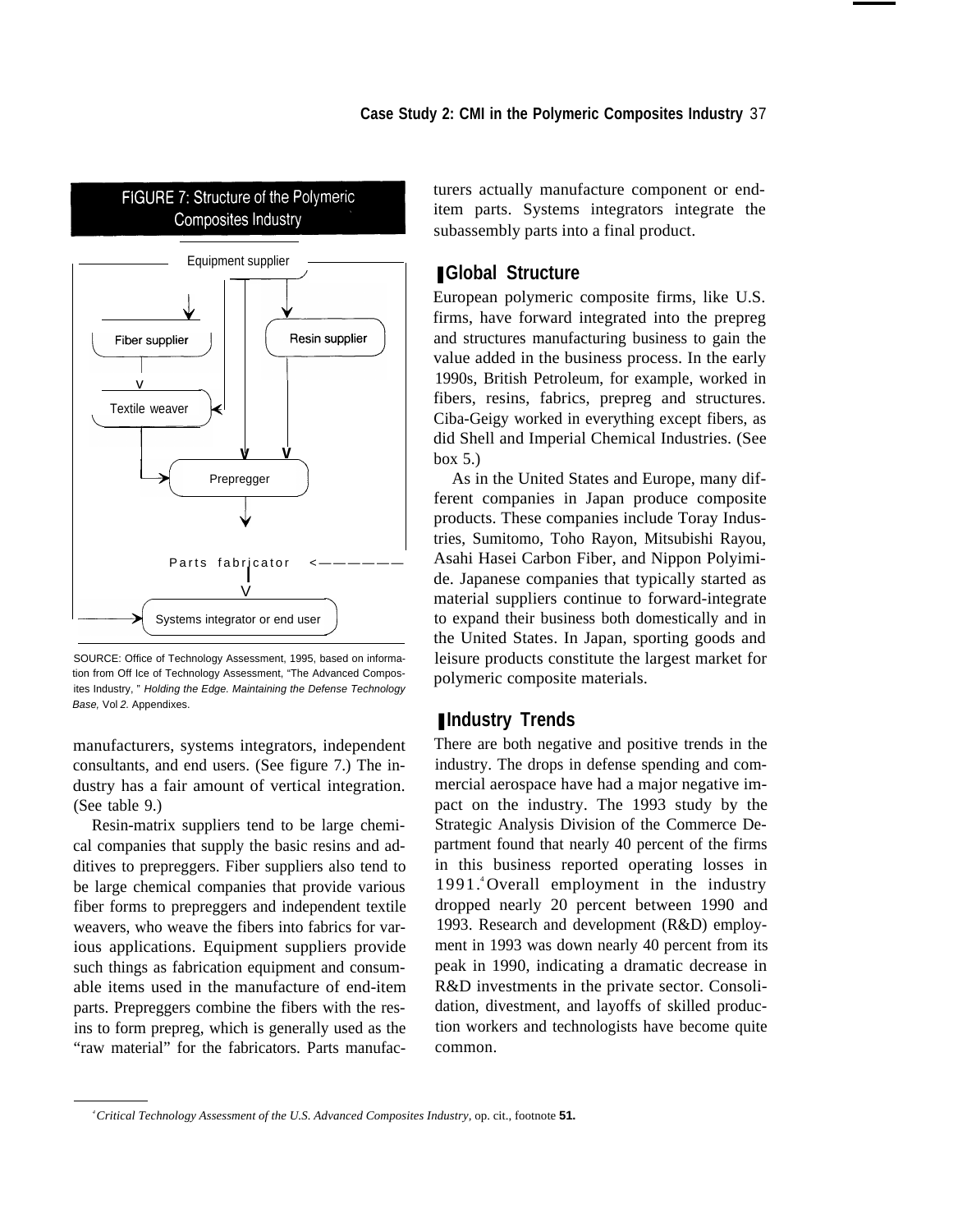FIGURE 7: Structure of the Polymeric Composites Industry

Equipment supplier

Fiber supplier

Resin supplier

Textile weaver

Prepregger

Parts fabricator

Systems integrator or end user

SOURCE: Office of Technology Assessment, 1995, based on information from Off Ice of Technology Assessment, "The Advanced Composites Industry," *Holding the Edge. Maintaining the Defense Technology Base,* Vol *2.* Appendixes.

manufacturers, systems integrators, independent consultants, and end users. (See figure 7.) The industry has a fair amount of vertical integration. (See table 9.)

Resin-matrix suppliers tend to be large chemical companies that supply the basic resins and additives to prepreggers. Fiber suppliers also tend to be large chemical companies that provide various fiber forms to prepreggers and independent textile weavers, who weave the fibers into fabrics for various applications. Equipment suppliers provide such things as fabrication equipment and consumable items used in the manufacture of end-item parts. Prepreggers combine the fibers with the resins to form prepreg, which is generally used as the "raw material" for the fabricators. Parts manufacturers actually manufacture component or end-item parts. Systems integrators integrate the subassembly parts into a final product.

## Global Structure

European polymeric composite firms, like U.S. firms, have forward integrated into the prepreg and structures manufacturing business to gain the value added in the business process. In the early 1990s, British Petroleum, for example, worked in fibers, resins, fabrics, prepreg and structures. Ciba-Geigy worked in everything except fibers, as did Shell and Imperial Chemical Industries. (See box 5.)

As in the United States and Europe, many different companies in Japan produce composite products. These companies include Toray Industries, Sumitomo, Toho Rayon, Mitsubishi Rayou, Asahi Hasei Carbon Fiber, and Nippon Polyimide. Japanese companies that typically started as material suppliers continue to forward-integrate to expand their business both domestically and in the United States. In Japan, sporting goods and leisure products constitute the largest market for polymeric composite materials.

## Industry Trends

There are both negative and positive trends in the industry. The drops in defense spending and commercial aerospace have had a major negative impact on the industry. The 1993 study by the Strategic Analysis Division of the Commerce Department found that nearly 40 percent of the firms in this business reported operating losses in 1991.[4] Overall employment in the industry dropped nearly 20 percent between 1990 and 1993. Research and development (R&D) employment in 1993 was down nearly 40 percent from its peak in 1990, indicating a dramatic decrease in R&D investments in the private sector. Consolidation, divestment, and layoffs of skilled production workers and technologists have become quite common.

[4] *Critical Technology Assessment of the U.S. Advanced Composites Industry,* op. cit., footnote **51.**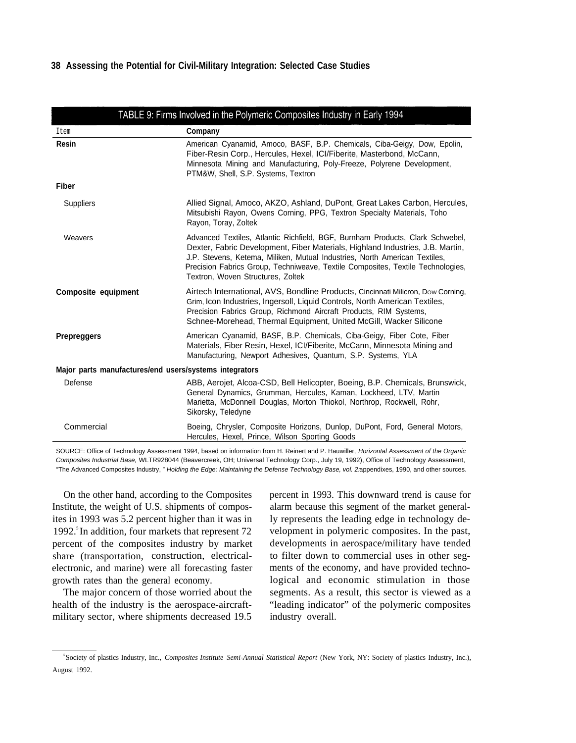**TABLE 9: Firms Involved in the Polymeric Composites Industry in Early 1994**

| Item | Company |
|---|---|
| **Resin** | American Cyanamid, Amoco, BASF, B.P. Chemicals, Ciba-Geigy, Dow, Epolin, Fiber-Resin Corp., Hercules, Hexel, ICI/Fiberite, Masterbond, McCann, Minnesota Mining and Manufacturing, Poly-Freeze, Polyrene Development, PTM&W, Shell, S.P. Systems, Textron |
| **Fiber** | |
| Suppliers | Allied Signal, Amoco, AKZO, Ashland, DuPont, Great Lakes Carbon, Hercules, Mitsubishi Rayon, Owens Corning, PPG, Textron Specialty Materials, Toho Rayon, Toray, Zoltek |
| Weavers | Advanced Textiles, Atlantic Richfield, BGF, Burnham Products, Clark Schwebel, Dexter, Fabric Development, Fiber Materials, Highland Industries, J.B. Martin, J.P. Stevens, Ketema, Miliken, Mutual Industries, North American Textiles, Precision Fabrics Group, Techniweave, Textile Composites, Textile Technologies, Textron, Woven Structures, Zoltek |
| **Composite equipment** | Airtech International, AVS, Bondline Products, Cincinnati Milicron, Dow Corning, Grim, Icon Industries, Ingersoll, Liquid Controls, North American Textiles, Precision Fabrics Group, Richmond Aircraft Products, RIM Systems, Schnee-Morehead, Thermal Equipment, United McGill, Wacker Silicone |
| **Prepreggers** | American Cyanamid, BASF, B.P. Chemicals, Ciba-Geigy, Fiber Cote, Fiber Materials, Fiber Resin, Hexel, ICI/Fiberite, McCann, Minnesota Mining and Manufacturing, Newport Adhesives, Quantum, S.P. Systems, YLA |
| **Major parts manufactures/end users/systems integrators** | |
| Defense | ABB, Aerojet, Alcoa-CSD, Bell Helicopter, Boeing, B.P. Chemicals, Brunswick, General Dynamics, Grumman, Hercules, Kaman, Lockheed, LTV, Martin Marietta, McDonnell Douglas, Morton Thiokol, Northrop, Rockwell, Rohr, Sikorsky, Teledyne |
| Commercial | Boeing, Chrysler, Composite Horizons, Dunlop, DuPont, Ford, General Motors, Hercules, Hexel, Prince, Wilson Sporting Goods |

SOURCE: Office of Technology Assessment 1994, based on information from H. Reinert and P. Hauwiller, *Horizontal Assessment of the Organic Composites Industrial Base,* WLTR928044 (Beavercreek, OH; Universal Technology Corp., July 19, 1992), Office of Technology Assessment, "The Advanced Composites Industry," *Holding the Edge: Maintaining the Defense Technology Base, vol. 2*:appendixes, 1990, and other sources.

On the other hand, according to the Composites Institute, the weight of U.S. shipments of composites in 1993 was 5.2 percent higher than it was in 1992.[5] In addition, four markets that represent 72 percent of the composites industry by market share (transportation, construction, electrical-electronic, and marine) were all forecasting faster growth rates than the general economy.

The major concern of those worried about the health of the industry is the aerospace-aircraft-military sector, where shipments decreased 19.5 percent in 1993. This downward trend is cause for alarm because this segment of the market generally represents the leading edge in technology development in polymeric composites. In the past, developments in aerospace/military have tended to filter down to commercial uses in other segments of the economy, and have provided technological and economic stimulation in those segments. As a result, this sector is viewed as a "leading indicator" of the polymeric composites industry overall.

---

[5] Society of plastics Industry, Inc., *Composites Institute Semi-Annual Statistical Report* (New York, NY: Society of plastics Industry, Inc.), August 1992.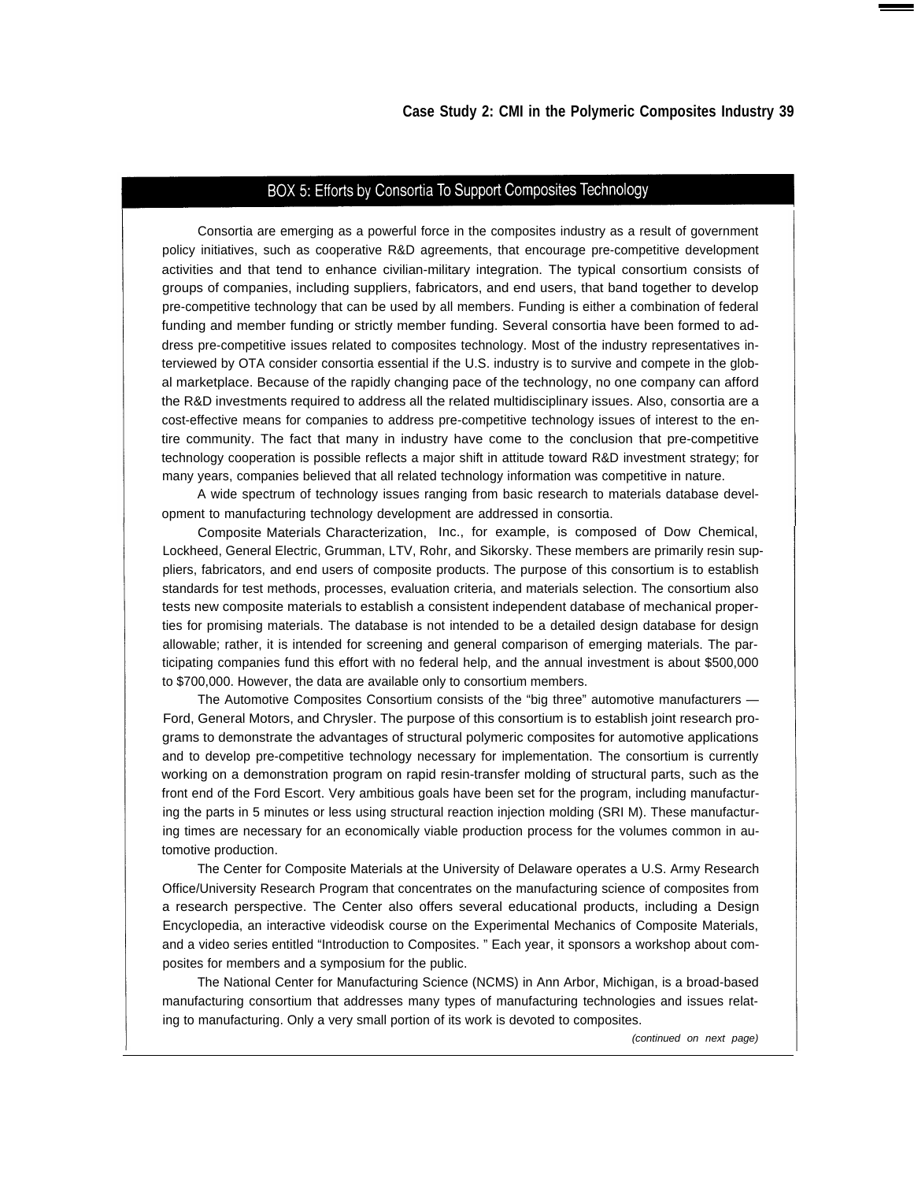## BOX 5: Efforts by Consortia To Support Composites Technology

Consortia are emerging as a powerful force in the composites industry as a result of government policy initiatives, such as cooperative R&D agreements, that encourage pre-competitive development activities and that tend to enhance civilian-military integration. The typical consortium consists of groups of companies, including suppliers, fabricators, and end users, that band together to develop pre-competitive technology that can be used by all members. Funding is either a combination of federal funding and member funding or strictly member funding. Several consortia have been formed to address pre-competitive issues related to composites technology. Most of the industry representatives interviewed by OTA consider consortia essential if the U.S. industry is to survive and compete in the global marketplace. Because of the rapidly changing pace of the technology, no one company can afford the R&D investments required to address all the related multidisciplinary issues. Also, consortia are a cost-effective means for companies to address pre-competitive technology issues of interest to the entire community. The fact that many in industry have come to the conclusion that pre-competitive technology cooperation is possible reflects a major shift in attitude toward R&D investment strategy; for many years, companies believed that all related technology information was competitive in nature.

A wide spectrum of technology issues ranging from basic research to materials database development to manufacturing technology development are addressed in consortia.

Composite Materials Characterization, Inc., for example, is composed of Dow Chemical, Lockheed, General Electric, Grumman, LTV, Rohr, and Sikorsky. These members are primarily resin suppliers, fabricators, and end users of composite products. The purpose of this consortium is to establish standards for test methods, processes, evaluation criteria, and materials selection. The consortium also tests new composite materials to establish a consistent independent database of mechanical properties for promising materials. The database is not intended to be a detailed design database for design allowable; rather, it is intended for screening and general comparison of emerging materials. The participating companies fund this effort with no federal help, and the annual investment is about $500,000 to $700,000. However, the data are available only to consortium members.

The Automotive Composites Consortium consists of the "big three" automotive manufacturers — Ford, General Motors, and Chrysler. The purpose of this consortium is to establish joint research programs to demonstrate the advantages of structural polymeric composites for automotive applications and to develop pre-competitive technology necessary for implementation. The consortium is currently working on a demonstration program on rapid resin-transfer molding of structural parts, such as the front end of the Ford Escort. Very ambitious goals have been set for the program, including manufacturing the parts in 5 minutes or less using structural reaction injection molding (SRI M). These manufacturing times are necessary for an economically viable production process for the volumes common in automotive production.

The Center for Composite Materials at the University of Delaware operates a U.S. Army Research Office/University Research Program that concentrates on the manufacturing science of composites from a research perspective. The Center also offers several educational products, including a Design Encyclopedia, an interactive videodisk course on the Experimental Mechanics of Composite Materials, and a video series entitled "Introduction to Composites." Each year, it sponsors a workshop about composites for members and a symposium for the public.

The National Center for Manufacturing Science (NCMS) in Ann Arbor, Michigan, is a broad-based manufacturing consortium that addresses many types of manufacturing technologies and issues relating to manufacturing. Only a very small portion of its work is devoted to composites.

*(continued on next page)*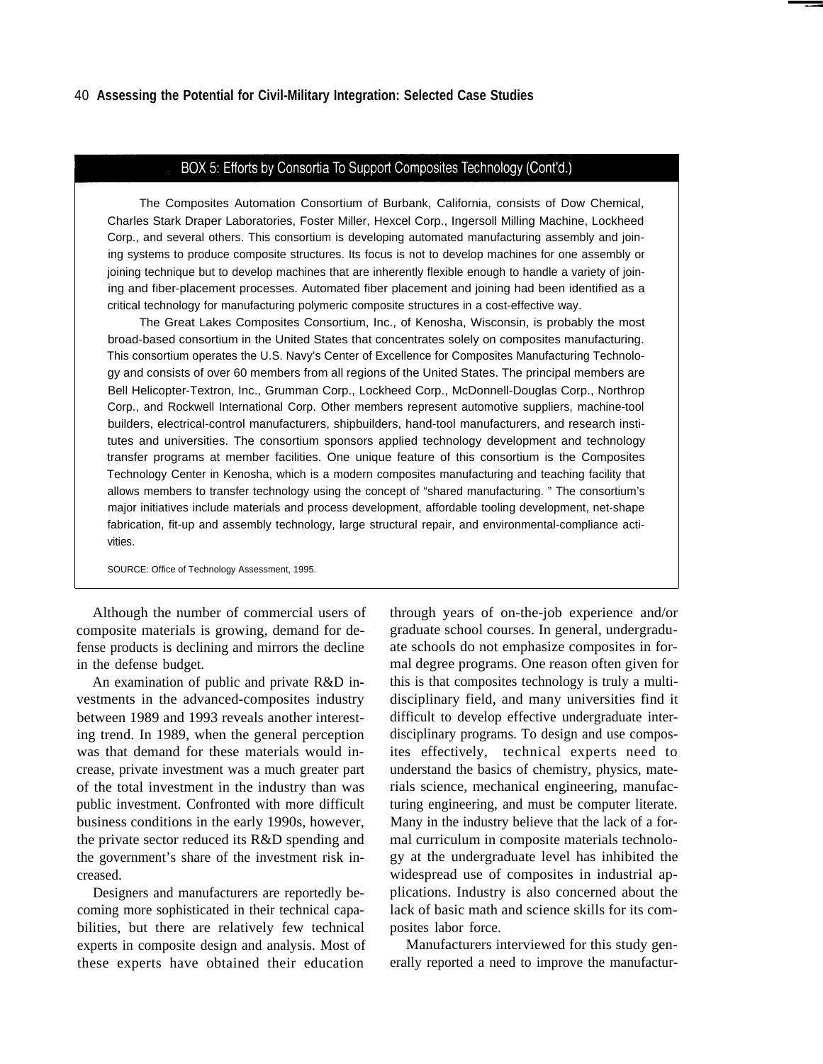## BOX 5: Efforts by Consortia To Support Composites Technology (Cont'd.)

The Composites Automation Consortium of Burbank, California, consists of Dow Chemical, Charles Stark Draper Laboratories, Foster Miller, Hexcel Corp., Ingersoll Milling Machine, Lockheed Corp., and several others. This consortium is developing automated manufacturing assembly and joining systems to produce composite structures. Its focus is not to develop machines for one assembly or joining technique but to develop machines that are inherently flexible enough to handle a variety of joining and fiber-placement processes. Automated fiber placement and joining had been identified as a critical technology for manufacturing polymeric composite structures in a cost-effective way.

The Great Lakes Composites Consortium, Inc., of Kenosha, Wisconsin, is probably the most broad-based consortium in the United States that concentrates solely on composites manufacturing. This consortium operates the U.S. Navy's Center of Excellence for Composites Manufacturing Technology and consists of over 60 members from all regions of the United States. The principal members are Bell Helicopter-Textron, Inc., Grumman Corp., Lockheed Corp., McDonnell-Douglas Corp., Northrop Corp., and Rockwell International Corp. Other members represent automotive suppliers, machine-tool builders, electrical-control manufacturers, shipbuilders, hand-tool manufacturers, and research institutes and universities. The consortium sponsors applied technology development and technology transfer programs at member facilities. One unique feature of this consortium is the Composites Technology Center in Kenosha, which is a modern composites manufacturing and teaching facility that allows members to transfer technology using the concept of "shared manufacturing." The consortium's major initiatives include materials and process development, affordable tooling development, net-shape fabrication, fit-up and assembly technology, large structural repair, and environmental-compliance activities.

SOURCE: Office of Technology Assessment, 1995.

Although the number of commercial users of composite materials is growing, demand for defense products is declining and mirrors the decline in the defense budget.

An examination of public and private R&D investments in the advanced-composites industry between 1989 and 1993 reveals another interesting trend. In 1989, when the general perception was that demand for these materials would increase, private investment was a much greater part of the total investment in the industry than was public investment. Confronted with more difficult business conditions in the early 1990s, however, the private sector reduced its R&D spending and the government's share of the investment risk increased.

Designers and manufacturers are reportedly becoming more sophisticated in their technical capabilities, but there are relatively few technical experts in composite design and analysis. Most of these experts have obtained their education through years of on-the-job experience and/or graduate school courses. In general, undergraduate schools do not emphasize composites in formal degree programs. One reason often given for this is that composites technology is truly a multidisciplinary field, and many universities find it difficult to develop effective undergraduate interdisciplinary programs. To design and use composites effectively, technical experts need to understand the basics of chemistry, physics, materials science, mechanical engineering, manufacturing engineering, and must be computer literate. Many in the industry believe that the lack of a formal curriculum in composite materials technology at the undergraduate level has inhibited the widespread use of composites in industrial applications. Industry is also concerned about the lack of basic math and science skills for its composites labor force.

Manufacturers interviewed for this study generally reported a need to improve the manufactur-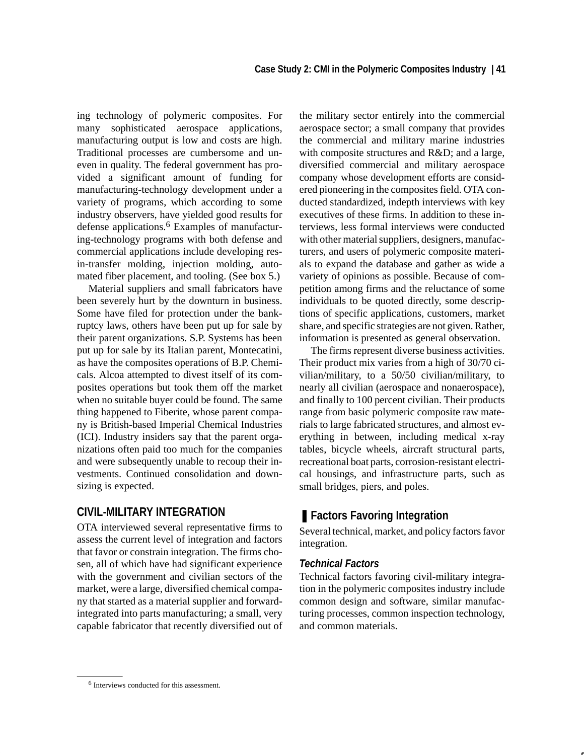ing technology of polymeric composites. For many sophisticated aerospace applications, manufacturing output is low and costs are high. Traditional processes are cumbersome and uneven in quality. The federal government has provided a significant amount of funding for manufacturing-technology development under a variety of programs, which according to some industry observers, have yielded good results for defense applications.[6] Examples of manufacturing-technology programs with both defense and commercial applications include developing resin-transfer molding, injection molding, automated fiber placement, and tooling. (See box 5.)

Material suppliers and small fabricators have been severely hurt by the downturn in business. Some have filed for protection under the bankruptcy laws, others have been put up for sale by their parent organizations. S.P. Systems has been put up for sale by its Italian parent, Montecatini, as have the composites operations of B.P. Chemicals. Alcoa attempted to divest itself of its composites operations but took them off the market when no suitable buyer could be found. The same thing happened to Fiberite, whose parent company is British-based Imperial Chemical Industries (ICI). Industry insiders say that the parent organizations often paid too much for the companies and were subsequently unable to recoup their investments. Continued consolidation and downsizing is expected.

## CIVIL-MILITARY INTEGRATION

OTA interviewed several representative firms to assess the current level of integration and factors that favor or constrain integration. The firms chosen, all of which have had significant experience with the government and civilian sectors of the market, were a large, diversified chemical company that started as a material supplier and forward-integrated into parts manufacturing; a small, very capable fabricator that recently diversified out of the military sector entirely into the commercial aerospace sector; a small company that provides the commercial and military marine industries with composite structures and R&D; and a large, diversified commercial and military aerospace company whose development efforts are considered pioneering in the composites field. OTA conducted standardized, indepth interviews with key executives of these firms. In addition to these interviews, less formal interviews were conducted with other material suppliers, designers, manufacturers, and users of polymeric composite materials to expand the database and gather as wide a variety of opinions as possible. Because of competition among firms and the reluctance of some individuals to be quoted directly, some descriptions of specific applications, customers, market share, and specific strategies are not given. Rather, information is presented as general observation.

The firms represent diverse business activities. Their product mix varies from a high of 30/70 civilian/military, to a 50/50 civilian/military, to nearly all civilian (aerospace and nonaerospace), and finally to 100 percent civilian. Their products range from basic polymeric composite raw materials to large fabricated structures, and almost everything in between, including medical x-ray tables, bicycle wheels, aircraft structural parts, recreational boat parts, corrosion-resistant electrical housings, and infrastructure parts, such as small bridges, piers, and poles.

### Factors Favoring Integration

Several technical, market, and policy factors favor integration.

#### *Technical Factors*

Technical factors favoring civil-military integration in the polymeric composites industry include common design and software, similar manufacturing processes, common inspection technology, and common materials.

[6] Interviews conducted for this assessment.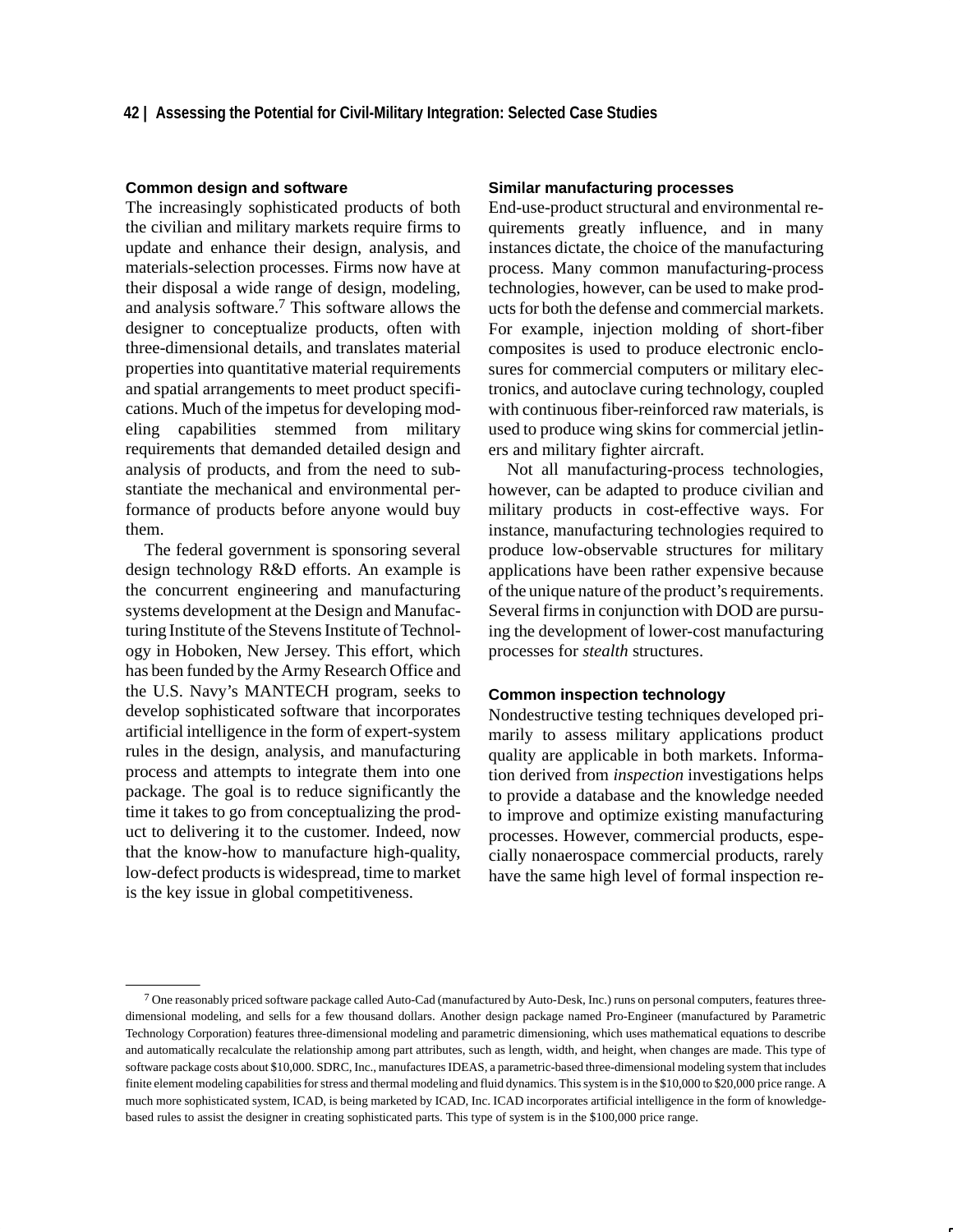### Common design and software

The increasingly sophisticated products of both the civilian and military markets require firms to update and enhance their design, analysis, and materials-selection processes. Firms now have at their disposal a wide range of design, modeling, and analysis software.[7] This software allows the designer to conceptualize products, often with three-dimensional details, and translates material properties into quantitative material requirements and spatial arrangements to meet product specifications. Much of the impetus for developing modeling capabilities stemmed from military requirements that demanded detailed design and analysis of products, and from the need to substantiate the mechanical and environmental performance of products before anyone would buy them.

The federal government is sponsoring several design technology R&D efforts. An example is the concurrent engineering and manufacturing systems development at the Design and Manufacturing Institute of the Stevens Institute of Technology in Hoboken, New Jersey. This effort, which has been funded by the Army Research Office and the U.S. Navy's MANTECH program, seeks to develop sophisticated software that incorporates artificial intelligence in the form of expert-system rules in the design, analysis, and manufacturing process and attempts to integrate them into one package. The goal is to reduce significantly the time it takes to go from conceptualizing the product to delivering it to the customer. Indeed, now that the know-how to manufacture high-quality, low-defect products is widespread, time to market is the key issue in global competitiveness.

### Similar manufacturing processes

End-use-product structural and environmental requirements greatly influence, and in many instances dictate, the choice of the manufacturing process. Many common manufacturing-process technologies, however, can be used to make products for both the defense and commercial markets. For example, injection molding of short-fiber composites is used to produce electronic enclosures for commercial computers or military electronics, and autoclave curing technology, coupled with continuous fiber-reinforced raw materials, is used to produce wing skins for commercial jetliners and military fighter aircraft.

Not all manufacturing-process technologies, however, can be adapted to produce civilian and military products in cost-effective ways. For instance, manufacturing technologies required to produce low-observable structures for military applications have been rather expensive because of the unique nature of the product's requirements. Several firms in conjunction with DOD are pursuing the development of lower-cost manufacturing processes for *stealth* structures.

### Common inspection technology

Nondestructive testing techniques developed primarily to assess military applications product quality are applicable in both markets. Information derived from *inspection* investigations helps to provide a database and the knowledge needed to improve and optimize existing manufacturing processes. However, commercial products, especially nonaerospace commercial products, rarely have the same high level of formal inspection re-

---

[7] One reasonably priced software package called Auto-Cad (manufactured by Auto-Desk, Inc.) runs on personal computers, features three-dimensional modeling, and sells for a few thousand dollars. Another design package named Pro-Engineer (manufactured by Parametric Technology Corporation) features three-dimensional modeling and parametric dimensioning, which uses mathematical equations to describe and automatically recalculate the relationship among part attributes, such as length, width, and height, when changes are made. This type of software package costs about $10,000. SDRC, Inc., manufactures IDEAS, a parametric-based three-dimensional modeling system that includes finite element modeling capabilities for stress and thermal modeling and fluid dynamics. This system is in the $10,000 to $20,000 price range. A much more sophisticated system, ICAD, is being marketed by ICAD, Inc. ICAD incorporates artificial intelligence in the form of knowledge-based rules to assist the designer in creating sophisticated parts. This type of system is in the $100,000 price range.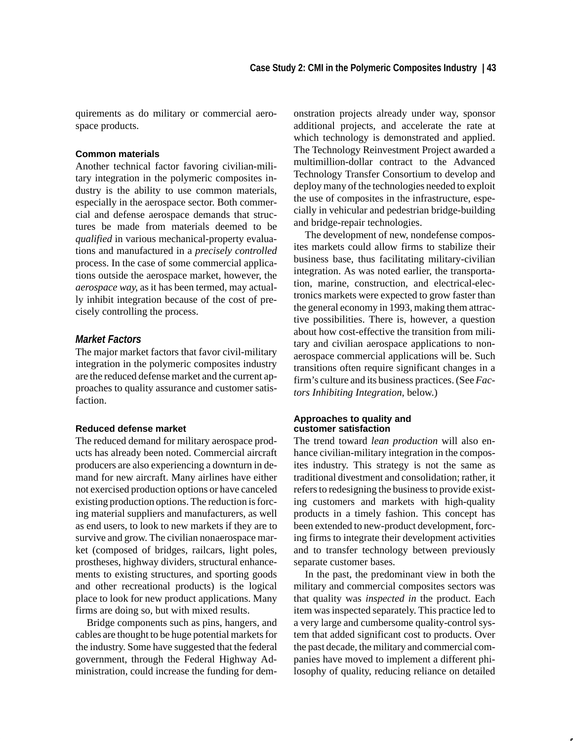quirements as do military or commercial aerospace products.

#### Common materials

Another technical factor favoring civilian-military integration in the polymeric composites industry is the ability to use common materials, especially in the aerospace sector. Both commercial and defense aerospace demands that structures be made from materials deemed to be *qualified* in various mechanical-property evaluations and manufactured in a *precisely controlled* process. In the case of some commercial applications outside the aerospace market, however, the *aerospace way*, as it has been termed, may actually inhibit integration because of the cost of precisely controlling the process.

### *Market Factors*

The major market factors that favor civil-military integration in the polymeric composites industry are the reduced defense market and the current approaches to quality assurance and customer satisfaction.

#### Reduced defense market

The reduced demand for military aerospace products has already been noted. Commercial aircraft producers are also experiencing a downturn in demand for new aircraft. Many airlines have either not exercised production options or have canceled existing production options. The reduction is forcing material suppliers and manufacturers, as well as end users, to look to new markets if they are to survive and grow. The civilian nonaerospace market (composed of bridges, railcars, light poles, prostheses, highway dividers, structural enhancements to existing structures, and sporting goods and other recreational products) is the logical place to look for new product applications. Many firms are doing so, but with mixed results.

Bridge components such as pins, hangers, and cables are thought to be huge potential markets for the industry. Some have suggested that the federal government, through the Federal Highway Administration, could increase the funding for demonstration projects already under way, sponsor additional projects, and accelerate the rate at which technology is demonstrated and applied. The Technology Reinvestment Project awarded a multimillion-dollar contract to the Advanced Technology Transfer Consortium to develop and deploy many of the technologies needed to exploit the use of composites in the infrastructure, especially in vehicular and pedestrian bridge-building and bridge-repair technologies.

The development of new, nondefense composites markets could allow firms to stabilize their business base, thus facilitating military-civilian integration. As was noted earlier, the transportation, marine, construction, and electrical-electronics markets were expected to grow faster than the general economy in 1993, making them attractive possibilities. There is, however, a question about how cost-effective the transition from military and civilian aerospace applications to nonaerospace commercial applications will be. Such transitions often require significant changes in a firm's culture and its business practices. (See *Factors Inhibiting Integration*, below.)

#### Approaches to quality and customer satisfaction

The trend toward *lean production* will also enhance civilian-military integration in the composites industry. This strategy is not the same as traditional divestment and consolidation; rather, it refers to redesigning the business to provide existing customers and markets with high-quality products in a timely fashion. This concept has been extended to new-product development, forcing firms to integrate their development activities and to transfer technology between previously separate customer bases.

In the past, the predominant view in both the military and commercial composites sectors was that quality was *inspected in* the product. Each item was inspected separately. This practice led to a very large and cumbersome quality-control system that added significant cost to products. Over the past decade, the military and commercial companies have moved to implement a different philosophy of quality, reducing reliance on detailed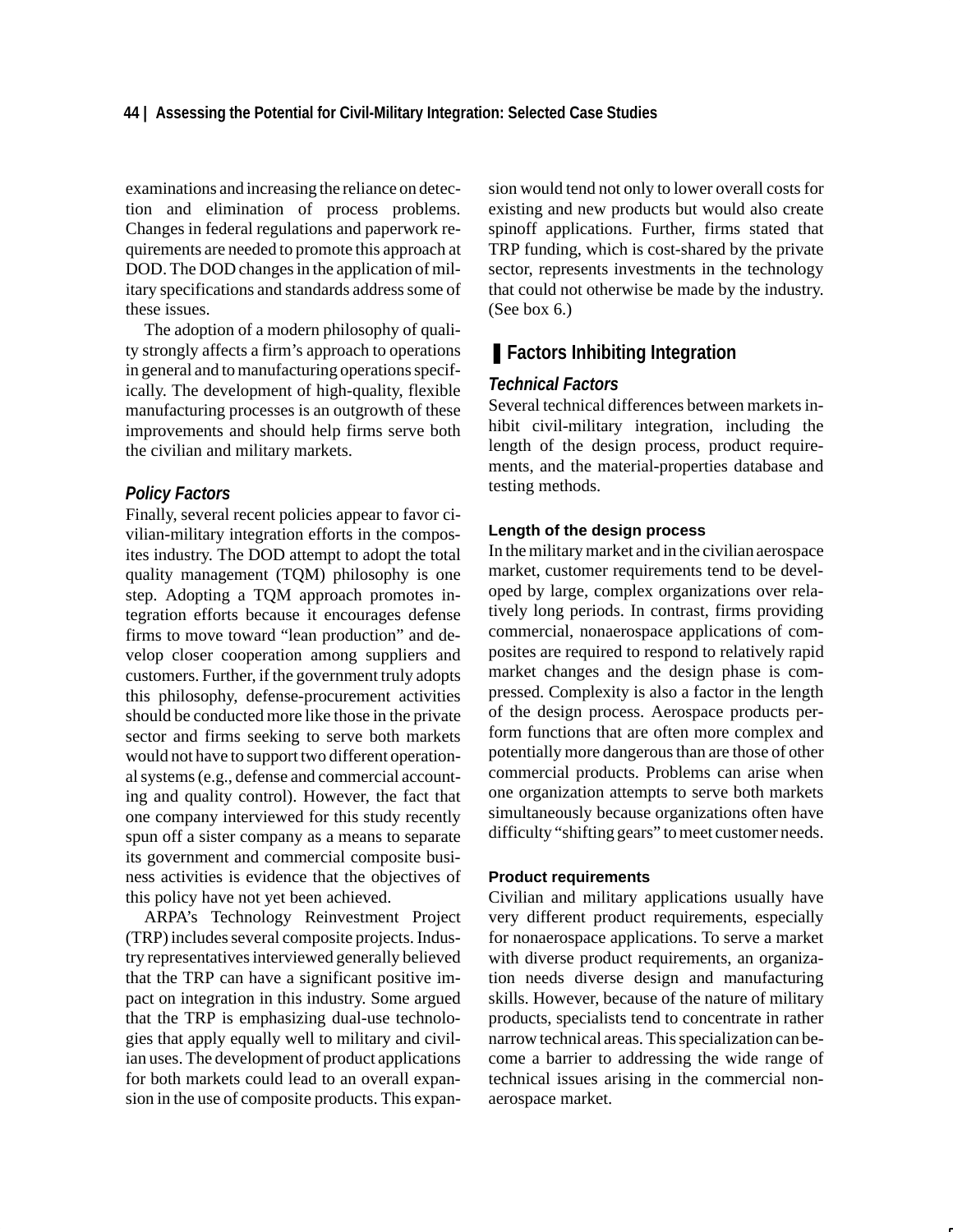examinations and increasing the reliance on detection and elimination of process problems. Changes in federal regulations and paperwork requirements are needed to promote this approach at DOD. The DOD changes in the application of military specifications and standards address some of these issues.

The adoption of a modern philosophy of quality strongly affects a firm's approach to operations in general and to manufacturing operations specifically. The development of high-quality, flexible manufacturing processes is an outgrowth of these improvements and should help firms serve both the civilian and military markets.

### *Policy Factors*

Finally, several recent policies appear to favor civilian-military integration efforts in the composites industry. The DOD attempt to adopt the total quality management (TQM) philosophy is one step. Adopting a TQM approach promotes integration efforts because it encourages defense firms to move toward "lean production" and develop closer cooperation among suppliers and customers. Further, if the government truly adopts this philosophy, defense-procurement activities should be conducted more like those in the private sector and firms seeking to serve both markets would not have to support two different operational systems (e.g., defense and commercial accounting and quality control). However, the fact that one company interviewed for this study recently spun off a sister company as a means to separate its government and commercial composite business activities is evidence that the objectives of this policy have not yet been achieved.

ARPA's Technology Reinvestment Project (TRP) includes several composite projects. Industry representatives interviewed generally believed that the TRP can have a significant positive impact on integration in this industry. Some argued that the TRP is emphasizing dual-use technologies that apply equally well to military and civilian uses. The development of product applications for both markets could lead to an overall expansion in the use of composite products. This expansion would tend not only to lower overall costs for existing and new products but would also create spinoff applications. Further, firms stated that TRP funding, which is cost-shared by the private sector, represents investments in the technology that could not otherwise be made by the industry. (See box 6.)

## Factors Inhibiting Integration

### *Technical Factors*

Several technical differences between markets inhibit civil-military integration, including the length of the design process, product requirements, and the material-properties database and testing methods.

#### Length of the design process

In the military market and in the civilian aerospace market, customer requirements tend to be developed by large, complex organizations over relatively long periods. In contrast, firms providing commercial, nonaerospace applications of composites are required to respond to relatively rapid market changes and the design phase is compressed. Complexity is also a factor in the length of the design process. Aerospace products perform functions that are often more complex and potentially more dangerous than are those of other commercial products. Problems can arise when one organization attempts to serve both markets simultaneously because organizations often have difficulty "shifting gears" to meet customer needs.

#### Product requirements

Civilian and military applications usually have very different product requirements, especially for nonaerospace applications. To serve a market with diverse product requirements, an organization needs diverse design and manufacturing skills. However, because of the nature of military products, specialists tend to concentrate in rather narrow technical areas. This specialization can become a barrier to addressing the wide range of technical issues arising in the commercial nonaerospace market.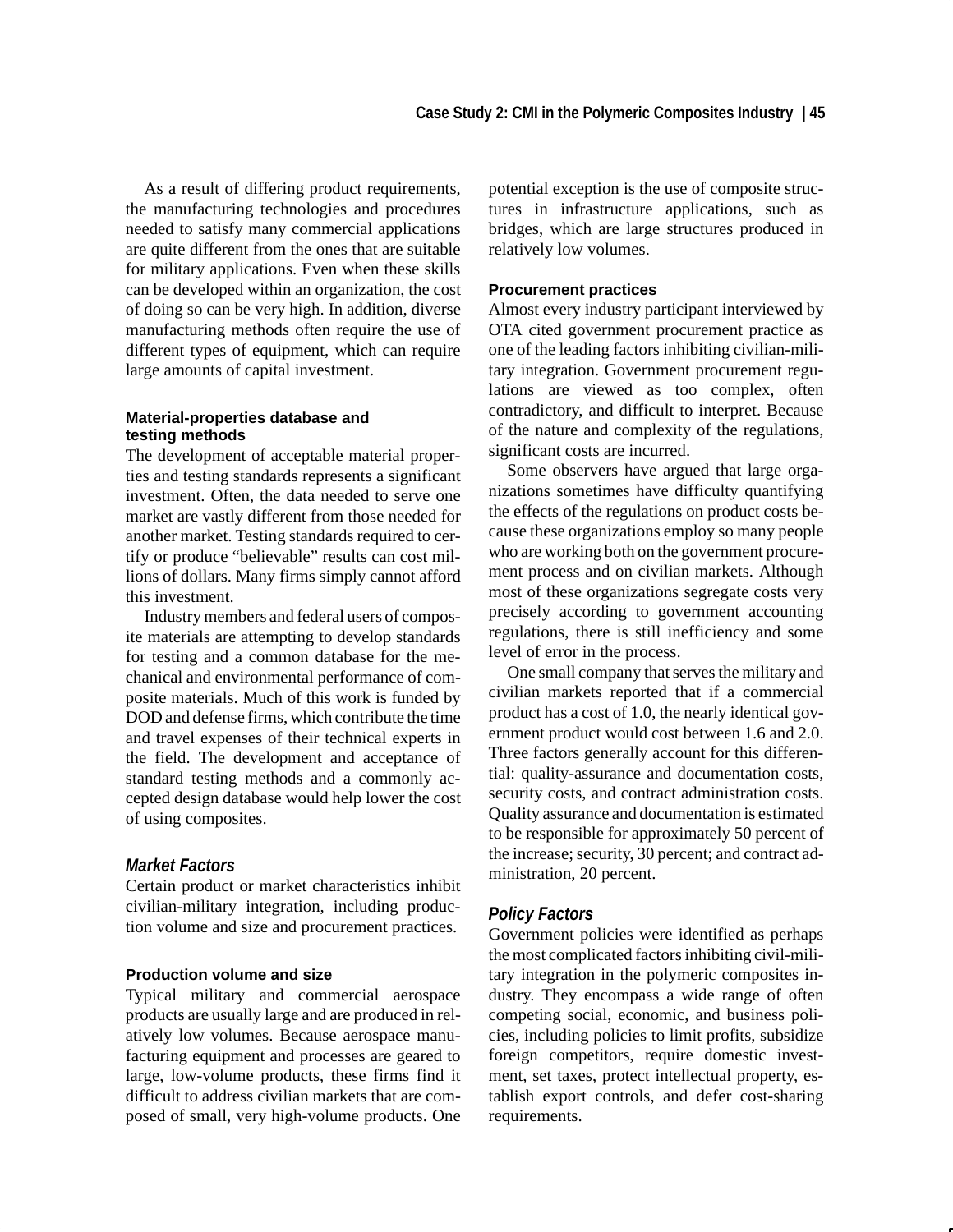As a result of differing product requirements, the manufacturing technologies and procedures needed to satisfy many commercial applications are quite different from the ones that are suitable for military applications. Even when these skills can be developed within an organization, the cost of doing so can be very high. In addition, diverse manufacturing methods often require the use of different types of equipment, which can require large amounts of capital investment.

#### Material-properties database and testing methods

The development of acceptable material properties and testing standards represents a significant investment. Often, the data needed to serve one market are vastly different from those needed for another market. Testing standards required to certify or produce "believable" results can cost millions of dollars. Many firms simply cannot afford this investment.

Industry members and federal users of composite materials are attempting to develop standards for testing and a common database for the mechanical and environmental performance of composite materials. Much of this work is funded by DOD and defense firms, which contribute the time and travel expenses of their technical experts in the field. The development and acceptance of standard testing methods and a commonly accepted design database would help lower the cost of using composites.

### *Market Factors*

Certain product or market characteristics inhibit civilian-military integration, including production volume and size and procurement practices.

#### Production volume and size

Typical military and commercial aerospace products are usually large and are produced in relatively low volumes. Because aerospace manufacturing equipment and processes are geared to large, low-volume products, these firms find it difficult to address civilian markets that are composed of small, very high-volume products. One potential exception is the use of composite structures in infrastructure applications, such as bridges, which are large structures produced in relatively low volumes.

#### Procurement practices

Almost every industry participant interviewed by OTA cited government procurement practice as one of the leading factors inhibiting civilian-military integration. Government procurement regulations are viewed as too complex, often contradictory, and difficult to interpret. Because of the nature and complexity of the regulations, significant costs are incurred.

Some observers have argued that large organizations sometimes have difficulty quantifying the effects of the regulations on product costs because these organizations employ so many people who are working both on the government procurement process and on civilian markets. Although most of these organizations segregate costs very precisely according to government accounting regulations, there is still inefficiency and some level of error in the process.

One small company that serves the military and civilian markets reported that if a commercial product has a cost of 1.0, the nearly identical government product would cost between 1.6 and 2.0. Three factors generally account for this differential: quality-assurance and documentation costs, security costs, and contract administration costs. Quality assurance and documentation is estimated to be responsible for approximately 50 percent of the increase; security, 30 percent; and contract administration, 20 percent.

### *Policy Factors*

Government policies were identified as perhaps the most complicated factors inhibiting civil-military integration in the polymeric composites industry. They encompass a wide range of often competing social, economic, and business policies, including policies to limit profits, subsidize foreign competitors, require domestic investment, set taxes, protect intellectual property, establish export controls, and defer cost-sharing requirements.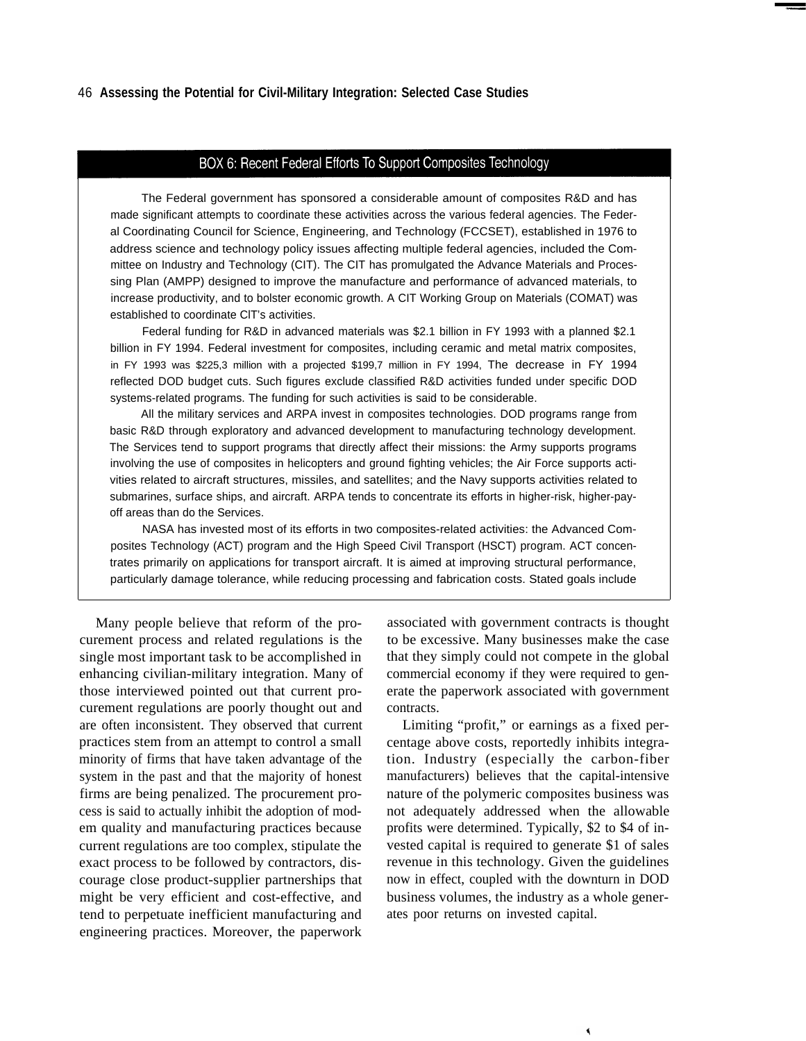## BOX 6: Recent Federal Efforts To Support Composites Technology

The Federal government has sponsored a considerable amount of composites R&D and has made significant attempts to coordinate these activities across the various federal agencies. The Federal Coordinating Council for Science, Engineering, and Technology (FCCSET), established in 1976 to address science and technology policy issues affecting multiple federal agencies, included the Committee on Industry and Technology (CIT). The CIT has promulgated the Advance Materials and Processing Plan (AMPP) designed to improve the manufacture and performance of advanced materials, to increase productivity, and to bolster economic growth. A CIT Working Group on Materials (COMAT) was established to coordinate CIT's activities.

Federal funding for R&D in advanced materials was $2.1 billion in FY 1993 with a planned $2.1 billion in FY 1994. Federal investment for composites, including ceramic and metal matrix composites, in FY 1993 was $225,3 million with a projected $199,7 million in FY 1994, The decrease in FY 1994 reflected DOD budget cuts. Such figures exclude classified R&D activities funded under specific DOD systems-related programs. The funding for such activities is said to be considerable.

All the military services and ARPA invest in composites technologies. DOD programs range from basic R&D through exploratory and advanced development to manufacturing technology development. The Services tend to support programs that directly affect their missions: the Army supports programs involving the use of composites in helicopters and ground fighting vehicles; the Air Force supports activities related to aircraft structures, missiles, and satellites; and the Navy supports activities related to submarines, surface ships, and aircraft. ARPA tends to concentrate its efforts in higher-risk, higher-payoff areas than do the Services.

NASA has invested most of its efforts in two composites-related activities: the Advanced Composites Technology (ACT) program and the High Speed Civil Transport (HSCT) program. ACT concentrates primarily on applications for transport aircraft. It is aimed at improving structural performance, particularly damage tolerance, while reducing processing and fabrication costs. Stated goals include

---

Many people believe that reform of the procurement process and related regulations is the single most important task to be accomplished in enhancing civilian-military integration. Many of those interviewed pointed out that current procurement regulations are poorly thought out and are often inconsistent. They observed that current practices stem from an attempt to control a small minority of firms that have taken advantage of the system in the past and that the majority of honest firms are being penalized. The procurement process is said to actually inhibit the adoption of modem quality and manufacturing practices because current regulations are too complex, stipulate the exact process to be followed by contractors, discourage close product-supplier partnerships that might be very efficient and cost-effective, and tend to perpetuate inefficient manufacturing and engineering practices. Moreover, the paperwork associated with government contracts is thought to be excessive. Many businesses make the case that they simply could not compete in the global commercial economy if they were required to generate the paperwork associated with government contracts.

Limiting "profit," or earnings as a fixed percentage above costs, reportedly inhibits integration. Industry (especially the carbon-fiber manufacturers) believes that the capital-intensive nature of the polymeric composites business was not adequately addressed when the allowable profits were determined. Typically, $2 to $4 of invested capital is required to generate $1 of sales revenue in this technology. Given the guidelines now in effect, coupled with the downturn in DOD business volumes, the industry as a whole generates poor returns on invested capital.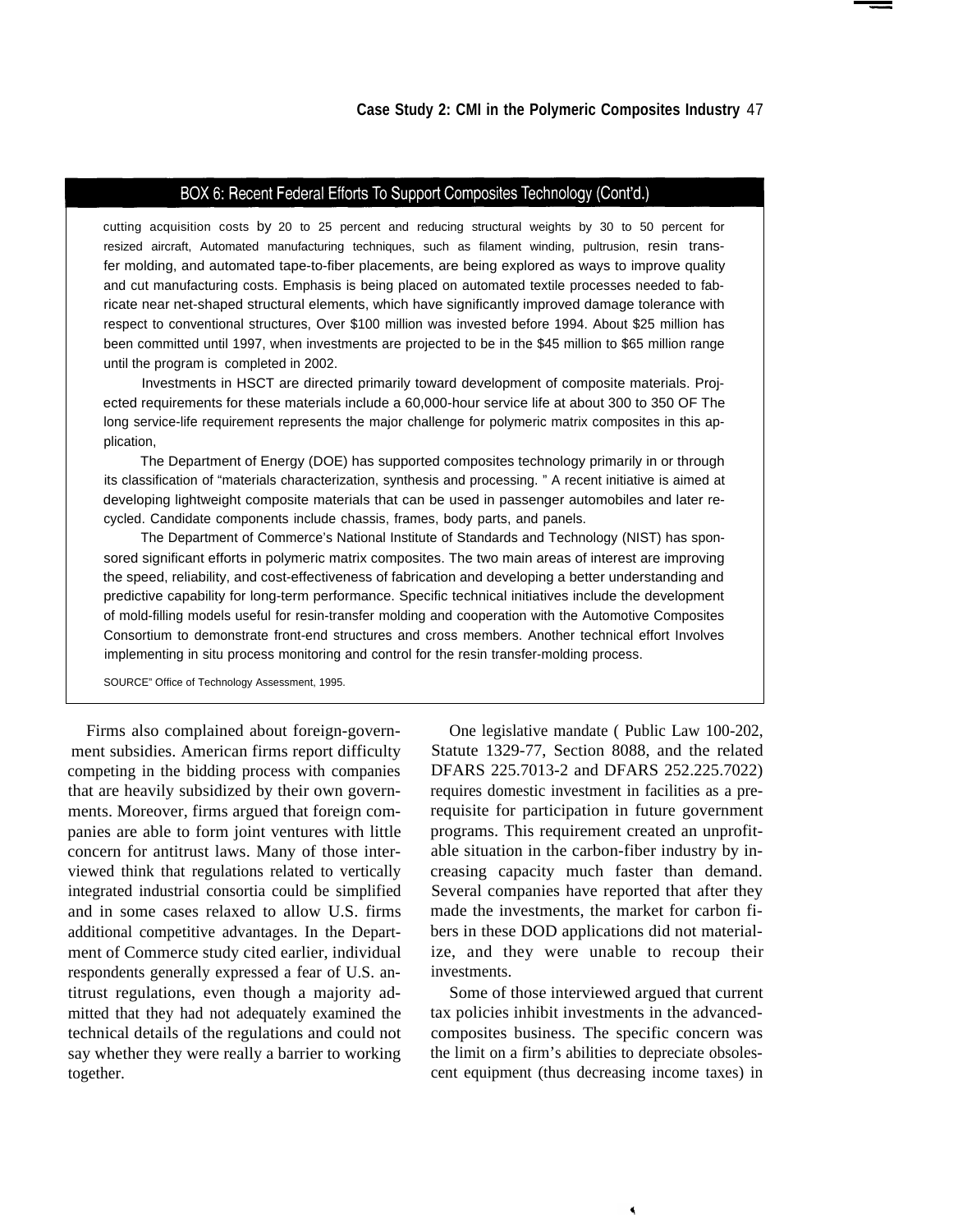## BOX 6: Recent Federal Efforts To Support Composites Technology (Cont'd.)

cutting acquisition costs by 20 to 25 percent and reducing structural weights by 30 to 50 percent for resized aircraft, Automated manufacturing techniques, such as filament winding, pultrusion, resin transfer molding, and automated tape-to-fiber placements, are being explored as ways to improve quality and cut manufacturing costs. Emphasis is being placed on automated textile processes needed to fabricate near net-shaped structural elements, which have significantly improved damage tolerance with respect to conventional structures, Over $100 million was invested before 1994. About $25 million has been committed until 1997, when investments are projected to be in the $45 million to $65 million range until the program is completed in 2002.

Investments in HSCT are directed primarily toward development of composite materials. Projected requirements for these materials include a 60,000-hour service life at about 300 to 350 OF The long service-life requirement represents the major challenge for polymeric matrix composites in this application,

The Department of Energy (DOE) has supported composites technology primarily in or through its classification of "materials characterization, synthesis and processing. " A recent initiative is aimed at developing lightweight composite materials that can be used in passenger automobiles and later recycled. Candidate components include chassis, frames, body parts, and panels.

The Department of Commerce's National Institute of Standards and Technology (NIST) has sponsored significant efforts in polymeric matrix composites. The two main areas of interest are improving the speed, reliability, and cost-effectiveness of fabrication and developing a better understanding and predictive capability for long-term performance. Specific technical initiatives include the development of mold-filling models useful for resin-transfer molding and cooperation with the Automotive Composites Consortium to demonstrate front-end structures and cross members. Another technical effort Involves implementing in situ process monitoring and control for the resin transfer-molding process.

SOURCE" Office of Technology Assessment, 1995.

Firms also complained about foreign-government subsidies. American firms report difficulty competing in the bidding process with companies that are heavily subsidized by their own governments. Moreover, firms argued that foreign companies are able to form joint ventures with little concern for antitrust laws. Many of those interviewed think that regulations related to vertically integrated industrial consortia could be simplified and in some cases relaxed to allow U.S. firms additional competitive advantages. In the Department of Commerce study cited earlier, individual respondents generally expressed a fear of U.S. antitrust regulations, even though a majority admitted that they had not adequately examined the technical details of the regulations and could not say whether they were really a barrier to working together.

One legislative mandate ( Public Law 100-202, Statute 1329-77, Section 8088, and the related DFARS 225.7013-2 and DFARS 252.225.7022) requires domestic investment in facilities as a prerequisite for participation in future government programs. This requirement created an unprofitable situation in the carbon-fiber industry by increasing capacity much faster than demand. Several companies have reported that after they made the investments, the market for carbon fibers in these DOD applications did not materialize, and they were unable to recoup their investments.

Some of those interviewed argued that current tax policies inhibit investments in the advanced-composites business. The specific concern was the limit on a firm's abilities to depreciate obsolescent equipment (thus decreasing income taxes) in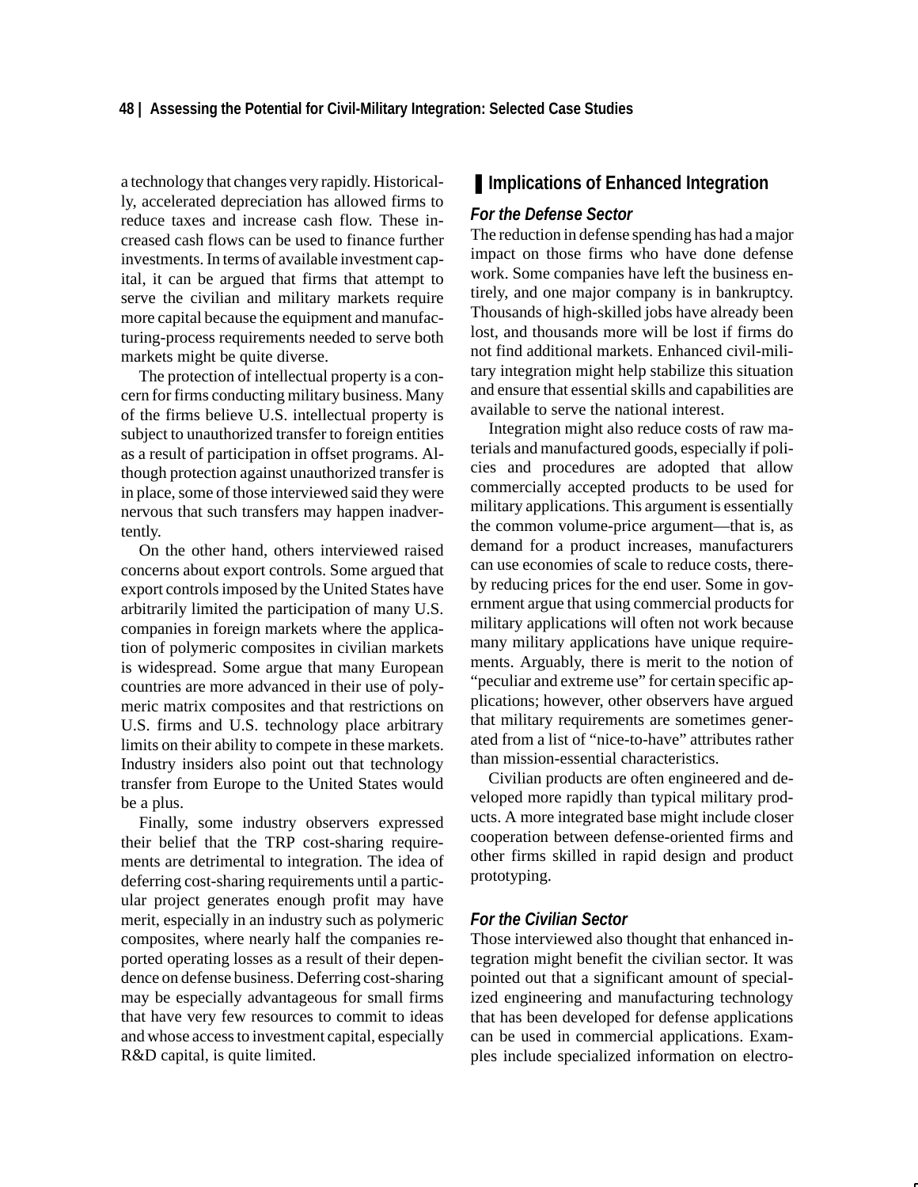a technology that changes very rapidly. Historically, accelerated depreciation has allowed firms to reduce taxes and increase cash flow. These increased cash flows can be used to finance further investments. In terms of available investment capital, it can be argued that firms that attempt to serve the civilian and military markets require more capital because the equipment and manufacturing-process requirements needed to serve both markets might be quite diverse.

The protection of intellectual property is a concern for firms conducting military business. Many of the firms believe U.S. intellectual property is subject to unauthorized transfer to foreign entities as a result of participation in offset programs. Although protection against unauthorized transfer is in place, some of those interviewed said they were nervous that such transfers may happen inadvertently.

On the other hand, others interviewed raised concerns about export controls. Some argued that export controls imposed by the United States have arbitrarily limited the participation of many U.S. companies in foreign markets where the application of polymeric composites in civilian markets is widespread. Some argue that many European countries are more advanced in their use of polymeric matrix composites and that restrictions on U.S. firms and U.S. technology place arbitrary limits on their ability to compete in these markets. Industry insiders also point out that technology transfer from Europe to the United States would be a plus.

Finally, some industry observers expressed their belief that the TRP cost-sharing requirements are detrimental to integration. The idea of deferring cost-sharing requirements until a particular project generates enough profit may have merit, especially in an industry such as polymeric composites, where nearly half the companies reported operating losses as a result of their dependence on defense business. Deferring cost-sharing may be especially advantageous for small firms that have very few resources to commit to ideas and whose access to investment capital, especially R&D capital, is quite limited.

## Implications of Enhanced Integration

### *For the Defense Sector*

The reduction in defense spending has had a major impact on those firms who have done defense work. Some companies have left the business entirely, and one major company is in bankruptcy. Thousands of high-skilled jobs have already been lost, and thousands more will be lost if firms do not find additional markets. Enhanced civil-military integration might help stabilize this situation and ensure that essential skills and capabilities are available to serve the national interest.

Integration might also reduce costs of raw materials and manufactured goods, especially if policies and procedures are adopted that allow commercially accepted products to be used for military applications. This argument is essentially the common volume-price argument—that is, as demand for a product increases, manufacturers can use economies of scale to reduce costs, thereby reducing prices for the end user. Some in government argue that using commercial products for military applications will often not work because many military applications have unique requirements. Arguably, there is merit to the notion of "peculiar and extreme use" for certain specific applications; however, other observers have argued that military requirements are sometimes generated from a list of "nice-to-have" attributes rather than mission-essential characteristics.

Civilian products are often engineered and developed more rapidly than typical military products. A more integrated base might include closer cooperation between defense-oriented firms and other firms skilled in rapid design and product prototyping.

### *For the Civilian Sector*

Those interviewed also thought that enhanced integration might benefit the civilian sector. It was pointed out that a significant amount of specialized engineering and manufacturing technology that has been developed for defense applications can be used in commercial applications. Examples include specialized information on electro-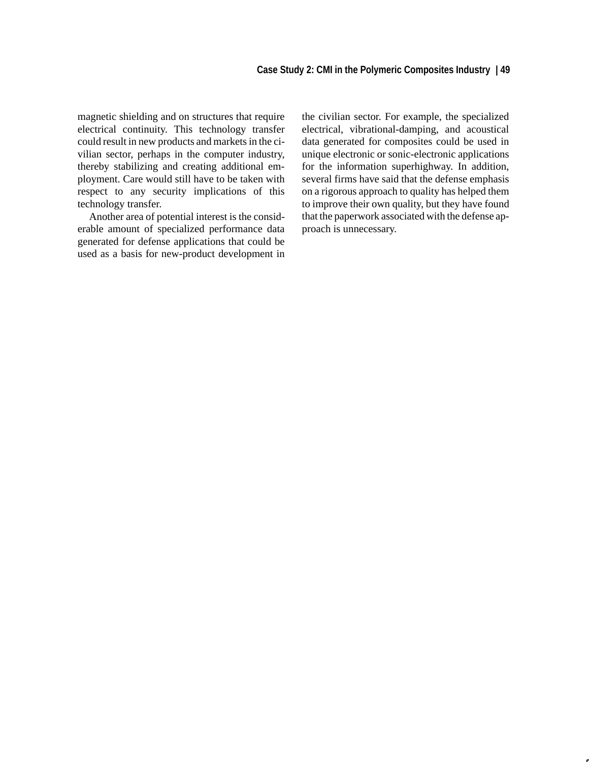magnetic shielding and on structures that require electrical continuity. This technology transfer could result in new products and markets in the civilian sector, perhaps in the computer industry, thereby stabilizing and creating additional employment. Care would still have to be taken with respect to any security implications of this technology transfer.

Another area of potential interest is the considerable amount of specialized performance data generated for defense applications that could be used as a basis for new-product development in the civilian sector. For example, the specialized electrical, vibrational-damping, and acoustical data generated for composites could be used in unique electronic or sonic-electronic applications for the information superhighway. In addition, several firms have said that the defense emphasis on a rigorous approach to quality has helped them to improve their own quality, but they have found that the paperwork associated with the defense approach is unnecessary.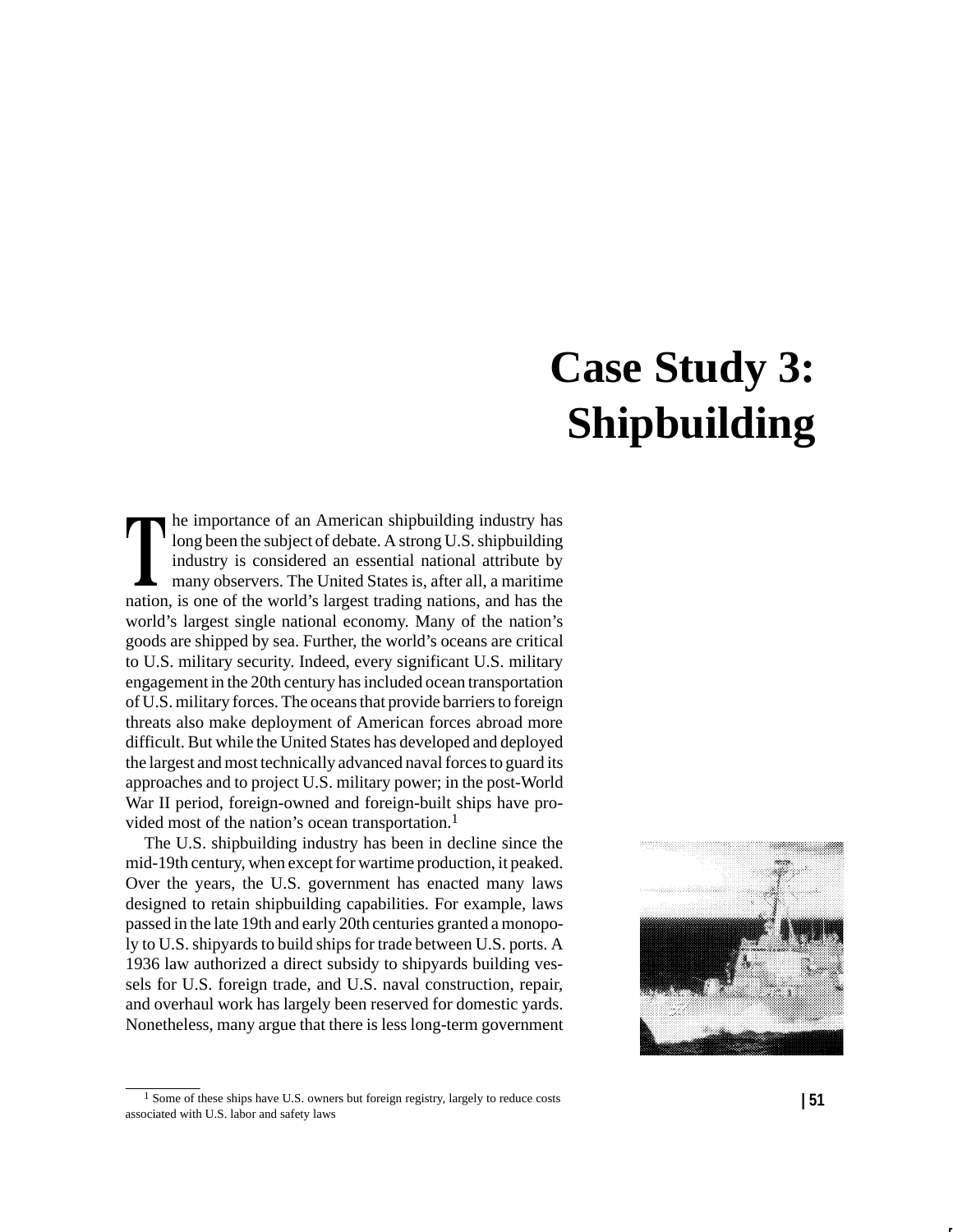# Case Study 3: Shipbuilding

The importance of an American shipbuilding industry has long been the subject of debate. A strong U.S. shipbuilding industry is considered an essential national attribute by many observers. The United States is, after all, a maritime nation, is one of the world's largest trading nations, and has the world's largest single national economy. Many of the nation's goods are shipped by sea. Further, the world's oceans are critical to U.S. military security. Indeed, every significant U.S. military engagement in the 20th century has included ocean transportation of U.S. military forces. The oceans that provide barriers to foreign threats also make deployment of American forces abroad more difficult. But while the United States has developed and deployed the largest and most technically advanced naval forces to guard its approaches and to project U.S. military power; in the post-World War II period, foreign-owned and foreign-built ships have provided most of the nation's ocean transportation.[1]

The U.S. shipbuilding industry has been in decline since the mid-19th century, when except for wartime production, it peaked. Over the years, the U.S. government has enacted many laws designed to retain shipbuilding capabilities. For example, laws passed in the late 19th and early 20th centuries granted a monopoly to U.S. shipyards to build ships for trade between U.S. ports. A 1936 law authorized a direct subsidy to shipyards building vessels for U.S. foreign trade, and U.S. naval construction, repair, and overhaul work has largely been reserved for domestic yards. Nonetheless, many argue that there is less long-term government

[1] Some of these ships have U.S. owners but foreign registry, largely to reduce costs associated with U.S. labor and safety laws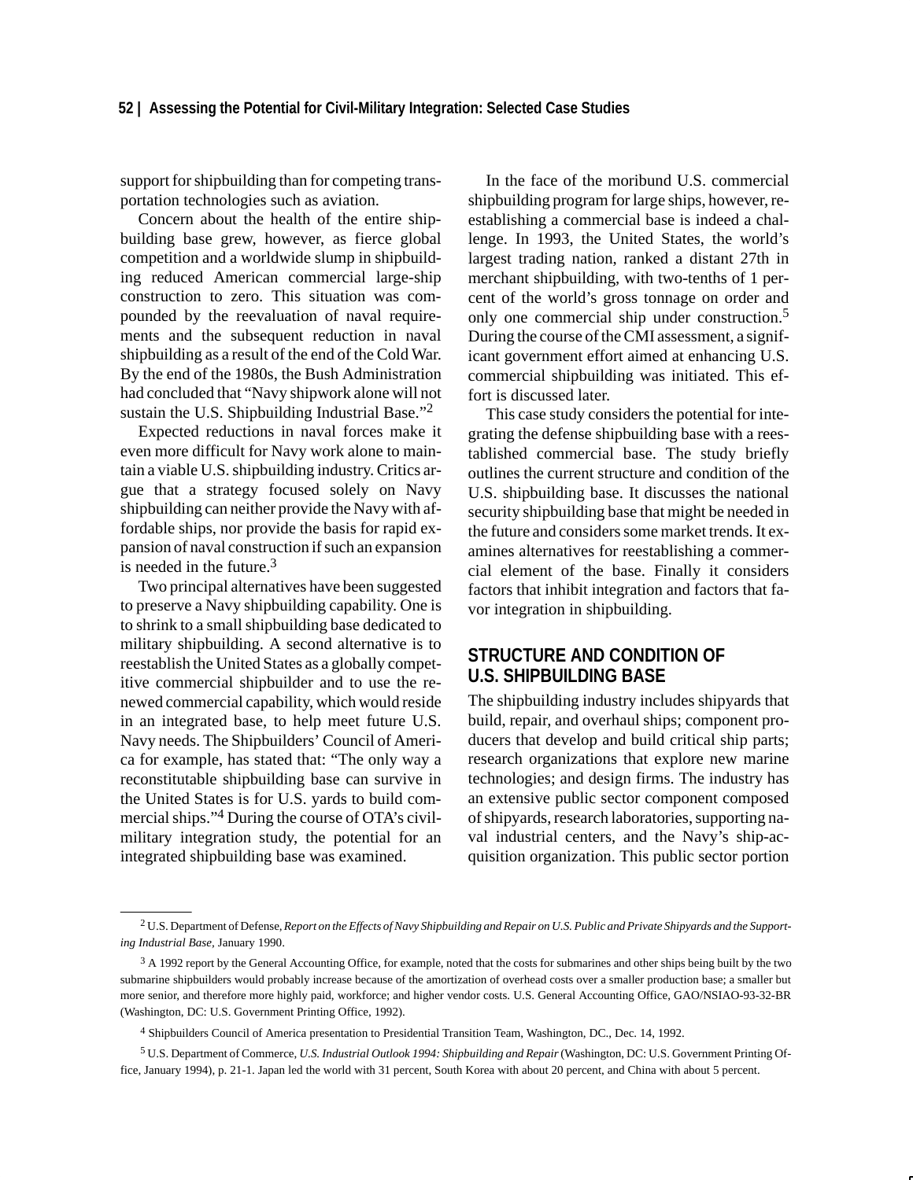support for shipbuilding than for competing transportation technologies such as aviation.

Concern about the health of the entire shipbuilding base grew, however, as fierce global competition and a worldwide slump in shipbuilding reduced American commercial large-ship construction to zero. This situation was compounded by the reevaluation of naval requirements and the subsequent reduction in naval shipbuilding as a result of the end of the Cold War. By the end of the 1980s, the Bush Administration had concluded that "Navy shipwork alone will not sustain the U.S. Shipbuilding Industrial Base."[2]

Expected reductions in naval forces make it even more difficult for Navy work alone to maintain a viable U.S. shipbuilding industry. Critics argue that a strategy focused solely on Navy shipbuilding can neither provide the Navy with affordable ships, nor provide the basis for rapid expansion of naval construction if such an expansion is needed in the future.[3]

Two principal alternatives have been suggested to preserve a Navy shipbuilding capability. One is to shrink to a small shipbuilding base dedicated to military shipbuilding. A second alternative is to reestablish the United States as a globally competitive commercial shipbuilder and to use the renewed commercial capability, which would reside in an integrated base, to help meet future U.S. Navy needs. The Shipbuilders' Council of America for example, has stated that: "The only way a reconstitutable shipbuilding base can survive in the United States is for U.S. yards to build commercial ships."[4] During the course of OTA's civil-military integration study, the potential for an integrated shipbuilding base was examined.

In the face of the moribund U.S. commercial shipbuilding program for large ships, however, reestablishing a commercial base is indeed a challenge. In 1993, the United States, the world's largest trading nation, ranked a distant 27th in merchant shipbuilding, with two-tenths of 1 percent of the world's gross tonnage on order and only one commercial ship under construction.[5] During the course of the CMI assessment, a significant government effort aimed at enhancing U.S. commercial shipbuilding was initiated. This effort is discussed later.

This case study considers the potential for integrating the defense shipbuilding base with a reestablished commercial base. The study briefly outlines the current structure and condition of the U.S. shipbuilding base. It discusses the national security shipbuilding base that might be needed in the future and considers some market trends. It examines alternatives for reestablishing a commercial element of the base. Finally it considers factors that inhibit integration and factors that favor integration in shipbuilding.

## STRUCTURE AND CONDITION OF U.S. SHIPBUILDING BASE

The shipbuilding industry includes shipyards that build, repair, and overhaul ships; component producers that develop and build critical ship parts; research organizations that explore new marine technologies; and design firms. The industry has an extensive public sector component composed of shipyards, research laboratories, supporting naval industrial centers, and the Navy's ship-acquisition organization. This public sector portion

---

[2] U.S. Department of Defense, *Report on the Effects of Navy Shipbuilding and Repair on U.S. Public and Private Shipyards and the Supporting Industrial Base*, January 1990.

[3] A 1992 report by the General Accounting Office, for example, noted that the costs for submarines and other ships being built by the two submarine shipbuilders would probably increase because of the amortization of overhead costs over a smaller production base; a smaller but more senior, and therefore more highly paid, workforce; and higher vendor costs. U.S. General Accounting Office, GAO/NSIAO-93-32-BR (Washington, DC: U.S. Government Printing Office, 1992).

[4] Shipbuilders Council of America presentation to Presidential Transition Team, Washington, DC., Dec. 14, 1992.

[5] U.S. Department of Commerce, *U.S. Industrial Outlook 1994: Shipbuilding and Repair* (Washington, DC: U.S. Government Printing Office, January 1994), p. 21-1. Japan led the world with 31 percent, South Korea with about 20 percent, and China with about 5 percent.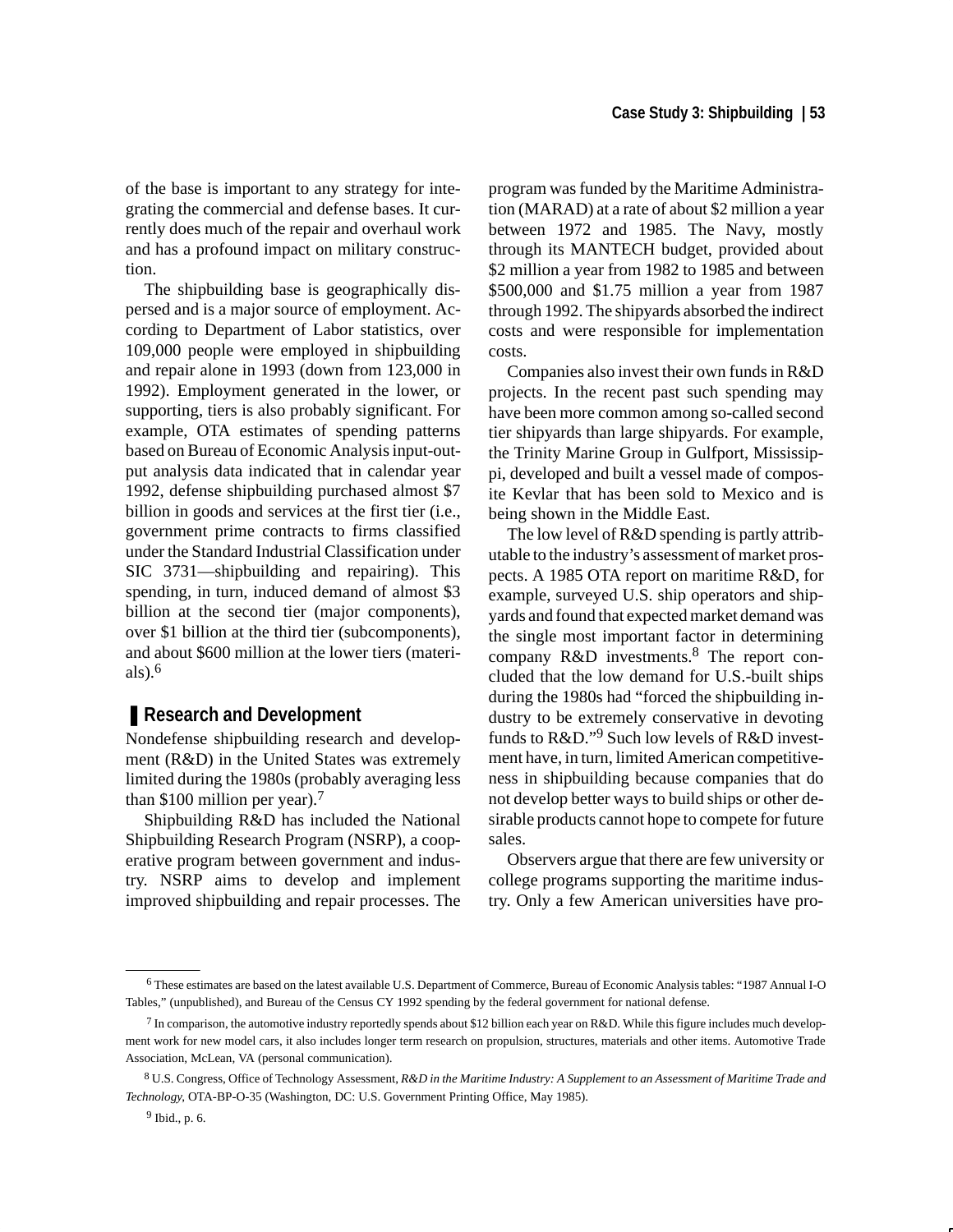of the base is important to any strategy for integrating the commercial and defense bases. It currently does much of the repair and overhaul work and has a profound impact on military construction.

The shipbuilding base is geographically dispersed and is a major source of employment. According to Department of Labor statistics, over 109,000 people were employed in shipbuilding and repair alone in 1993 (down from 123,000 in 1992). Employment generated in the lower, or supporting, tiers is also probably significant. For example, OTA estimates of spending patterns based on Bureau of Economic Analysis input-output analysis data indicated that in calendar year 1992, defense shipbuilding purchased almost $7 billion in goods and services at the first tier (i.e., government prime contracts to firms classified under the Standard Industrial Classification under SIC 3731—shipbuilding and repairing). This spending, in turn, induced demand of almost $3 billion at the second tier (major components), over $1 billion at the third tier (subcomponents), and about $600 million at the lower tiers (materials).[6]

## Research and Development

Nondefense shipbuilding research and development (R&D) in the United States was extremely limited during the 1980s (probably averaging less than $100 million per year).[7]

Shipbuilding R&D has included the National Shipbuilding Research Program (NSRP), a cooperative program between government and industry. NSRP aims to develop and implement improved shipbuilding and repair processes. The program was funded by the Maritime Administration (MARAD) at a rate of about $2 million a year between 1972 and 1985. The Navy, mostly through its MANTECH budget, provided about $2 million a year from 1982 to 1985 and between $500,000 and $1.75 million a year from 1987 through 1992. The shipyards absorbed the indirect costs and were responsible for implementation costs.

Companies also invest their own funds in R&D projects. In the recent past such spending may have been more common among so-called second tier shipyards than large shipyards. For example, the Trinity Marine Group in Gulfport, Mississippi, developed and built a vessel made of composite Kevlar that has been sold to Mexico and is being shown in the Middle East.

The low level of R&D spending is partly attributable to the industry's assessment of market prospects. A 1985 OTA report on maritime R&D, for example, surveyed U.S. ship operators and shipyards and found that expected market demand was the single most important factor in determining company R&D investments.[8] The report concluded that the low demand for U.S.-built ships during the 1980s had "forced the shipbuilding industry to be extremely conservative in devoting funds to R&D."[9] Such low levels of R&D investment have, in turn, limited American competitiveness in shipbuilding because companies that do not develop better ways to build ships or other desirable products cannot hope to compete for future sales.

Observers argue that there are few university or college programs supporting the maritime industry. Only a few American universities have pro-

---

[6] These estimates are based on the latest available U.S. Department of Commerce, Bureau of Economic Analysis tables: "1987 Annual I-O Tables," (unpublished), and Bureau of the Census CY 1992 spending by the federal government for national defense.

[7] In comparison, the automotive industry reportedly spends about $12 billion each year on R&D. While this figure includes much development work for new model cars, it also includes longer term research on propulsion, structures, materials and other items. Automotive Trade Association, McLean, VA (personal communication).

[8] U.S. Congress, Office of Technology Assessment, *R&D in the Maritime Industry: A Supplement to an Assessment of Maritime Trade and Technology*, OTA-BP-O-35 (Washington, DC: U.S. Government Printing Office, May 1985).

[9] Ibid., p. 6.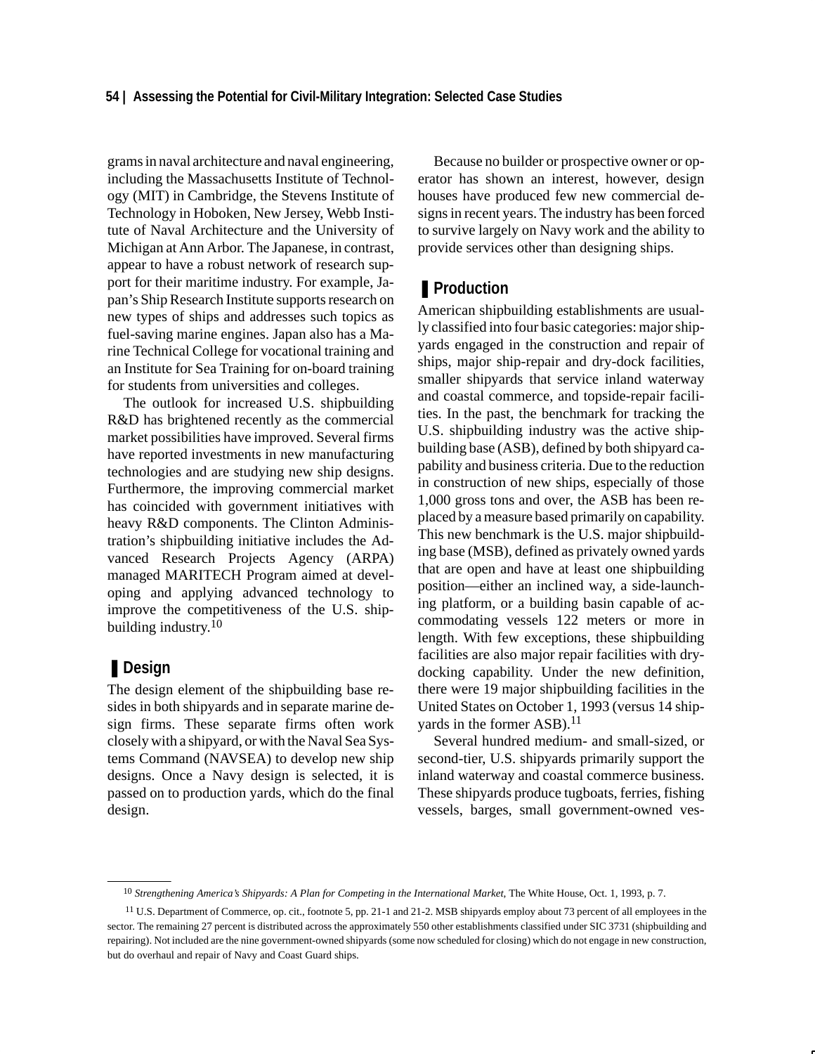grams in naval architecture and naval engineering, including the Massachusetts Institute of Technology (MIT) in Cambridge, the Stevens Institute of Technology in Hoboken, New Jersey, Webb Institute of Naval Architecture and the University of Michigan at Ann Arbor. The Japanese, in contrast, appear to have a robust network of research support for their maritime industry. For example, Japan's Ship Research Institute supports research on new types of ships and addresses such topics as fuel-saving marine engines. Japan also has a Marine Technical College for vocational training and an Institute for Sea Training for on-board training for students from universities and colleges.

The outlook for increased U.S. shipbuilding R&D has brightened recently as the commercial market possibilities have improved. Several firms have reported investments in new manufacturing technologies and are studying new ship designs. Furthermore, the improving commercial market has coincided with government initiatives with heavy R&D components. The Clinton Administration's shipbuilding initiative includes the Advanced Research Projects Agency (ARPA) managed MARITECH Program aimed at developing and applying advanced technology to improve the competitiveness of the U.S. shipbuilding industry.[10]

## Design

The design element of the shipbuilding base resides in both shipyards and in separate marine design firms. These separate firms often work closely with a shipyard, or with the Naval Sea Systems Command (NAVSEA) to develop new ship designs. Once a Navy design is selected, it is passed on to production yards, which do the final design.

Because no builder or prospective owner or operator has shown an interest, however, design houses have produced few new commercial designs in recent years. The industry has been forced to survive largely on Navy work and the ability to provide services other than designing ships.

## Production

American shipbuilding establishments are usually classified into four basic categories: major shipyards engaged in the construction and repair of ships, major ship-repair and dry-dock facilities, smaller shipyards that service inland waterway and coastal commerce, and topside-repair facilities. In the past, the benchmark for tracking the U.S. shipbuilding industry was the active shipbuilding base (ASB), defined by both shipyard capability and business criteria. Due to the reduction in construction of new ships, especially of those 1,000 gross tons and over, the ASB has been replaced by a measure based primarily on capability. This new benchmark is the U.S. major shipbuilding base (MSB), defined as privately owned yards that are open and have at least one shipbuilding position—either an inclined way, a side-launching platform, or a building basin capable of accommodating vessels 122 meters or more in length. With few exceptions, these shipbuilding facilities are also major repair facilities with dry-docking capability. Under the new definition, there were 19 major shipbuilding facilities in the United States on October 1, 1993 (versus 14 shipyards in the former ASB).[11]

Several hundred medium- and small-sized, or second-tier, U.S. shipyards primarily support the inland waterway and coastal commerce business. These shipyards produce tugboats, ferries, fishing vessels, barges, small government-owned ves-

---

[10] *Strengthening America's Shipyards: A Plan for Competing in the International Market*, The White House, Oct. 1, 1993, p. 7.

[11] U.S. Department of Commerce, op. cit., footnote 5, pp. 21-1 and 21-2. MSB shipyards employ about 73 percent of all employees in the sector. The remaining 27 percent is distributed across the approximately 550 other establishments classified under SIC 3731 (shipbuilding and repairing). Not included are the nine government-owned shipyards (some now scheduled for closing) which do not engage in new construction, but do overhaul and repair of Navy and Coast Guard ships.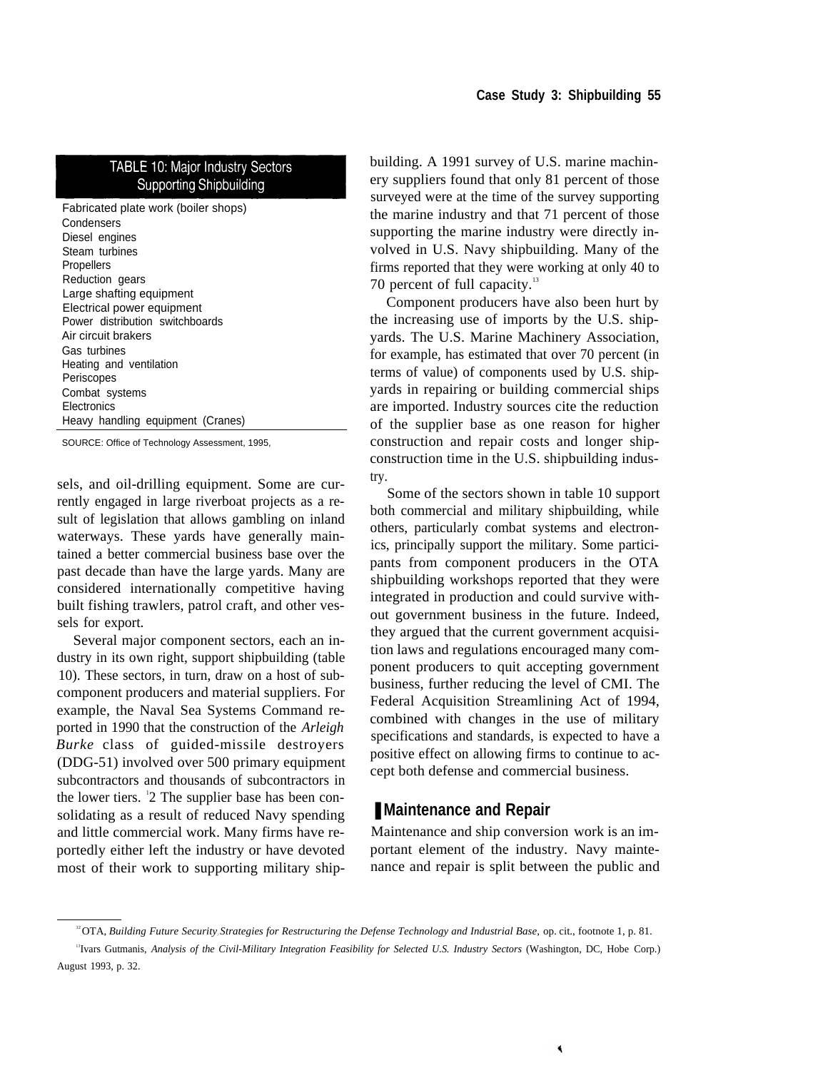**TABLE 10: Major Industry Sectors Supporting Shipbuilding**

| |
|---|
| Fabricated plate work (boiler shops) |
| Condensers |
| Diesel engines |
| Steam turbines |
| Propellers |
| Reduction gears |
| Large shafting equipment |
| Electrical power equipment |
| Power distribution switchboards |
| Air circuit brakers |
| Gas turbines |
| Heating and ventilation |
| Periscopes |
| Combat systems |
| Electronics |
| Heavy handling equipment (Cranes) |

SOURCE: Office of Technology Assessment, 1995,

sels, and oil-drilling equipment. Some are currently engaged in large riverboat projects as a result of legislation that allows gambling on inland waterways. These yards have generally maintained a better commercial business base over the past decade than have the large yards. Many are considered internationally competitive having built fishing trawlers, patrol craft, and other vessels for export.

Several major component sectors, each an industry in its own right, support shipbuilding (table 10). These sectors, in turn, draw on a host of subcomponent producers and material suppliers. For example, the Naval Sea Systems Command reported in 1990 that the construction of the *Arleigh Burke* class of guided-missile destroyers (DDG-51) involved over 500 primary equipment subcontractors and thousands of subcontractors in the lower tiers.[12] The supplier base has been consolidating as a result of reduced Navy spending and little commercial work. Many firms have reportedly either left the industry or have devoted most of their work to supporting military shipbuilding. A 1991 survey of U.S. marine machinery suppliers found that only 81 percent of those surveyed were at the time of the survey supporting the marine industry and that 71 percent of those supporting the marine industry were directly involved in U.S. Navy shipbuilding. Many of the firms reported that they were working at only 40 to 70 percent of full capacity.[13]

Component producers have also been hurt by the increasing use of imports by the U.S. shipyards. The U.S. Marine Machinery Association, for example, has estimated that over 70 percent (in terms of value) of components used by U.S. shipyards in repairing or building commercial ships are imported. Industry sources cite the reduction of the supplier base as one reason for higher construction and repair costs and longer ship-construction time in the U.S. shipbuilding industry.

Some of the sectors shown in table 10 support both commercial and military shipbuilding, while others, particularly combat systems and electronics, principally support the military. Some participants from component producers in the OTA shipbuilding workshops reported that they were integrated in production and could survive without government business in the future. Indeed, they argued that the current government acquisition laws and regulations encouraged many component producers to quit accepting government business, further reducing the level of CMI. The Federal Acquisition Streamlining Act of 1994, combined with changes in the use of military specifications and standards, is expected to have a positive effect on allowing firms to continue to accept both defense and commercial business.

## Maintenance and Repair

Maintenance and ship conversion work is an important element of the industry. Navy maintenance and repair is split between the public and

---

[12] OTA, *Building Future Security: Strategies for Restructuring the Defense Technology and Industrial Base*, op. cit., footnote 1, p. 81.

[13] Ivars Gutmanis, *Analysis of the Civil-Military Integration Feasibility for Selected U.S. Industry Sectors* (Washington, DC, Hobe Corp.) August 1993, p. 32.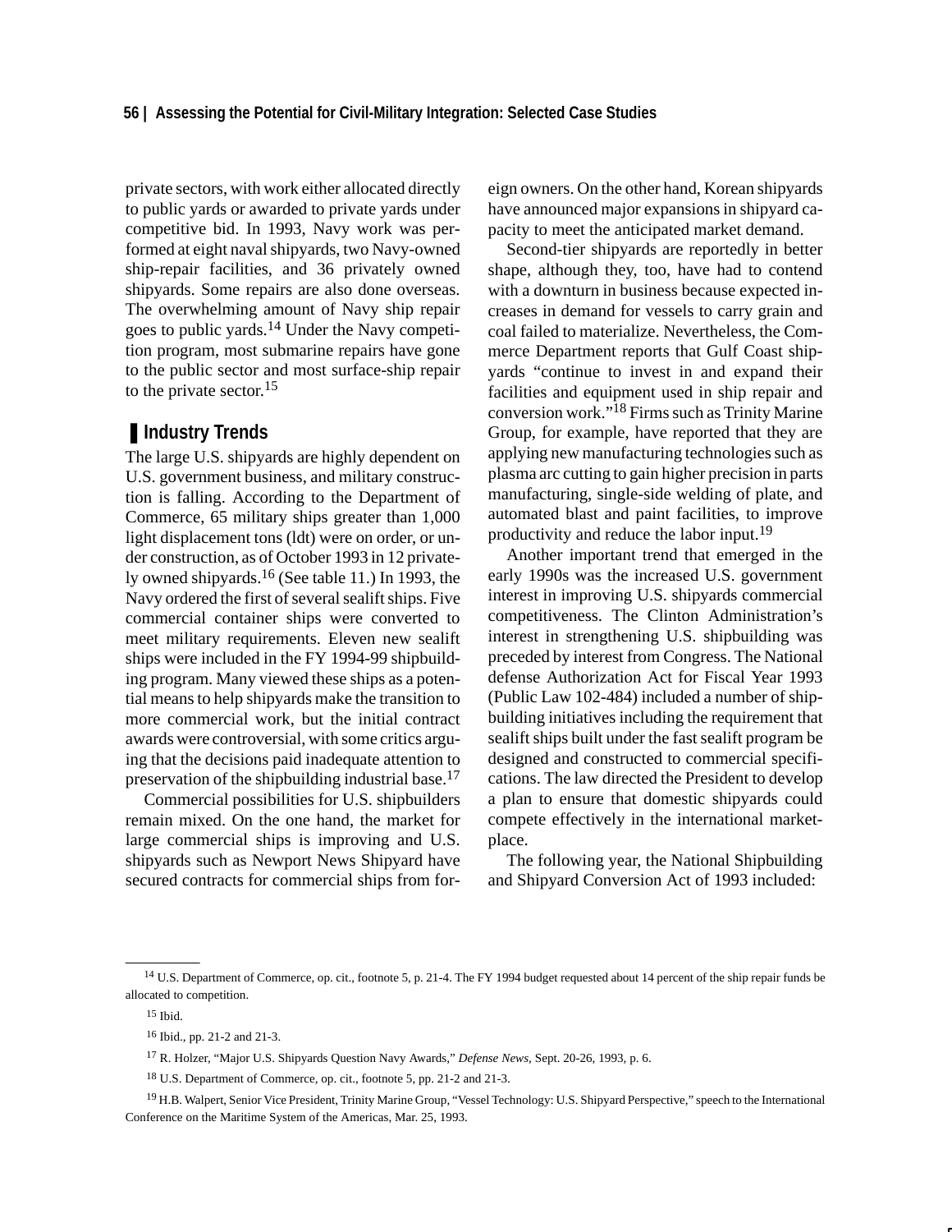private sectors, with work either allocated directly to public yards or awarded to private yards under competitive bid. In 1993, Navy work was performed at eight naval shipyards, two Navy-owned ship-repair facilities, and 36 privately owned shipyards. Some repairs are also done overseas. The overwhelming amount of Navy ship repair goes to public yards.[14] Under the Navy competition program, most submarine repairs have gone to the public sector and most surface-ship repair to the private sector.[15]

## Industry Trends

The large U.S. shipyards are highly dependent on U.S. government business, and military construction is falling. According to the Department of Commerce, 65 military ships greater than 1,000 light displacement tons (ldt) were on order, or under construction, as of October 1993 in 12 privately owned shipyards.[16] (See table 11.) In 1993, the Navy ordered the first of several sealift ships. Five commercial container ships were converted to meet military requirements. Eleven new sealift ships were included in the FY 1994-99 shipbuilding program. Many viewed these ships as a potential means to help shipyards make the transition to more commercial work, but the initial contract awards were controversial, with some critics arguing that the decisions paid inadequate attention to preservation of the shipbuilding industrial base.[17]

Commercial possibilities for U.S. shipbuilders remain mixed. On the one hand, the market for large commercial ships is improving and U.S. shipyards such as Newport News Shipyard have secured contracts for commercial ships from foreign owners. On the other hand, Korean shipyards have announced major expansions in shipyard capacity to meet the anticipated market demand.

Second-tier shipyards are reportedly in better shape, although they, too, have had to contend with a downturn in business because expected increases in demand for vessels to carry grain and coal failed to materialize. Nevertheless, the Commerce Department reports that Gulf Coast shipyards "continue to invest in and expand their facilities and equipment used in ship repair and conversion work."[18] Firms such as Trinity Marine Group, for example, have reported that they are applying new manufacturing technologies such as plasma arc cutting to gain higher precision in parts manufacturing, single-side welding of plate, and automated blast and paint facilities, to improve productivity and reduce the labor input.[19]

Another important trend that emerged in the early 1990s was the increased U.S. government interest in improving U.S. shipyards commercial competitiveness. The Clinton Administration's interest in strengthening U.S. shipbuilding was preceded by interest from Congress. The National defense Authorization Act for Fiscal Year 1993 (Public Law 102-484) included a number of shipbuilding initiatives including the requirement that sealift ships built under the fast sealift program be designed and constructed to commercial specifications. The law directed the President to develop a plan to ensure that domestic shipyards could compete effectively in the international marketplace.

The following year, the National Shipbuilding and Shipyard Conversion Act of 1993 included:

---

[14] U.S. Department of Commerce, op. cit., footnote 5, p. 21-4. The FY 1994 budget requested about 14 percent of the ship repair funds be allocated to competition.

[15] Ibid.

[16] Ibid., pp. 21-2 and 21-3.

[17] R. Holzer, "Major U.S. Shipyards Question Navy Awards," *Defense News*, Sept. 20-26, 1993, p. 6.

[18] U.S. Department of Commerce, op. cit., footnote 5, pp. 21-2 and 21-3.

[19] H.B. Walpert, Senior Vice President, Trinity Marine Group, "Vessel Technology: U.S. Shipyard Perspective," speech to the International Conference on the Maritime System of the Americas, Mar. 25, 1993.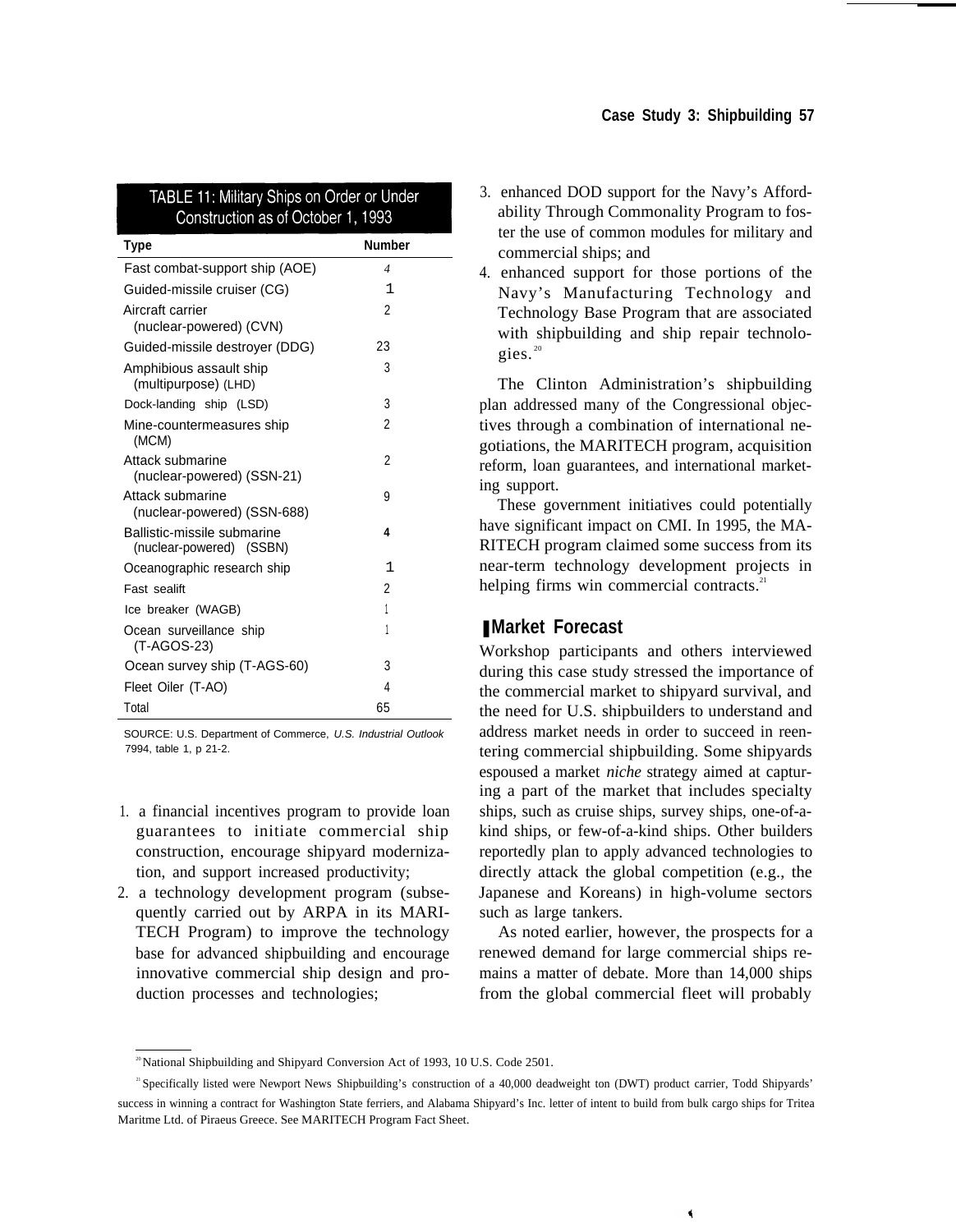TABLE 11: Military Ships on Order or Under Construction as of October 1, 1993

| Type | Number |
|---|---|
| Fast combat-support ship (AOE) | 4 |
| Guided-missile cruiser (CG) | 1 |
| Aircraft carrier (nuclear-powered) (CVN) | 2 |
| Guided-missile destroyer (DDG) | 23 |
| Amphibious assault ship (multipurpose) (LHD) | 3 |
| Dock-landing ship (LSD) | 3 |
| Mine-countermeasures ship (MCM) | 2 |
| Attack submarine (nuclear-powered) (SSN-21) | 2 |
| Attack submarine (nuclear-powered) (SSN-688) | 9 |
| Ballistic-missile submarine (nuclear-powered) (SSBN) | 4 |
| Oceanographic research ship | 1 |
| Fast sealift | 2 |
| Ice breaker (WAGB) | 1 |
| Ocean surveillance ship (T-AGOS-23) | 1 |
| Ocean survey ship (T-AGS-60) | 3 |
| Fleet Oiler (T-AO) | 4 |
| Total | 65 |

SOURCE: U.S. Department of Commerce, *U.S. Industrial Outlook 7994*, table 1, p 21-2.

1. a financial incentives program to provide loan guarantees to initiate commercial ship construction, encourage shipyard modernization, and support increased productivity;
2. a technology development program (subsequently carried out by ARPA in its MARITECH Program) to improve the technology base for advanced shipbuilding and encourage innovative commercial ship design and production processes and technologies;
3. enhanced DOD support for the Navy's Affordability Through Commonality Program to foster the use of common modules for military and commercial ships; and
4. enhanced support for those portions of the Navy's Manufacturing Technology and Technology Base Program that are associated with shipbuilding and ship repair technologies.[20]

The Clinton Administration's shipbuilding plan addressed many of the Congressional objectives through a combination of international negotiations, the MARITECH program, acquisition reform, loan guarantees, and international marketing support.

These government initiatives could potentially have significant impact on CMI. In 1995, the MARITECH program claimed some success from its near-term technology development projects in helping firms win commercial contracts.[21]

## Market Forecast

Workshop participants and others interviewed during this case study stressed the importance of the commercial market to shipyard survival, and the need for U.S. shipbuilders to understand and address market needs in order to succeed in reentering commercial shipbuilding. Some shipyards espoused a market *niche* strategy aimed at capturing a part of the market that includes specialty ships, such as cruise ships, survey ships, one-of-a-kind ships, or few-of-a-kind ships. Other builders reportedly plan to apply advanced technologies to directly attack the global competition (e.g., the Japanese and Koreans) in high-volume sectors such as large tankers.

As noted earlier, however, the prospects for a renewed demand for large commercial ships remains a matter of debate. More than 14,000 ships from the global commercial fleet will probably

[20] National Shipbuilding and Shipyard Conversion Act of 1993, 10 U.S. Code 2501.

[21] Specifically listed were Newport News Shipbuilding's construction of a 40,000 deadweight ton (DWT) product carrier, Todd Shipyards' success in winning a contract for Washington State ferriers, and Alabama Shipyard's Inc. letter of intent to build from bulk cargo ships for Tritea Maritme Ltd. of Piraeus Greece. See MARITECH Program Fact Sheet.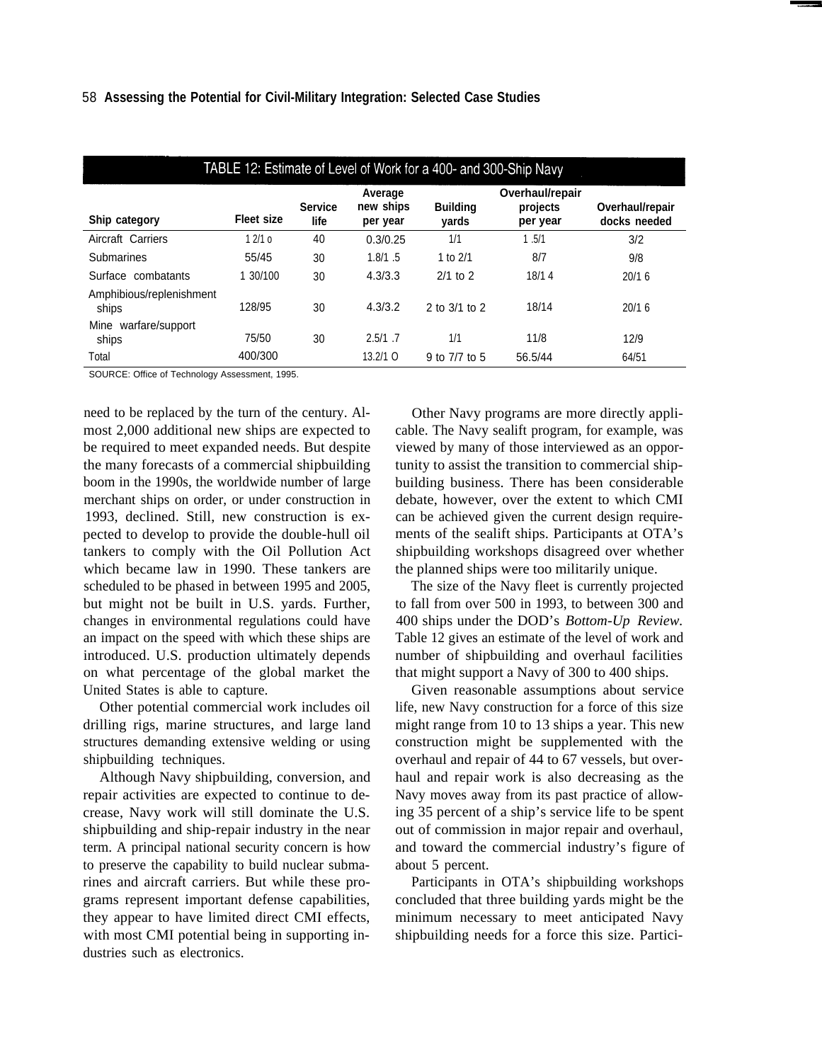TABLE 12: Estimate of Level of Work for a 400- and 300-Ship Navy

| Ship category | Fleet size | Service life | Average new ships per year | Building yards | Overhaul/repair projects per year | Overhaul/repair docks needed |
|---|---|---|---|---|---|---|
| Aircraft Carriers | 12/10 | 40 | 0.3/0.25 | 1/1 | 1.5/1 | 3/2 |
| Submarines | 55/45 | 30 | 1.8/1.5 | 1 to 2/1 | 8/7 | 9/8 |
| Surface combatants | 130/100 | 30 | 4.3/3.3 | 2/1 to 2 | 18/14 | 20/16 |
| Amphibious/replenishment ships | 128/95 | 30 | 4.3/3.2 | 2 to 3/1 to 2 | 18/14 | 20/16 |
| Mine warfare/support ships | 75/50 | 30 | 2.5/1.7 | 1/1 | 11/8 | 12/9 |
| Total | 400/300 | | 13.2/10 | 9 to 7/7 to 5 | 56.5/44 | 64/51 |

SOURCE: Office of Technology Assessment, 1995.

need to be replaced by the turn of the century. Almost 2,000 additional new ships are expected to be required to meet expanded needs. But despite the many forecasts of a commercial shipbuilding boom in the 1990s, the worldwide number of large merchant ships on order, or under construction in 1993, declined. Still, new construction is expected to develop to provide the double-hull oil tankers to comply with the Oil Pollution Act which became law in 1990. These tankers are scheduled to be phased in between 1995 and 2005, but might not be built in U.S. yards. Further, changes in environmental regulations could have an impact on the speed with which these ships are introduced. U.S. production ultimately depends on what percentage of the global market the United States is able to capture.

Other potential commercial work includes oil drilling rigs, marine structures, and large land structures demanding extensive welding or using shipbuilding techniques.

Although Navy shipbuilding, conversion, and repair activities are expected to continue to decrease, Navy work will still dominate the U.S. shipbuilding and ship-repair industry in the near term. A principal national security concern is how to preserve the capability to build nuclear submarines and aircraft carriers. But while these programs represent important defense capabilities, they appear to have limited direct CMI effects, with most CMI potential being in supporting industries such as electronics.

Other Navy programs are more directly applicable. The Navy sealift program, for example, was viewed by many of those interviewed as an opportunity to assist the transition to commercial shipbuilding business. There has been considerable debate, however, over the extent to which CMI can be achieved given the current design requirements of the sealift ships. Participants at OTA's shipbuilding workshops disagreed over whether the planned ships were too militarily unique.

The size of the Navy fleet is currently projected to fall from over 500 in 1993, to between 300 and 400 ships under the DOD's *Bottom-Up Review*. Table 12 gives an estimate of the level of work and number of shipbuilding and overhaul facilities that might support a Navy of 300 to 400 ships.

Given reasonable assumptions about service life, new Navy construction for a force of this size might range from 10 to 13 ships a year. This new construction might be supplemented with the overhaul and repair of 44 to 67 vessels, but overhaul and repair work is also decreasing as the Navy moves away from its past practice of allowing 35 percent of a ship's service life to be spent out of commission in major repair and overhaul, and toward the commercial industry's figure of about 5 percent.

Participants in OTA's shipbuilding workshops concluded that three building yards might be the minimum necessary to meet anticipated Navy shipbuilding needs for a force this size. Partici-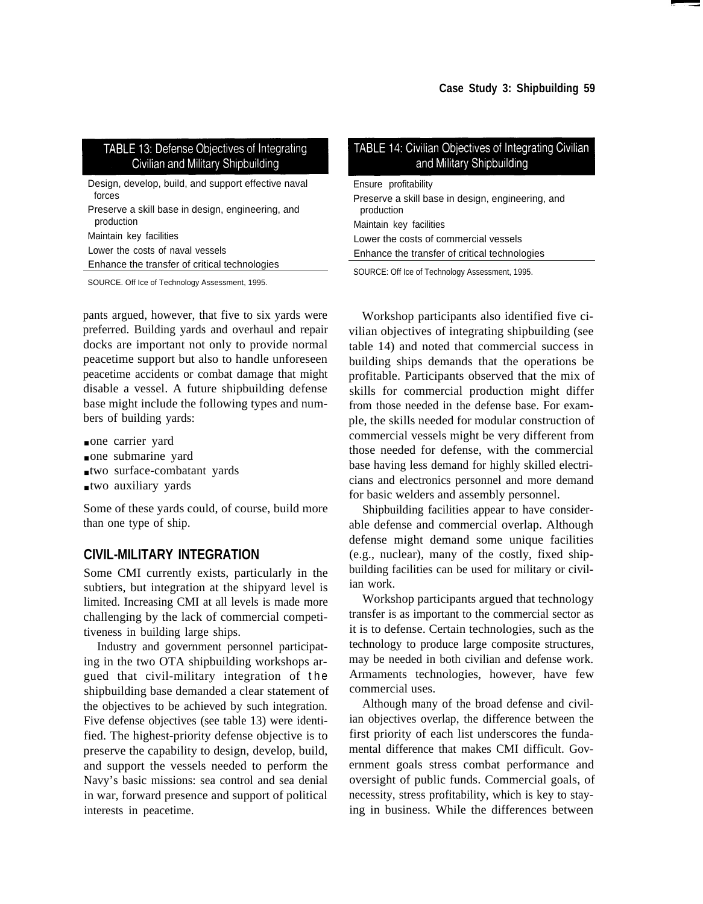**TABLE 13: Defense Objectives of Integrating Civilian and Military Shipbuilding**

| |
|---|
| Design, develop, build, and support effective naval forces |
| Preserve a skill base in design, engineering, and production |
| Maintain key facilities |
| Lower the costs of naval vessels |
| Enhance the transfer of critical technologies |

SOURCE. Off Ice of Technology Assessment, 1995.

**TABLE 14: Civilian Objectives of Integrating Civilian and Military Shipbuilding**

| |
|---|
| Ensure profitability |
| Preserve a skill base in design, engineering, and production |
| Maintain key facilities |
| Lower the costs of commercial vessels |
| Enhance the transfer of critical technologies |

SOURCE: Off Ice of Technology Assessment, 1995.

pants argued, however, that five to six yards were preferred. Building yards and overhaul and repair docks are important not only to provide normal peacetime support but also to handle unforeseen peacetime accidents or combat damage that might disable a vessel. A future shipbuilding defense base might include the following types and numbers of building yards:

- one carrier yard
- one submarine yard
- two surface-combatant yards
- two auxiliary yards

Some of these yards could, of course, build more than one type of ship.

## CIVIL-MILITARY INTEGRATION

Some CMI currently exists, particularly in the subtiers, but integration at the shipyard level is limited. Increasing CMI at all levels is made more challenging by the lack of commercial competitiveness in building large ships.

Industry and government personnel participating in the two OTA shipbuilding workshops argued that civil-military integration of the shipbuilding base demanded a clear statement of the objectives to be achieved by such integration. Five defense objectives (see table 13) were identified. The highest-priority defense objective is to preserve the capability to design, develop, build, and support the vessels needed to perform the Navy's basic missions: sea control and sea denial in war, forward presence and support of political interests in peacetime.

Workshop participants also identified five civilian objectives of integrating shipbuilding (see table 14) and noted that commercial success in building ships demands that the operations be profitable. Participants observed that the mix of skills for commercial production might differ from those needed in the defense base. For example, the skills needed for modular construction of commercial vessels might be very different from those needed for defense, with the commercial base having less demand for highly skilled electricians and electronics personnel and more demand for basic welders and assembly personnel.

Shipbuilding facilities appear to have considerable defense and commercial overlap. Although defense might demand some unique facilities (e.g., nuclear), many of the costly, fixed shipbuilding facilities can be used for military or civilian work.

Workshop participants argued that technology transfer is as important to the commercial sector as it is to defense. Certain technologies, such as the technology to produce large composite structures, may be needed in both civilian and defense work. Armaments technologies, however, have few commercial uses.

Although many of the broad defense and civilian objectives overlap, the difference between the first priority of each list underscores the fundamental difference that makes CMI difficult. Government goals stress combat performance and oversight of public funds. Commercial goals, of necessity, stress profitability, which is key to staying in business. While the differences between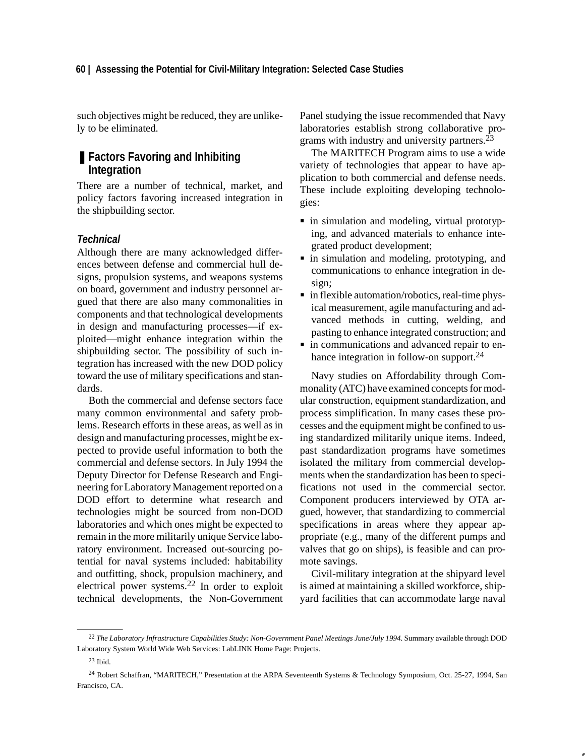such objectives might be reduced, they are unlikely to be eliminated.

## Factors Favoring and Inhibiting Integration

There are a number of technical, market, and policy factors favoring increased integration in the shipbuilding sector.

### *Technical*

Although there are many acknowledged differences between defense and commercial hull designs, propulsion systems, and weapons systems on board, government and industry personnel argued that there are also many commonalities in components and that technological developments in design and manufacturing processes—if exploited—might enhance integration within the shipbuilding sector. The possibility of such integration has increased with the new DOD policy toward the use of military specifications and standards.

Both the commercial and defense sectors face many common environmental and safety problems. Research efforts in these areas, as well as in design and manufacturing processes, might be expected to provide useful information to both the commercial and defense sectors. In July 1994 the Deputy Director for Defense Research and Engineering for Laboratory Management reported on a DOD effort to determine what research and technologies might be sourced from non-DOD laboratories and which ones might be expected to remain in the more militarily unique Service laboratory environment. Increased out-sourcing potential for naval systems included: habitability and outfitting, shock, propulsion machinery, and electrical power systems.[22] In order to exploit technical developments, the Non-Government Panel studying the issue recommended that Navy laboratories establish strong collaborative programs with industry and university partners.[23]

The MARITECH Program aims to use a wide variety of technologies that appear to have application to both commercial and defense needs. These include exploiting developing technologies:

- in simulation and modeling, virtual prototyping, and advanced materials to enhance integrated product development;
- in simulation and modeling, prototyping, and communications to enhance integration in design;
- in flexible automation/robotics, real-time physical measurement, agile manufacturing and advanced methods in cutting, welding, and pasting to enhance integrated construction; and
- in communications and advanced repair to enhance integration in follow-on support.[24]

Navy studies on Affordability through Commonality (ATC) have examined concepts for modular construction, equipment standardization, and process simplification. In many cases these processes and the equipment might be confined to using standardized militarily unique items. Indeed, past standardization programs have sometimes isolated the military from commercial developments when the standardization has been to specifications not used in the commercial sector. Component producers interviewed by OTA argued, however, that standardizing to commercial specifications in areas where they appear appropriate (e.g., many of the different pumps and valves that go on ships), is feasible and can promote savings.

Civil-military integration at the shipyard level is aimed at maintaining a skilled workforce, shipyard facilities that can accommodate large naval

---

[22] *The Laboratory Infrastructure Capabilities Study: Non-Government Panel Meetings June/July 1994*. Summary available through DOD Laboratory System World Wide Web Services: LabLINK Home Page: Projects.

[23] Ibid.

[24] Robert Schaffran, "MARITECH," Presentation at the ARPA Seventeenth Systems & Technology Symposium, Oct. 25-27, 1994, San Francisco, CA.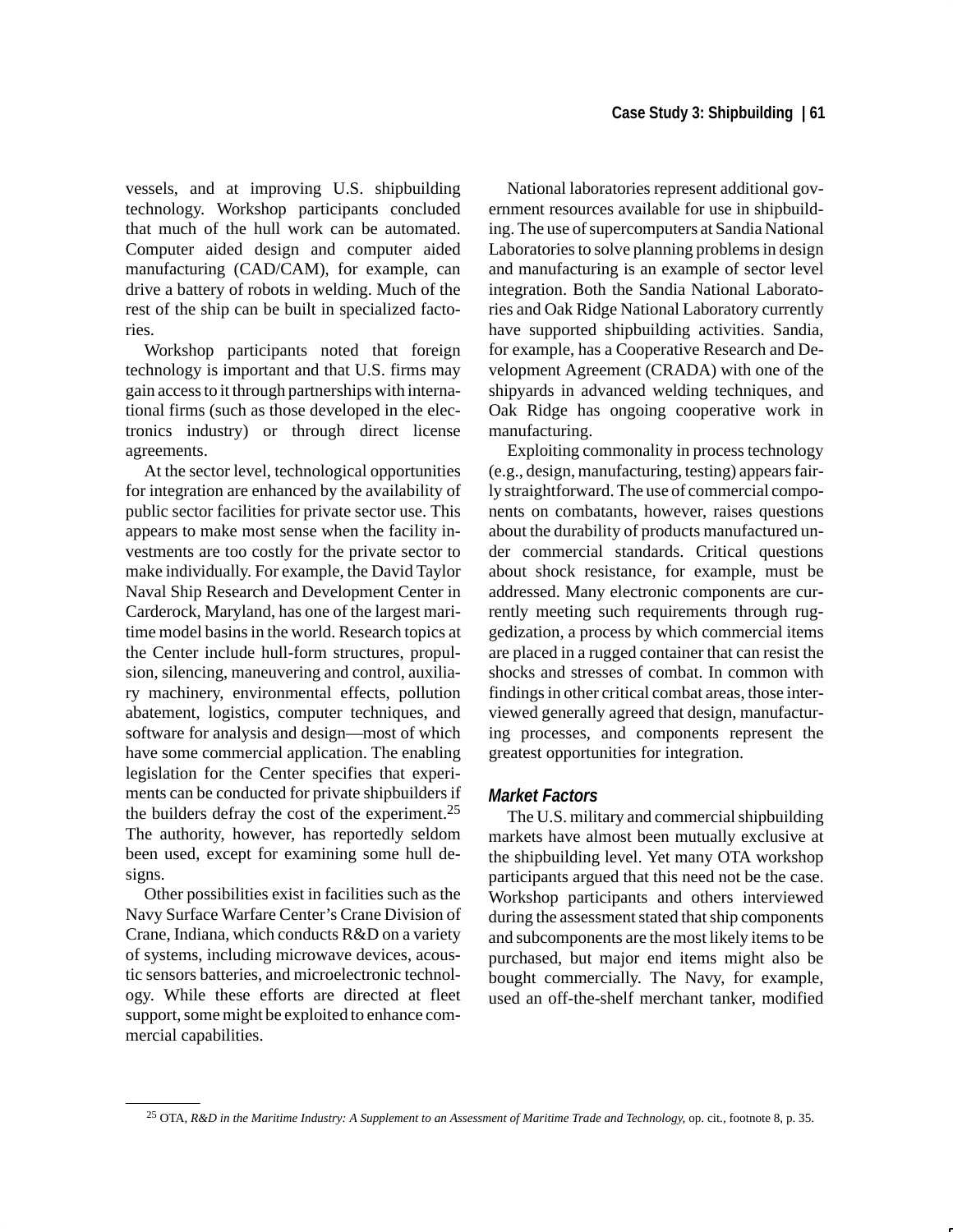vessels, and at improving U.S. shipbuilding technology. Workshop participants concluded that much of the hull work can be automated. Computer aided design and computer aided manufacturing (CAD/CAM), for example, can drive a battery of robots in welding. Much of the rest of the ship can be built in specialized factories.

Workshop participants noted that foreign technology is important and that U.S. firms may gain access to it through partnerships with international firms (such as those developed in the electronics industry) or through direct license agreements.

At the sector level, technological opportunities for integration are enhanced by the availability of public sector facilities for private sector use. This appears to make most sense when the facility investments are too costly for the private sector to make individually. For example, the David Taylor Naval Ship Research and Development Center in Carderock, Maryland, has one of the largest maritime model basins in the world. Research topics at the Center include hull-form structures, propulsion, silencing, maneuvering and control, auxiliary machinery, environmental effects, pollution abatement, logistics, computer techniques, and software for analysis and design—most of which have some commercial application. The enabling legislation for the Center specifies that experiments can be conducted for private shipbuilders if the builders defray the cost of the experiment.[25] The authority, however, has reportedly seldom been used, except for examining some hull designs.

Other possibilities exist in facilities such as the Navy Surface Warfare Center's Crane Division of Crane, Indiana, which conducts R&D on a variety of systems, including microwave devices, acoustic sensors batteries, and microelectronic technology. While these efforts are directed at fleet support, some might be exploited to enhance commercial capabilities.

National laboratories represent additional government resources available for use in shipbuilding. The use of supercomputers at Sandia National Laboratories to solve planning problems in design and manufacturing is an example of sector level integration. Both the Sandia National Laboratories and Oak Ridge National Laboratory currently have supported shipbuilding activities. Sandia, for example, has a Cooperative Research and Development Agreement (CRADA) with one of the shipyards in advanced welding techniques, and Oak Ridge has ongoing cooperative work in manufacturing.

Exploiting commonality in process technology (e.g., design, manufacturing, testing) appears fairly straightforward. The use of commercial components on combatants, however, raises questions about the durability of products manufactured under commercial standards. Critical questions about shock resistance, for example, must be addressed. Many electronic components are currently meeting such requirements through ruggedization, a process by which commercial items are placed in a rugged container that can resist the shocks and stresses of combat. In common with findings in other critical combat areas, those interviewed generally agreed that design, manufacturing processes, and components represent the greatest opportunities for integration.

### *Market Factors*

The U.S. military and commercial shipbuilding markets have almost been mutually exclusive at the shipbuilding level. Yet many OTA workshop participants argued that this need not be the case. Workshop participants and others interviewed during the assessment stated that ship components and subcomponents are the most likely items to be purchased, but major end items might also be bought commercially. The Navy, for example, used an off-the-shelf merchant tanker, modified

---

[25] OTA, *R&D in the Maritime Industry: A Supplement to an Assessment of Maritime Trade and Technology,* op. cit., footnote 8, p. 35.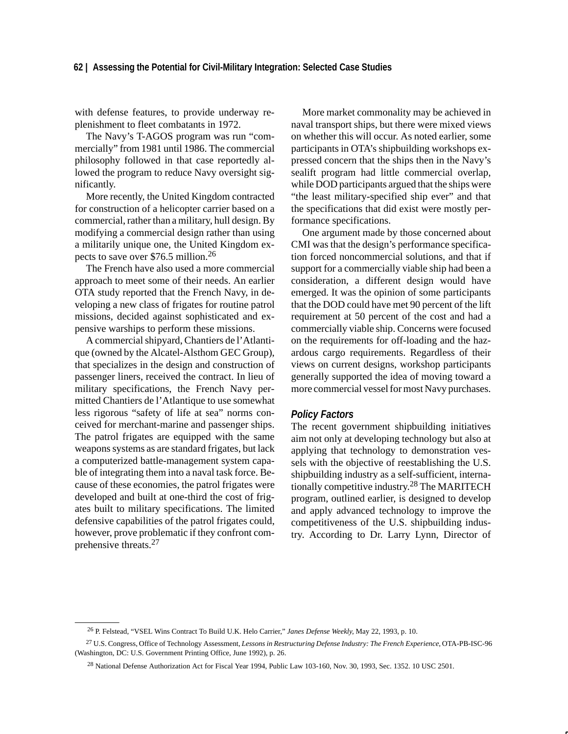with defense features, to provide underway replenishment to fleet combatants in 1972.

The Navy's T-AGOS program was run "commercially" from 1981 until 1986. The commercial philosophy followed in that case reportedly allowed the program to reduce Navy oversight significantly.

More recently, the United Kingdom contracted for construction of a helicopter carrier based on a commercial, rather than a military, hull design. By modifying a commercial design rather than using a militarily unique one, the United Kingdom expects to save over $76.5 million.[26]

The French have also used a more commercial approach to meet some of their needs. An earlier OTA study reported that the French Navy, in developing a new class of frigates for routine patrol missions, decided against sophisticated and expensive warships to perform these missions.

A commercial shipyard, Chantiers de l'Atlantique (owned by the Alcatel-Alsthom GEC Group), that specializes in the design and construction of passenger liners, received the contract. In lieu of military specifications, the French Navy permitted Chantiers de l'Atlantique to use somewhat less rigorous "safety of life at sea" norms conceived for merchant-marine and passenger ships. The patrol frigates are equipped with the same weapons systems as are standard frigates, but lack a computerized battle-management system capable of integrating them into a naval task force. Because of these economies, the patrol frigates were developed and built at one-third the cost of frigates built to military specifications. The limited defensive capabilities of the patrol frigates could, however, prove problematic if they confront comprehensive threats.[27]

More market commonality may be achieved in naval transport ships, but there were mixed views on whether this will occur. As noted earlier, some participants in OTA's shipbuilding workshops expressed concern that the ships then in the Navy's sealift program had little commercial overlap, while DOD participants argued that the ships were "the least military-specified ship ever" and that the specifications that did exist were mostly performance specifications.

One argument made by those concerned about CMI was that the design's performance specification forced noncommercial solutions, and that if support for a commercially viable ship had been a consideration, a different design would have emerged. It was the opinion of some participants that the DOD could have met 90 percent of the lift requirement at 50 percent of the cost and had a commercially viable ship. Concerns were focused on the requirements for off-loading and the hazardous cargo requirements. Regardless of their views on current designs, workshop participants generally supported the idea of moving toward a more commercial vessel for most Navy purchases.

### *Policy Factors*

The recent government shipbuilding initiatives aim not only at developing technology but also at applying that technology to demonstration vessels with the objective of reestablishing the U.S. shipbuilding industry as a self-sufficient, internationally competitive industry.[28] The MARITECH program, outlined earlier, is designed to develop and apply advanced technology to improve the competitiveness of the U.S. shipbuilding industry. According to Dr. Larry Lynn, Director of

---

[26] P. Felstead, "VSEL Wins Contract To Build U.K. Helo Carrier," *Janes Defense Weekly*, May 22, 1993, p. 10.

[27] U.S. Congress, Office of Technology Assessment, *Lessons in Restructuring Defense Industry: The French Experience*, OTA-PB-ISC-96 (Washington, DC: U.S. Government Printing Office, June 1992), p. 26.

[28] National Defense Authorization Act for Fiscal Year 1994, Public Law 103-160, Nov. 30, 1993, Sec. 1352. 10 USC 2501.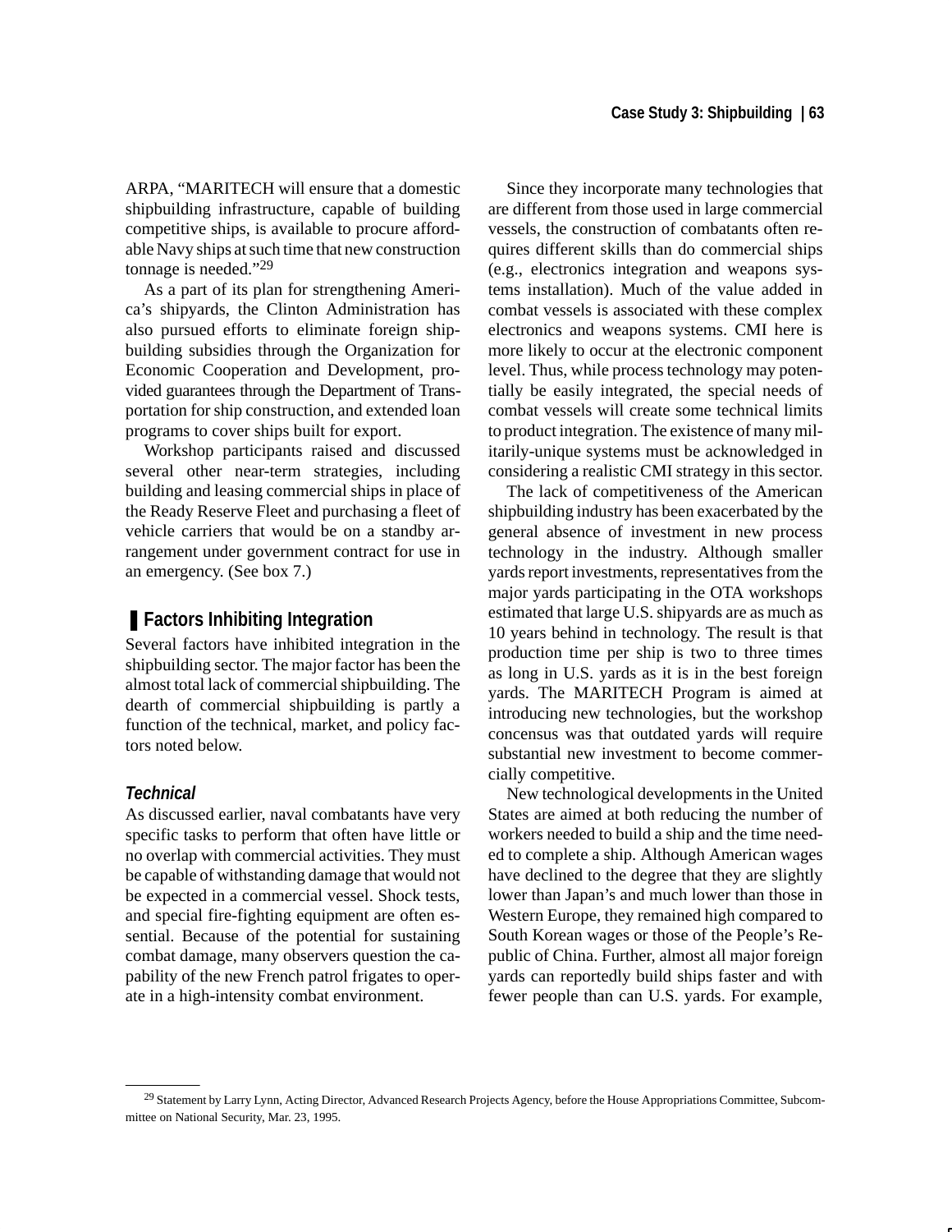ARPA, "MARITECH will ensure that a domestic shipbuilding infrastructure, capable of building competitive ships, is available to procure affordable Navy ships at such time that new construction tonnage is needed."[29]

As a part of its plan for strengthening America's shipyards, the Clinton Administration has also pursued efforts to eliminate foreign shipbuilding subsidies through the Organization for Economic Cooperation and Development, provided guarantees through the Department of Transportation for ship construction, and extended loan programs to cover ships built for export.

Workshop participants raised and discussed several other near-term strategies, including building and leasing commercial ships in place of the Ready Reserve Fleet and purchasing a fleet of vehicle carriers that would be on a standby arrangement under government contract for use in an emergency. (See box 7.)

## Factors Inhibiting Integration

Several factors have inhibited integration in the shipbuilding sector. The major factor has been the almost total lack of commercial shipbuilding. The dearth of commercial shipbuilding is partly a function of the technical, market, and policy factors noted below.

### *Technical*

As discussed earlier, naval combatants have very specific tasks to perform that often have little or no overlap with commercial activities. They must be capable of withstanding damage that would not be expected in a commercial vessel. Shock tests, and special fire-fighting equipment are often essential. Because of the potential for sustaining combat damage, many observers question the capability of the new French patrol frigates to operate in a high-intensity combat environment.

Since they incorporate many technologies that are different from those used in large commercial vessels, the construction of combatants often requires different skills than do commercial ships (e.g., electronics integration and weapons systems installation). Much of the value added in combat vessels is associated with these complex electronics and weapons systems. CMI here is more likely to occur at the electronic component level. Thus, while process technology may potentially be easily integrated, the special needs of combat vessels will create some technical limits to product integration. The existence of many militarily-unique systems must be acknowledged in considering a realistic CMI strategy in this sector.

The lack of competitiveness of the American shipbuilding industry has been exacerbated by the general absence of investment in new process technology in the industry. Although smaller yards report investments, representatives from the major yards participating in the OTA workshops estimated that large U.S. shipyards are as much as 10 years behind in technology. The result is that production time per ship is two to three times as long in U.S. yards as it is in the best foreign yards. The MARITECH Program is aimed at introducing new technologies, but the workshop concensus was that outdated yards will require substantial new investment to become commercially competitive.

New technological developments in the United States are aimed at both reducing the number of workers needed to build a ship and the time needed to complete a ship. Although American wages have declined to the degree that they are slightly lower than Japan's and much lower than those in Western Europe, they remained high compared to South Korean wages or those of the People's Republic of China. Further, almost all major foreign yards can reportedly build ships faster and with fewer people than can U.S. yards. For example,

---

[29] Statement by Larry Lynn, Acting Director, Advanced Research Projects Agency, before the House Appropriations Committee, Subcommittee on National Security, Mar. 23, 1995.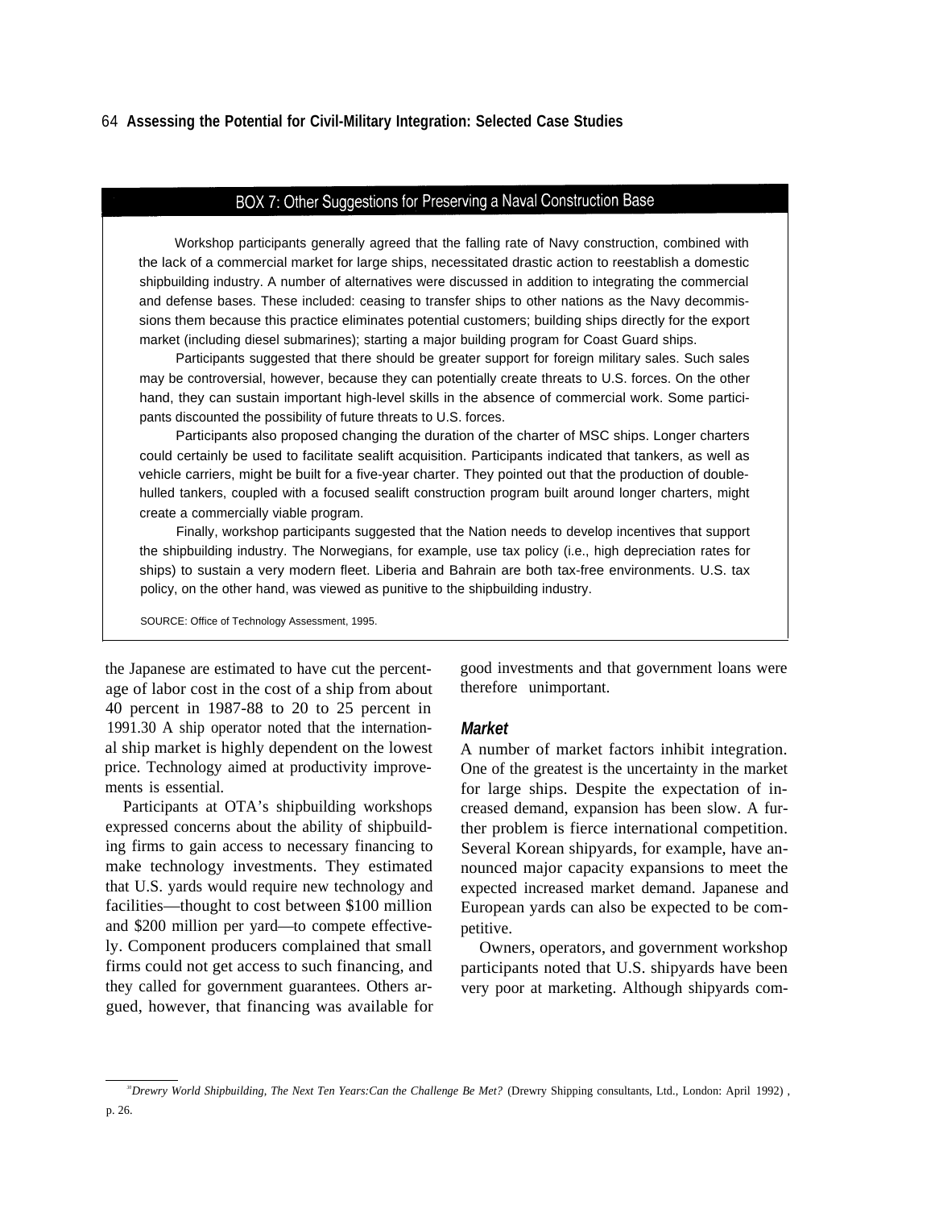## BOX 7: Other Suggestions for Preserving a Naval Construction Base

Workshop participants generally agreed that the falling rate of Navy construction, combined with the lack of a commercial market for large ships, necessitated drastic action to reestablish a domestic shipbuilding industry. A number of alternatives were discussed in addition to integrating the commercial and defense bases. These included: ceasing to transfer ships to other nations as the Navy decommissions them because this practice eliminates potential customers; building ships directly for the export market (including diesel submarines); starting a major building program for Coast Guard ships.

Participants suggested that there should be greater support for foreign military sales. Such sales may be controversial, however, because they can potentially create threats to U.S. forces. On the other hand, they can sustain important high-level skills in the absence of commercial work. Some participants discounted the possibility of future threats to U.S. forces.

Participants also proposed changing the duration of the charter of MSC ships. Longer charters could certainly be used to facilitate sealift acquisition. Participants indicated that tankers, as well as vehicle carriers, might be built for a five-year charter. They pointed out that the production of double-hulled tankers, coupled with a focused sealift construction program built around longer charters, might create a commercially viable program.

Finally, workshop participants suggested that the Nation needs to develop incentives that support the shipbuilding industry. The Norwegians, for example, use tax policy (i.e., high depreciation rates for ships) to sustain a very modern fleet. Liberia and Bahrain are both tax-free environments. U.S. tax policy, on the other hand, was viewed as punitive to the shipbuilding industry.

SOURCE: Office of Technology Assessment, 1995.

the Japanese are estimated to have cut the percentage of labor cost in the cost of a ship from about 40 percent in 1987-88 to 20 to 25 percent in 1991.[30] A ship operator noted that the international ship market is highly dependent on the lowest price. Technology aimed at productivity improvements is essential.

Participants at OTA's shipbuilding workshops expressed concerns about the ability of shipbuilding firms to gain access to necessary financing to make technology investments. They estimated that U.S. yards would require new technology and facilities—thought to cost between $100 million and $200 million per yard—to compete effectively. Component producers complained that small firms could not get access to such financing, and they called for government guarantees. Others argued, however, that financing was available for good investments and that government loans were therefore unimportant.

### *Market*

A number of market factors inhibit integration. One of the greatest is the uncertainty in the market for large ships. Despite the expectation of increased demand, expansion has been slow. A further problem is fierce international competition. Several Korean shipyards, for example, have announced major capacity expansions to meet the expected increased market demand. Japanese and European yards can also be expected to be competitive.

Owners, operators, and government workshop participants noted that U.S. shipyards have been very poor at marketing. Although shipyards com-

---

[30] *Drewry World Shipbuilding, The Next Ten Years: Can the Challenge Be Met?* (Drewry Shipping consultants, Ltd., London: April 1992), p. 26.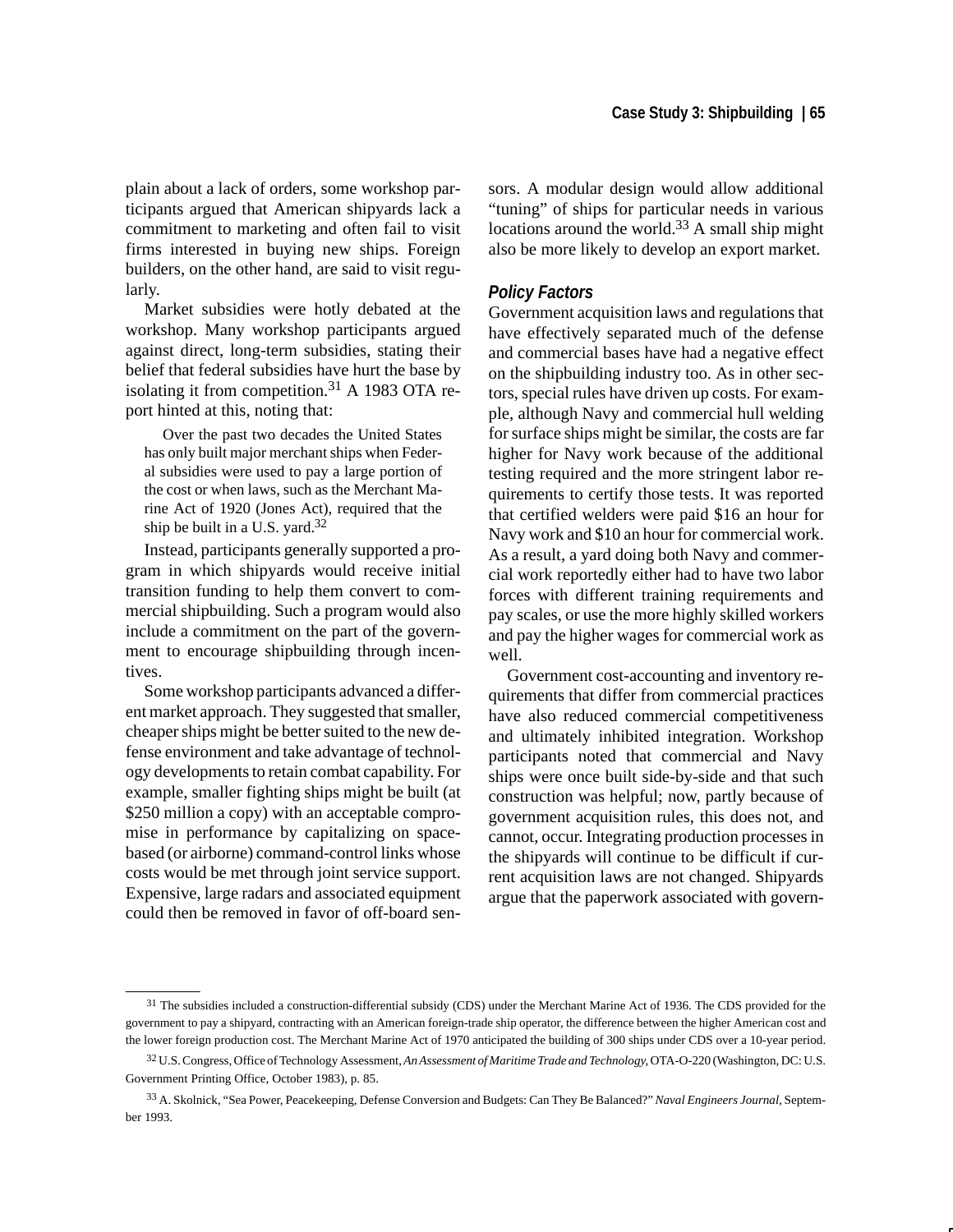plain about a lack of orders, some workshop participants argued that American shipyards lack a commitment to marketing and often fail to visit firms interested in buying new ships. Foreign builders, on the other hand, are said to visit regularly.

Market subsidies were hotly debated at the workshop. Many workshop participants argued against direct, long-term subsidies, stating their belief that federal subsidies have hurt the base by isolating it from competition.[31] A 1983 OTA report hinted at this, noting that:

> Over the past two decades the United States has only built major merchant ships when Federal subsidies were used to pay a large portion of the cost or when laws, such as the Merchant Marine Act of 1920 (Jones Act), required that the ship be built in a U.S. yard.[32]

Instead, participants generally supported a program in which shipyards would receive initial transition funding to help them convert to commercial shipbuilding. Such a program would also include a commitment on the part of the government to encourage shipbuilding through incentives.

Some workshop participants advanced a different market approach. They suggested that smaller, cheaper ships might be better suited to the new defense environment and take advantage of technology developments to retain combat capability. For example, smaller fighting ships might be built (at $250 million a copy) with an acceptable compromise in performance by capitalizing on space-based (or airborne) command-control links whose costs would be met through joint service support. Expensive, large radars and associated equipment could then be removed in favor of off-board sensors. A modular design would allow additional "tuning" of ships for particular needs in various locations around the world.[33] A small ship might also be more likely to develop an export market.

### Policy Factors

Government acquisition laws and regulations that have effectively separated much of the defense and commercial bases have had a negative effect on the shipbuilding industry too. As in other sectors, special rules have driven up costs. For example, although Navy and commercial hull welding for surface ships might be similar, the costs are far higher for Navy work because of the additional testing required and the more stringent labor requirements to certify those tests. It was reported that certified welders were paid $16 an hour for Navy work and $10 an hour for commercial work. As a result, a yard doing both Navy and commercial work reportedly either had to have two labor forces with different training requirements and pay scales, or use the more highly skilled workers and pay the higher wages for commercial work as well.

Government cost-accounting and inventory requirements that differ from commercial practices have also reduced commercial competitiveness and ultimately inhibited integration. Workshop participants noted that commercial and Navy ships were once built side-by-side and that such construction was helpful; now, partly because of government acquisition rules, this does not, and cannot, occur. Integrating production processes in the shipyards will continue to be difficult if current acquisition laws are not changed. Shipyards argue that the paperwork associated with govern-

---

[31] The subsidies included a construction-differential subsidy (CDS) under the Merchant Marine Act of 1936. The CDS provided for the government to pay a shipyard, contracting with an American foreign-trade ship operator, the difference between the higher American cost and the lower foreign production cost. The Merchant Marine Act of 1970 anticipated the building of 300 ships under CDS over a 10-year period.

[32] U.S. Congress, Office of Technology Assessment, *An Assessment of Maritime Trade and Technology*, OTA-O-220 (Washington, DC: U.S. Government Printing Office, October 1983), p. 85.

[33] A. Skolnick, "Sea Power, Peacekeeping, Defense Conversion and Budgets: Can They Be Balanced?" *Naval Engineers Journal*, September 1993.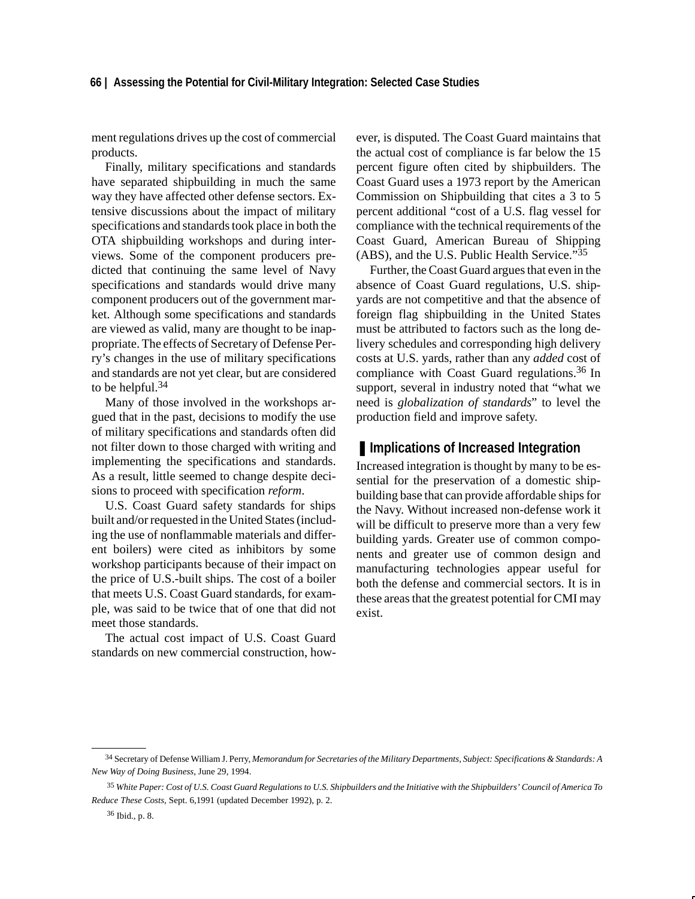ment regulations drives up the cost of commercial products.

Finally, military specifications and standards have separated shipbuilding in much the same way they have affected other defense sectors. Extensive discussions about the impact of military specifications and standards took place in both the OTA shipbuilding workshops and during interviews. Some of the component producers predicted that continuing the same level of Navy specifications and standards would drive many component producers out of the government market. Although some specifications and standards are viewed as valid, many are thought to be inappropriate. The effects of Secretary of Defense Perry's changes in the use of military specifications and standards are not yet clear, but are considered to be helpful.[34]

Many of those involved in the workshops argued that in the past, decisions to modify the use of military specifications and standards often did not filter down to those charged with writing and implementing the specifications and standards. As a result, little seemed to change despite decisions to proceed with specification *reform*.

U.S. Coast Guard safety standards for ships built and/or requested in the United States (including the use of nonflammable materials and different boilers) were cited as inhibitors by some workshop participants because of their impact on the price of U.S.-built ships. The cost of a boiler that meets U.S. Coast Guard standards, for example, was said to be twice that of one that did not meet those standards.

The actual cost impact of U.S. Coast Guard standards on new commercial construction, however, is disputed. The Coast Guard maintains that the actual cost of compliance is far below the 15 percent figure often cited by shipbuilders. The Coast Guard uses a 1973 report by the American Commission on Shipbuilding that cites a 3 to 5 percent additional "cost of a U.S. flag vessel for compliance with the technical requirements of the Coast Guard, American Bureau of Shipping (ABS), and the U.S. Public Health Service."[35]

Further, the Coast Guard argues that even in the absence of Coast Guard regulations, U.S. shipyards are not competitive and that the absence of foreign flag shipbuilding in the United States must be attributed to factors such as the long delivery schedules and corresponding high delivery costs at U.S. yards, rather than any *added* cost of compliance with Coast Guard regulations.[36] In support, several in industry noted that "what we need is *globalization of standards*" to level the production field and improve safety.

## Implications of Increased Integration

Increased integration is thought by many to be essential for the preservation of a domestic shipbuilding base that can provide affordable ships for the Navy. Without increased non-defense work it will be difficult to preserve more than a very few building yards. Greater use of common components and greater use of common design and manufacturing technologies appear useful for both the defense and commercial sectors. It is in these areas that the greatest potential for CMI may exist.

---

[34] Secretary of Defense William J. Perry, *Memorandum for Secretaries of the Military Departments, Subject: Specifications & Standards: A New Way of Doing Business*, June 29, 1994.

[35] *White Paper: Cost of U.S. Coast Guard Regulations to U.S. Shipbuilders and the Initiative with the Shipbuilders' Council of America To Reduce These Costs*, Sept. 6,1991 (updated December 1992), p. 2.

[36] Ibid., p. 8.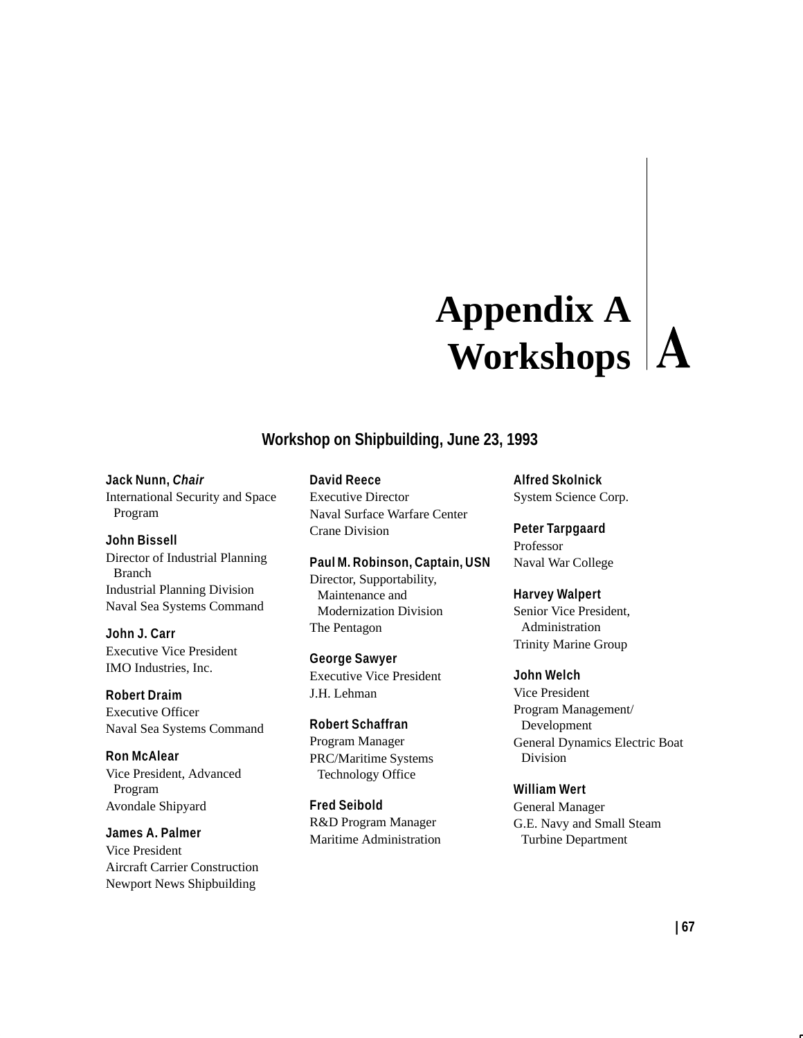# Appendix A Workshops

## Workshop on Shipbuilding, June 23, 1993

**Jack Nunn, *Chair***
International Security and Space Program

**John Bissell**
Director of Industrial Planning Branch
Industrial Planning Division
Naval Sea Systems Command

**John J. Carr**
Executive Vice President
IMO Industries, Inc.

**Robert Draim**
Executive Officer
Naval Sea Systems Command

**Ron McAlear**
Vice President, Advanced Program
Avondale Shipyard

**James A. Palmer**
Vice President
Aircraft Carrier Construction
Newport News Shipbuilding

**David Reece**
Executive Director
Naval Surface Warfare Center
Crane Division

**Paul M. Robinson, Captain, USN**
Director, Supportability, Maintenance and Modernization Division
The Pentagon

**George Sawyer**
Executive Vice President
J.H. Lehman

**Robert Schaffran**
Program Manager
PRC/Maritime Systems Technology Office

**Fred Seibold**
R&D Program Manager
Maritime Administration

**Alfred Skolnick**
System Science Corp.

**Peter Tarpgaard**
Professor
Naval War College

**Harvey Walpert**
Senior Vice President, Administration
Trinity Marine Group

**John Welch**
Vice President
Program Management/ Development
General Dynamics Electric Boat Division

**William Wert**
General Manager
G.E. Navy and Small Steam Turbine Department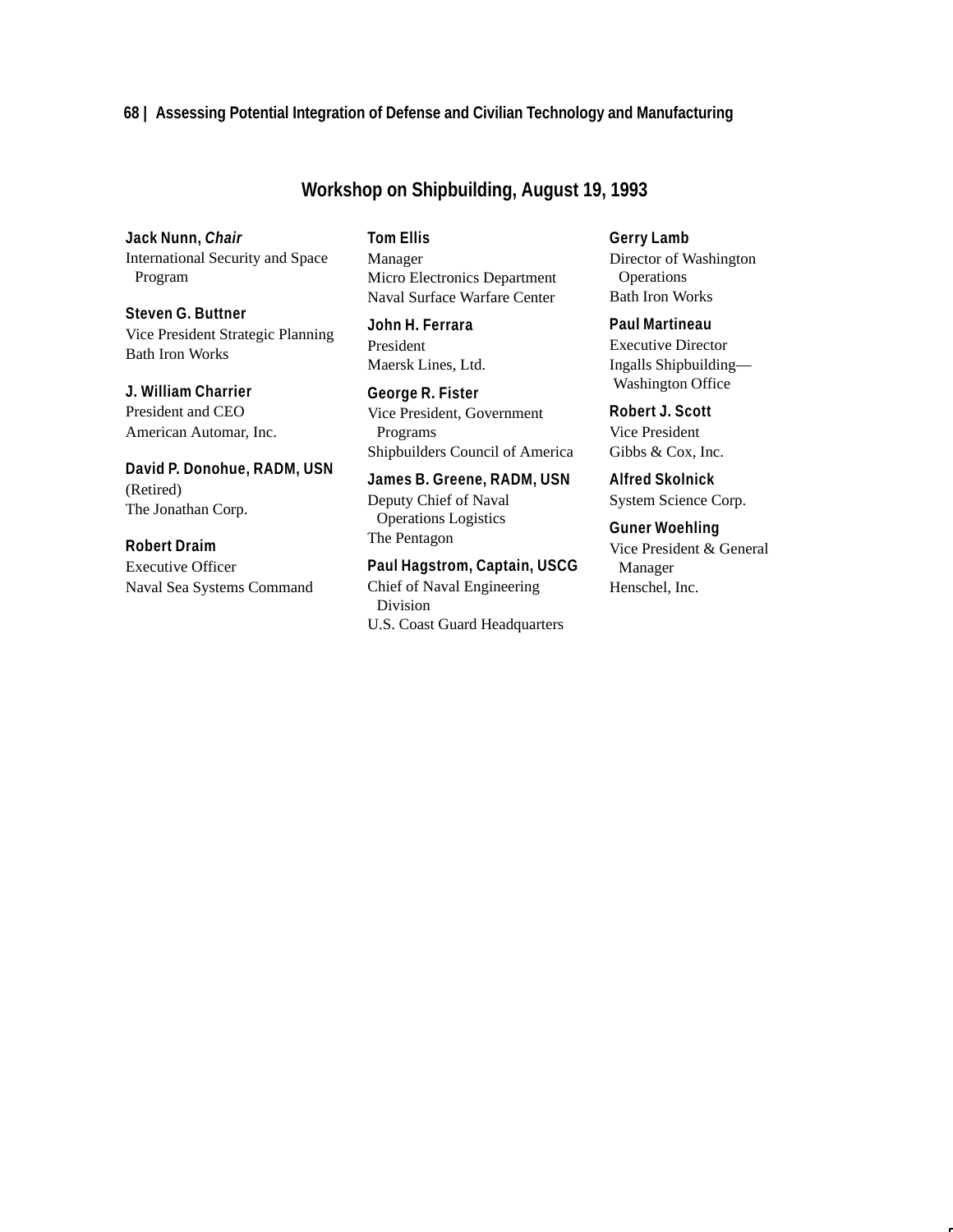## Workshop on Shipbuilding, August 19, 1993

**Jack Nunn, *Chair***
International Security and Space Program

**Steven G. Buttner**
Vice President Strategic Planning
Bath Iron Works

**J. William Charrier**
President and CEO
American Automar, Inc.

**David P. Donohue, RADM, USN**
(Retired)
The Jonathan Corp.

**Robert Draim**
Executive Officer
Naval Sea Systems Command

**Tom Ellis**
Manager
Micro Electronics Department
Naval Surface Warfare Center

**John H. Ferrara**
President
Maersk Lines, Ltd.

**George R. Fister**
Vice President, Government Programs
Shipbuilders Council of America

**James B. Greene, RADM, USN**
Deputy Chief of Naval Operations Logistics
The Pentagon

**Paul Hagstrom, Captain, USCG**
Chief of Naval Engineering Division
U.S. Coast Guard Headquarters

**Gerry Lamb**
Director of Washington Operations
Bath Iron Works

**Paul Martineau**
Executive Director
Ingalls Shipbuilding—Washington Office

**Robert J. Scott**
Vice President
Gibbs & Cox, Inc.

**Alfred Skolnick**
System Science Corp.

**Guner Woehling**
Vice President & General Manager
Henschel, Inc.